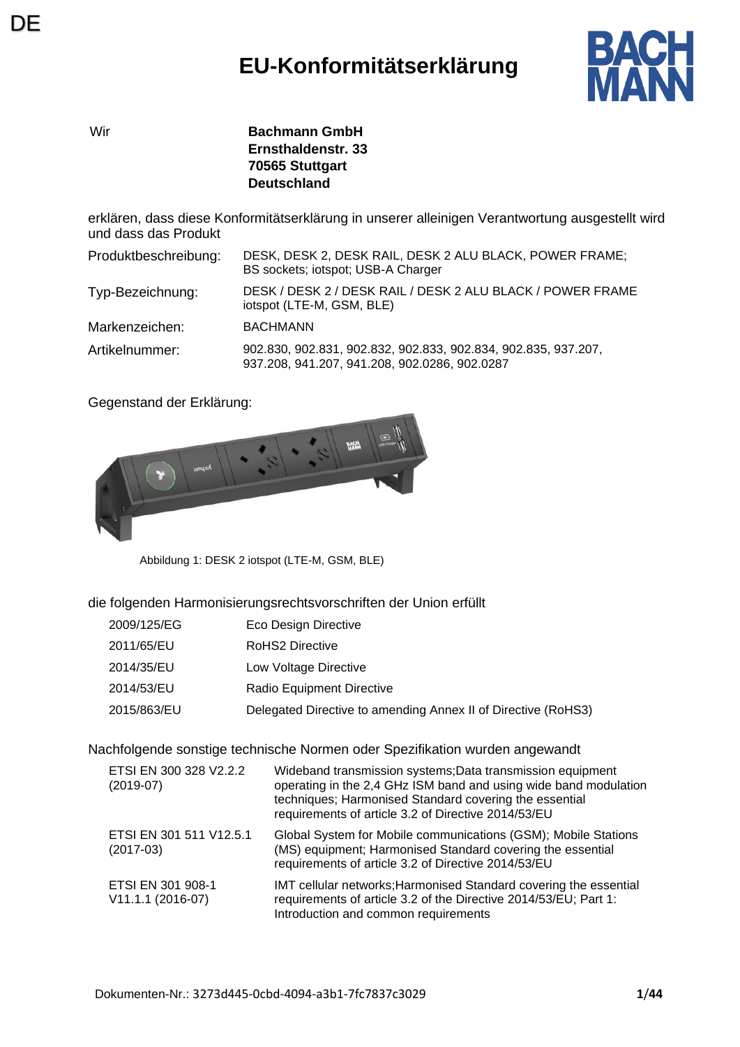DE

# EU-Konformitätserklärung

Wir **Bachmann GmbH**
**Ernsthaldenstr. 33**
**70565 Stuttgart**
**Deutschland**

erklären, dass diese Konformitätserklärung in unserer alleinigen Verantwortung ausgestellt wird und dass das Produkt

| | |
|---|---|
| Produktbeschreibung: | DESK, DESK 2, DESK RAIL, DESK 2 ALU BLACK, POWER FRAME; BS sockets; iotspot; USB-A Charger |
| Typ-Bezeichnung: | DESK / DESK 2 / DESK RAIL / DESK 2 ALU BLACK / POWER FRAME iotspot (LTE-M, GSM, BLE) |
| Markenzeichen: | BACHMANN |
| Artikelnummer: | 902.830, 902.831, 902.832, 902.833, 902.834, 902.835, 937.207, 937.208, 941.207, 941.208, 902.0286, 902.0287 |

Gegenstand der Erklärung:

Abbildung 1: DESK 2 iotspot (LTE-M, GSM, BLE)

die folgenden Harmonisierungsrechtsvorschriften der Union erfüllt

| | |
|---|---|
| 2009/125/EG | Eco Design Directive |
| 2011/65/EU | RoHS2 Directive |
| 2014/35/EU | Low Voltage Directive |
| 2014/53/EU | Radio Equipment Directive |
| 2015/863/EU | Delegated Directive to amending Annex II of Directive (RoHS3) |

Nachfolgende sonstige technische Normen oder Spezifikation wurden angewandt

| | |
|---|---|
| ETSI EN 300 328 V2.2.2 (2019-07) | Wideband transmission systems;Data transmission equipment operating in the 2,4 GHz ISM band and using wide band modulation techniques; Harmonised Standard covering the essential requirements of article 3.2 of Directive 2014/53/EU |
| ETSI EN 301 511 V12.5.1 (2017-03) | Global System for Mobile communications (GSM); Mobile Stations (MS) equipment; Harmonised Standard covering the essential requirements of article 3.2 of Directive 2014/53/EU |
| ETSI EN 301 908-1 V11.1.1 (2016-07) | IMT cellular networks;Harmonised Standard covering the essential requirements of article 3.2 of the Directive 2014/53/EU; Part 1: Introduction and common requirements |

Dokumenten-Nr.: 3273d445-0cbd-4094-a3b1-7fc7837c3029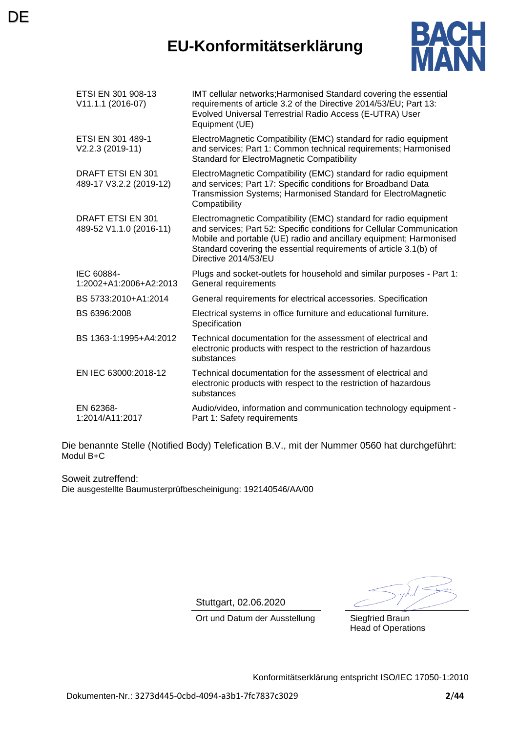DE

# EU-Konformitätserklärung

BACH MANN

| Standard | Description |
| --- | --- |
| ETSI EN 301 908-13 V11.1.1 (2016-07) | IMT cellular networks;Harmonised Standard covering the essential requirements of article 3.2 of the Directive 2014/53/EU; Part 13: Evolved Universal Terrestrial Radio Access (E-UTRA) User Equipment (UE) |
| ETSI EN 301 489-1 V2.2.3 (2019-11) | ElectroMagnetic Compatibility (EMC) standard for radio equipment and services; Part 1: Common technical requirements; Harmonised Standard for ElectroMagnetic Compatibility |
| DRAFT ETSI EN 301 489-17 V3.2.2 (2019-12) | ElectroMagnetic Compatibility (EMC) standard for radio equipment and services; Part 17: Specific conditions for Broadband Data Transmission Systems; Harmonised Standard for ElectroMagnetic Compatibility |
| DRAFT ETSI EN 301 489-52 V1.1.0 (2016-11) | Electromagnetic Compatibility (EMC) standard for radio equipment and services; Part 52: Specific conditions for Cellular Communication Mobile and portable (UE) radio and ancillary equipment; Harmonised Standard covering the essential requirements of article 3.1(b) of Directive 2014/53/EU |
| IEC 60884-1:2002+A1:2006+A2:2013 | Plugs and socket-outlets for household and similar purposes - Part 1: General requirements |
| BS 5733:2010+A1:2014 | General requirements for electrical accessories. Specification |
| BS 6396:2008 | Electrical systems in office furniture and educational furniture. Specification |
| BS 1363-1:1995+A4:2012 | Technical documentation for the assessment of electrical and electronic products with respect to the restriction of hazardous substances |
| EN IEC 63000:2018-12 | Technical documentation for the assessment of electrical and electronic products with respect to the restriction of hazardous substances |
| EN 62368-1:2014/A11:2017 | Audio/video, information and communication technology equipment - Part 1: Safety requirements |

Die benannte Stelle (Notified Body) Telefication B.V., mit der Nummer 0560 hat durchgeführt:
Modul B+C

Soweit zutreffend:
Die ausgestellte Baumusterprüfbescheinigung: 192140546/AA/00

Stuttgart, 02.06.2020
Ort und Datum der Ausstellung

Siegfried Braun
Head of Operations

Konformitätserklärung entspricht ISO/IEC 17050-1:2010

Dokumenten-Nr.: 3273d445-0cbd-4094-a3b1-7fc7837c3029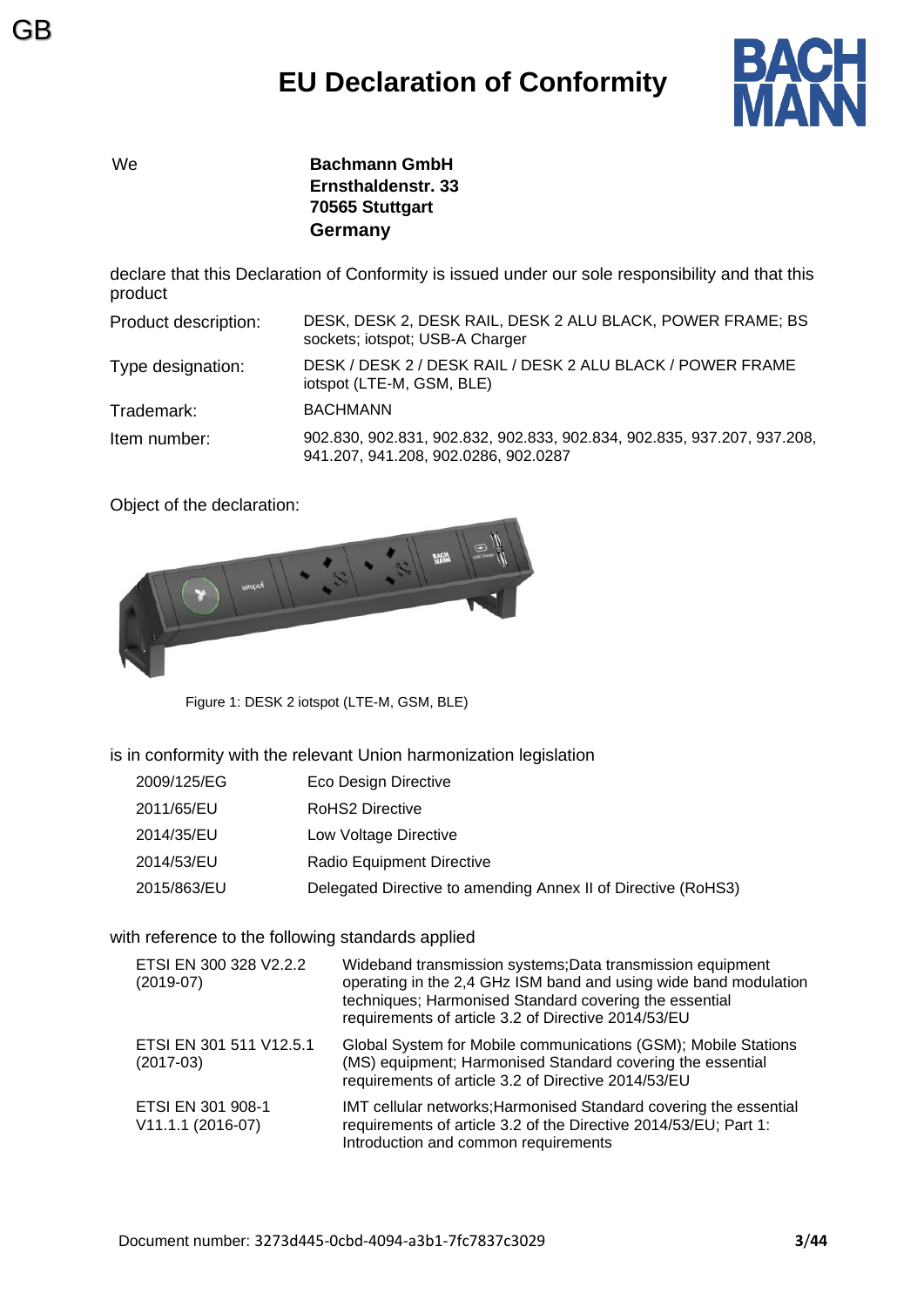GB

# EU Declaration of Conformity

We **Bachmann GmbH**
**Ernsthaldenstr. 33**
**70565 Stuttgart**
**Germany**

declare that this Declaration of Conformity is issued under our sole responsibility and that this product

| | |
|---|---|
| Product description: | DESK, DESK 2, DESK RAIL, DESK 2 ALU BLACK, POWER FRAME; BS sockets; iotspot; USB-A Charger |
| Type designation: | DESK / DESK 2 / DESK RAIL / DESK 2 ALU BLACK / POWER FRAME iotspot (LTE-M, GSM, BLE) |
| Trademark: | BACHMANN |
| Item number: | 902.830, 902.831, 902.832, 902.833, 902.834, 902.835, 937.207, 937.208, 941.207, 941.208, 902.0286, 902.0287 |

Object of the declaration:

Figure 1: DESK 2 iotspot (LTE-M, GSM, BLE)

is in conformity with the relevant Union harmonization legislation

| | |
|---|---|
| 2009/125/EG | Eco Design Directive |
| 2011/65/EU | RoHS2 Directive |
| 2014/35/EU | Low Voltage Directive |
| 2014/53/EU | Radio Equipment Directive |
| 2015/863/EU | Delegated Directive to amending Annex II of Directive (RoHS3) |

with reference to the following standards applied

| | |
|---|---|
| ETSI EN 300 328 V2.2.2 (2019-07) | Wideband transmission systems;Data transmission equipment operating in the 2,4 GHz ISM band and using wide band modulation techniques; Harmonised Standard covering the essential requirements of article 3.2 of Directive 2014/53/EU |
| ETSI EN 301 511 V12.5.1 (2017-03) | Global System for Mobile communications (GSM); Mobile Stations (MS) equipment; Harmonised Standard covering the essential requirements of article 3.2 of Directive 2014/53/EU |
| ETSI EN 301 908-1 V11.1.1 (2016-07) | IMT cellular networks;Harmonised Standard covering the essential requirements of article 3.2 of the Directive 2014/53/EU; Part 1: Introduction and common requirements |

Document number: 3273d445-0cbd-4094-a3b1-7fc7837c3029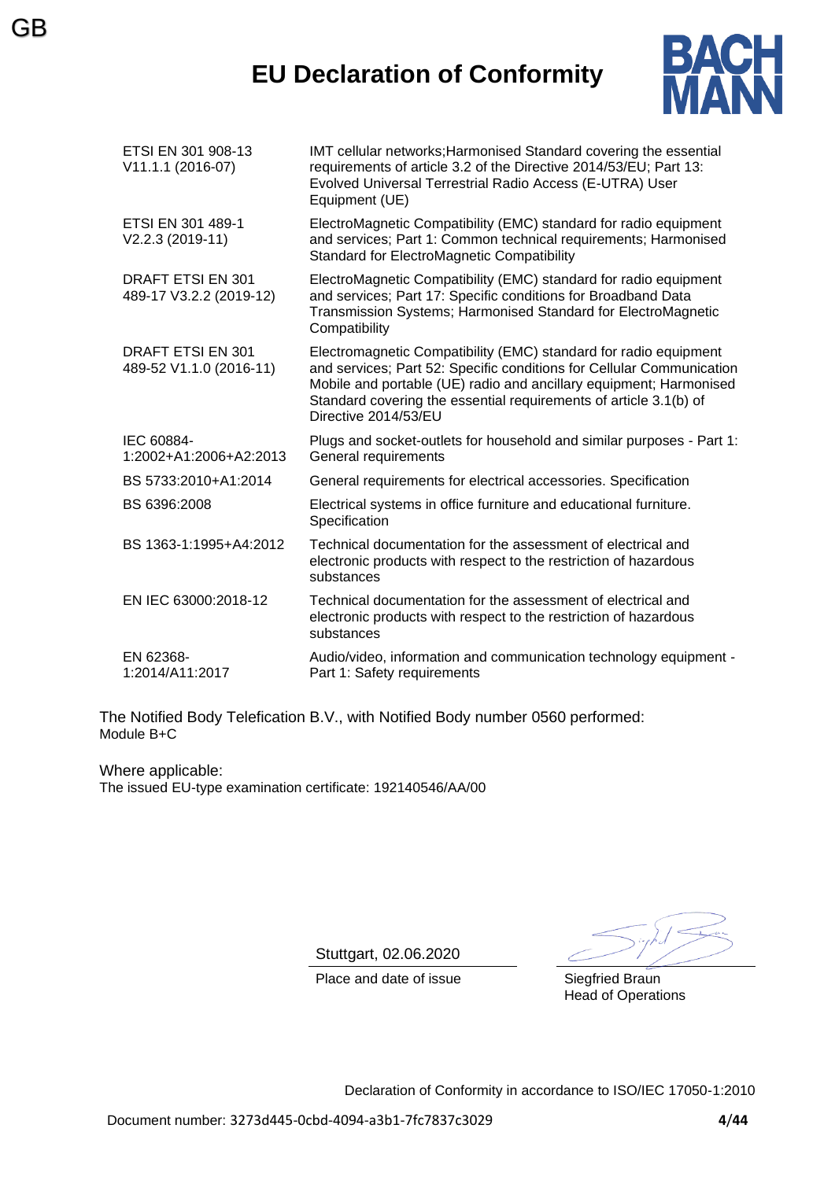GB

# EU Declaration of Conformity

| | |
|---|---|
| ETSI EN 301 908-13 V11.1.1 (2016-07) | IMT cellular networks;Harmonised Standard covering the essential requirements of article 3.2 of the Directive 2014/53/EU; Part 13: Evolved Universal Terrestrial Radio Access (E-UTRA) User Equipment (UE) |
| ETSI EN 301 489-1 V2.2.3 (2019-11) | ElectroMagnetic Compatibility (EMC) standard for radio equipment and services; Part 1: Common technical requirements; Harmonised Standard for ElectroMagnetic Compatibility |
| DRAFT ETSI EN 301 489-17 V3.2.2 (2019-12) | ElectroMagnetic Compatibility (EMC) standard for radio equipment and services; Part 17: Specific conditions for Broadband Data Transmission Systems; Harmonised Standard for ElectroMagnetic Compatibility |
| DRAFT ETSI EN 301 489-52 V1.1.0 (2016-11) | Electromagnetic Compatibility (EMC) standard for radio equipment and services; Part 52: Specific conditions for Cellular Communication Mobile and portable (UE) radio and ancillary equipment; Harmonised Standard covering the essential requirements of article 3.1(b) of Directive 2014/53/EU |
| IEC 60884-1:2002+A1:2006+A2:2013 | Plugs and socket-outlets for household and similar purposes - Part 1: General requirements |
| BS 5733:2010+A1:2014 | General requirements for electrical accessories. Specification |
| BS 6396:2008 | Electrical systems in office furniture and educational furniture. Specification |
| BS 1363-1:1995+A4:2012 | Technical documentation for the assessment of electrical and electronic products with respect to the restriction of hazardous substances |
| EN IEC 63000:2018-12 | Technical documentation for the assessment of electrical and electronic products with respect to the restriction of hazardous substances |
| EN 62368-1:2014/A11:2017 | Audio/video, information and communication technology equipment - Part 1: Safety requirements |

The Notified Body Telefication B.V., with Notified Body number 0560 performed:
Module B+C

Where applicable:
The issued EU-type examination certificate: 192140546/AA/00

Stuttgart, 02.06.2020
Place and date of issue

Siegfried Braun
Head of Operations

Declaration of Conformity in accordance to ISO/IEC 17050-1:2010

Document number: 3273d445-0cbd-4094-a3b1-7fc7837c3029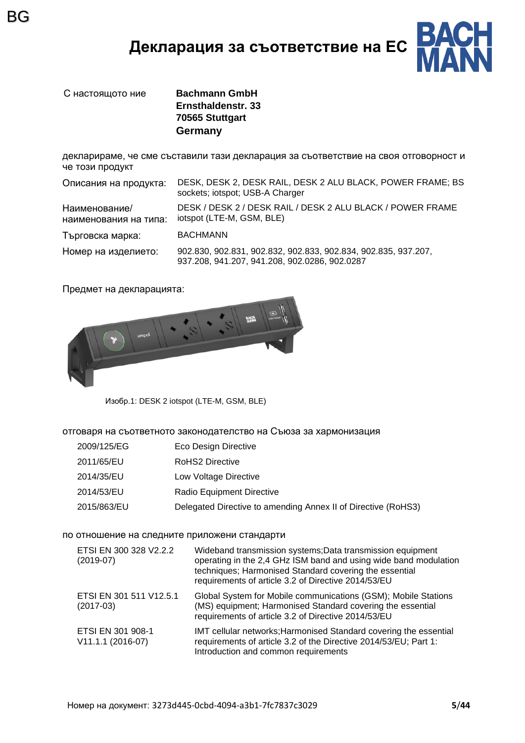BG

# Декларация за съответствие на ЕС

С настоящото ние **Bachmann GmbH**
**Ernsthaldenstr. 33**
**70565 Stuttgart**
**Germany**

декларираме, че сме съставили тази декларация за съответствие на своя отговорност и че този продукт

| | |
|---|---|
| Описания на продукта: | DESK, DESK 2, DESK RAIL, DESK 2 ALU BLACK, POWER FRAME; BS sockets; iotspot; USB-A Charger |
| Наименование/ наименования на типа: | DESK / DESK 2 / DESK RAIL / DESK 2 ALU BLACK / POWER FRAME iotspot (LTE-M, GSM, BLE) |
| Търговска марка: | BACHMANN |
| Номер на изделието: | 902.830, 902.831, 902.832, 902.833, 902.834, 902.835, 937.207, 937.208, 941.207, 941.208, 902.0286, 902.0287 |

Предмет на декларацията:

Изобр.1: DESK 2 iotspot (LTE-M, GSM, BLE)

отговаря на съответното законодателство на Съюза за хармонизация

| | |
|---|---|
| 2009/125/EG | Eco Design Directive |
| 2011/65/EU | RoHS2 Directive |
| 2014/35/EU | Low Voltage Directive |
| 2014/53/EU | Radio Equipment Directive |
| 2015/863/EU | Delegated Directive to amending Annex II of Directive (RoHS3) |

по отношение на следните приложени стандарти

| | |
|---|---|
| ETSI EN 300 328 V2.2.2 (2019-07) | Wideband transmission systems;Data transmission equipment operating in the 2,4 GHz ISM band and using wide band modulation techniques; Harmonised Standard covering the essential requirements of article 3.2 of Directive 2014/53/EU |
| ETSI EN 301 511 V12.5.1 (2017-03) | Global System for Mobile communications (GSM); Mobile Stations (MS) equipment; Harmonised Standard covering the essential requirements of article 3.2 of Directive 2014/53/EU |
| ETSI EN 301 908-1 V11.1.1 (2016-07) | IMT cellular networks;Harmonised Standard covering the essential requirements of article 3.2 of the Directive 2014/53/EU; Part 1: Introduction and common requirements |

Номер на документ: 3273d445-0cbd-4094-a3b1-7fc7837c3029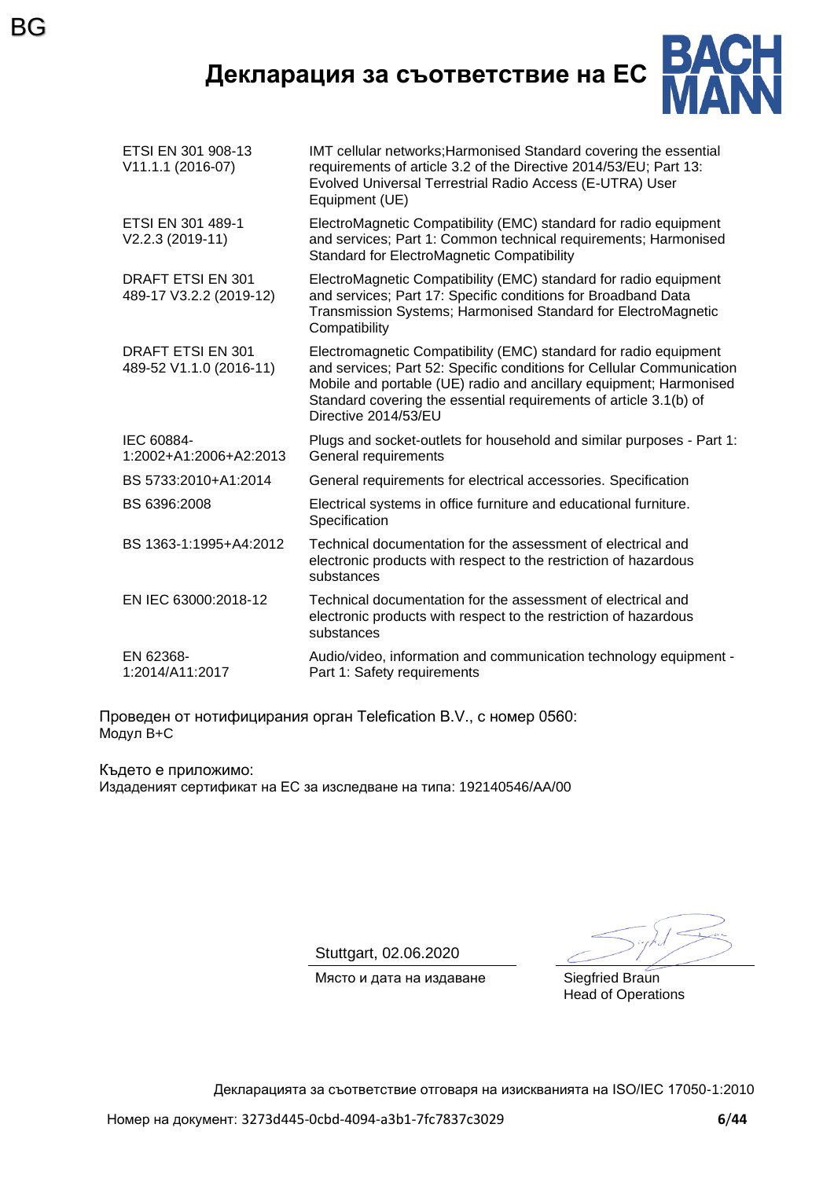# Декларация за съответствие на ЕС

| | |
|---|---|
| ETSI EN 301 908-13 V11.1.1 (2016-07) | IMT cellular networks;Harmonised Standard covering the essential requirements of article 3.2 of the Directive 2014/53/EU; Part 13: Evolved Universal Terrestrial Radio Access (E-UTRA) User Equipment (UE) |
| ETSI EN 301 489-1 V2.2.3 (2019-11) | ElectroMagnetic Compatibility (EMC) standard for radio equipment and services; Part 1: Common technical requirements; Harmonised Standard for ElectroMagnetic Compatibility |
| DRAFT ETSI EN 301 489-17 V3.2.2 (2019-12) | ElectroMagnetic Compatibility (EMC) standard for radio equipment and services; Part 17: Specific conditions for Broadband Data Transmission Systems; Harmonised Standard for ElectroMagnetic Compatibility |
| DRAFT ETSI EN 301 489-52 V1.1.0 (2016-11) | Electromagnetic Compatibility (EMC) standard for radio equipment and services; Part 52: Specific conditions for Cellular Communication Mobile and portable (UE) radio and ancillary equipment; Harmonised Standard covering the essential requirements of article 3.1(b) of Directive 2014/53/EU |
| IEC 60884-1:2002+A1:2006+A2:2013 | Plugs and socket-outlets for household and similar purposes - Part 1: General requirements |
| BS 5733:2010+A1:2014 | General requirements for electrical accessories. Specification |
| BS 6396:2008 | Electrical systems in office furniture and educational furniture. Specification |
| BS 1363-1:1995+A4:2012 | Technical documentation for the assessment of electrical and electronic products with respect to the restriction of hazardous substances |
| EN IEC 63000:2018-12 | Technical documentation for the assessment of electrical and electronic products with respect to the restriction of hazardous substances |
| EN 62368-1:2014/A11:2017 | Audio/video, information and communication technology equipment - Part 1: Safety requirements |

Проведен от нотифицирания орган Telefication B.V., с номер 0560:
Модул B+C

Където е приложимо:
Издаденият сертификат на ЕС за изследване на типа: 192140546/AA/00

Stuttgart, 02.06.2020
Място и дата на издаване

Siegfried Braun
Head of Operations

Декларацията за съответствие отговаря на изискванията на ISO/IEC 17050-1:2010

Номер на документ: 3273d445-0cbd-4094-a3b1-7fc7837c3029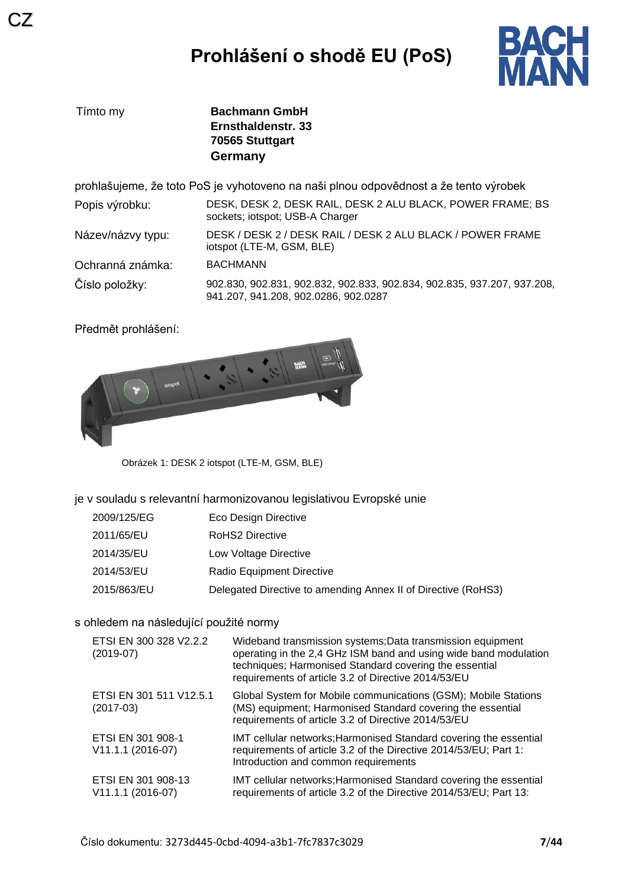CZ

# Prohlášení o shodě EU (PoS)

| | |
|---|---|
| Tímto my | **Bachmann GmbH**<br>**Ernsthaldenstr. 33**<br>**70565 Stuttgart**<br>**Germany** |

prohlašujeme, že toto PoS je vyhotoveno na naši plnou odpovědnost a že tento výrobek

| | |
|---|---|
| Popis výrobku: | DESK, DESK 2, DESK RAIL, DESK 2 ALU BLACK, POWER FRAME; BS sockets; iotspot; USB-A Charger |
| Název/názvy typu: | DESK / DESK 2 / DESK RAIL / DESK 2 ALU BLACK / POWER FRAME iotspot (LTE-M, GSM, BLE) |
| Ochranná známka: | BACHMANN |
| Číslo položky: | 902.830, 902.831, 902.832, 902.833, 902.834, 902.835, 937.207, 937.208, 941.207, 941.208, 902.0286, 902.0287 |

Předmět prohlášení:

Obrázek 1: DESK 2 iotspot (LTE-M, GSM, BLE)

je v souladu s relevantní harmonizovanou legislativou Evropské unie

| | |
|---|---|
| 2009/125/EG | Eco Design Directive |
| 2011/65/EU | RoHS2 Directive |
| 2014/35/EU | Low Voltage Directive |
| 2014/53/EU | Radio Equipment Directive |
| 2015/863/EU | Delegated Directive to amending Annex II of Directive (RoHS3) |

s ohledem na následující použité normy

| | |
|---|---|
| ETSI EN 300 328 V2.2.2 (2019-07) | Wideband transmission systems;Data transmission equipment operating in the 2,4 GHz ISM band and using wide band modulation techniques; Harmonised Standard covering the essential requirements of article 3.2 of Directive 2014/53/EU |
| ETSI EN 301 511 V12.5.1 (2017-03) | Global System for Mobile communications (GSM); Mobile Stations (MS) equipment; Harmonised Standard covering the essential requirements of article 3.2 of Directive 2014/53/EU |
| ETSI EN 301 908-1 V11.1.1 (2016-07) | IMT cellular networks;Harmonised Standard covering the essential requirements of article 3.2 of the Directive 2014/53/EU; Part 1: Introduction and common requirements |
| ETSI EN 301 908-13 V11.1.1 (2016-07) | IMT cellular networks;Harmonised Standard covering the essential requirements of article 3.2 of the Directive 2014/53/EU; Part 13: |

Číslo dokumentu: 3273d445-0cbd-4094-a3b1-7fc7837c3029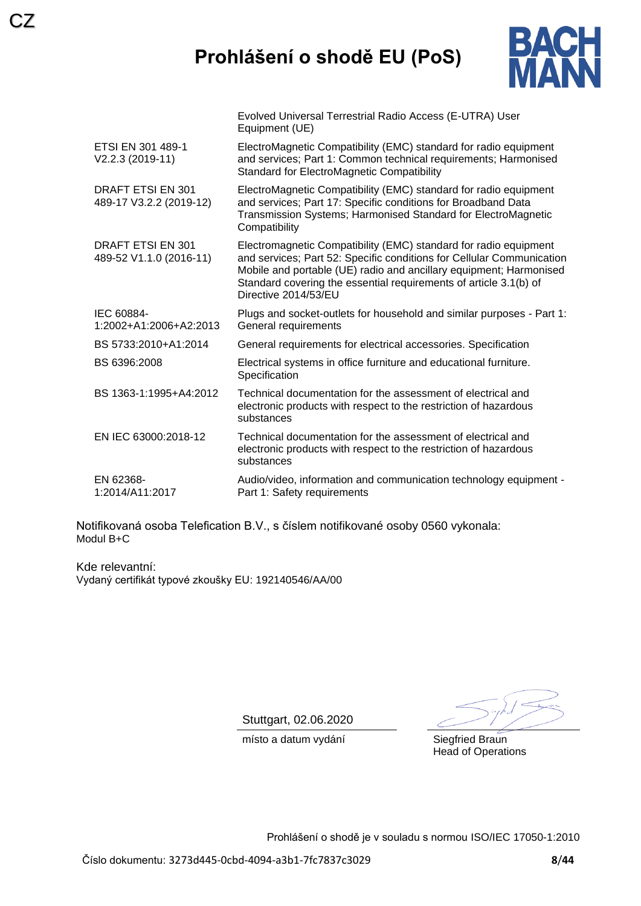CZ

# Prohlášení o shodě EU (PoS)

BACH MANN

| | |
|---|---|
| | Evolved Universal Terrestrial Radio Access (E-UTRA) User Equipment (UE) |
| ETSI EN 301 489-1 V2.2.3 (2019-11) | ElectroMagnetic Compatibility (EMC) standard for radio equipment and services; Part 1: Common technical requirements; Harmonised Standard for ElectroMagnetic Compatibility |
| DRAFT ETSI EN 301 489-17 V3.2.2 (2019-12) | ElectroMagnetic Compatibility (EMC) standard for radio equipment and services; Part 17: Specific conditions for Broadband Data Transmission Systems; Harmonised Standard for ElectroMagnetic Compatibility |
| DRAFT ETSI EN 301 489-52 V1.1.0 (2016-11) | Electromagnetic Compatibility (EMC) standard for radio equipment and services; Part 52: Specific conditions for Cellular Communication Mobile and portable (UE) radio and ancillary equipment; Harmonised Standard covering the essential requirements of article 3.1(b) of Directive 2014/53/EU |
| IEC 60884-1:2002+A1:2006+A2:2013 | Plugs and socket-outlets for household and similar purposes - Part 1: General requirements |
| BS 5733:2010+A1:2014 | General requirements for electrical accessories. Specification |
| BS 6396:2008 | Electrical systems in office furniture and educational furniture. Specification |
| BS 1363-1:1995+A4:2012 | Technical documentation for the assessment of electrical and electronic products with respect to the restriction of hazardous substances |
| EN IEC 63000:2018-12 | Technical documentation for the assessment of electrical and electronic products with respect to the restriction of hazardous substances |
| EN 62368-1:2014/A11:2017 | Audio/video, information and communication technology equipment - Part 1: Safety requirements |

Notifikovaná osoba Telefication B.V., s číslem notifikované osoby 0560 vykonala:
Modul B+C

Kde relevantní:
Vydaný certifikát typové zkoušky EU: 192140546/AA/00

Stuttgart, 02.06.2020
místo a datum vydání

Siegfried Braun
Head of Operations

Prohlášení o shodě je v souladu s normou ISO/IEC 17050-1:2010

Číslo dokumentu: 3273d445-0cbd-4094-a3b1-7fc7837c3029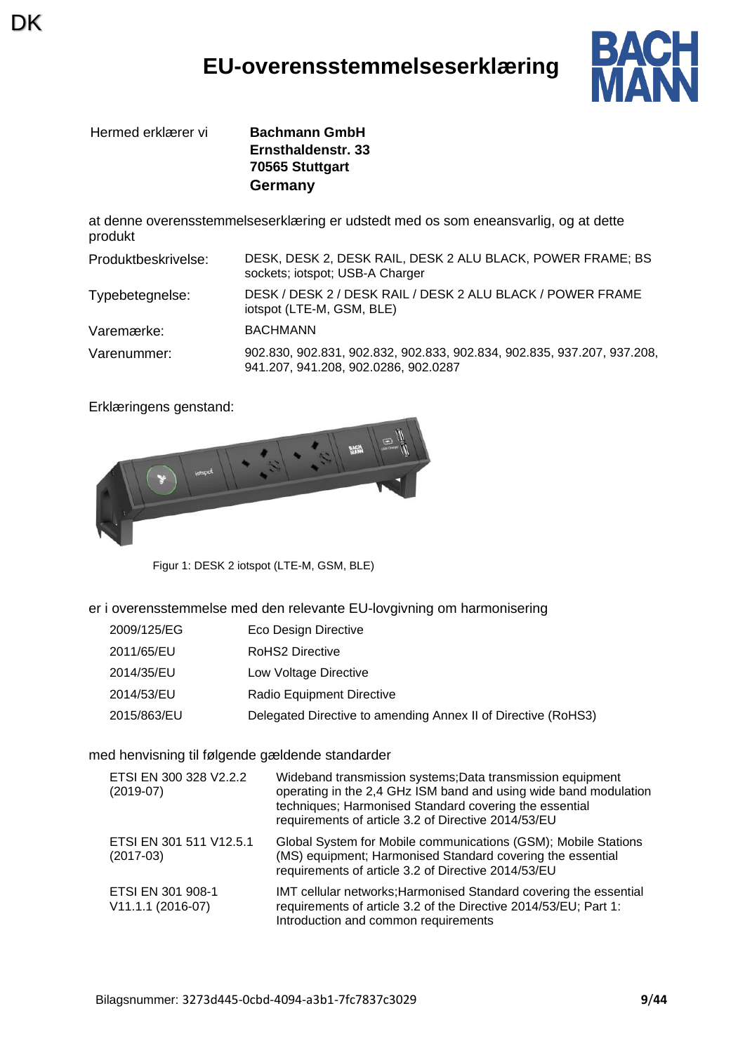DK

# EU-overensstemmelseserklæring

| Hermed erklærer vi | **Bachmann GmbH**<br>**Ernsthaldenstr. 33**<br>**70565 Stuttgart**<br>**Germany** |
|---|---|

at denne overensstemmelseserklæring er udstedt med os som eneansvarlig, og at dette produkt

| | |
|---|---|
| Produktbeskrivelse: | DESK, DESK 2, DESK RAIL, DESK 2 ALU BLACK, POWER FRAME; BS sockets; iotspot; USB-A Charger |
| Typebetegnelse: | DESK / DESK 2 / DESK RAIL / DESK 2 ALU BLACK / POWER FRAME iotspot (LTE-M, GSM, BLE) |
| Varemærke: | BACHMANN |
| Varenummer: | 902.830, 902.831, 902.832, 902.833, 902.834, 902.835, 937.207, 937.208, 941.207, 941.208, 902.0286, 902.0287 |

Erklæringens genstand:

Figur 1: DESK 2 iotspot (LTE-M, GSM, BLE)

er i overensstemmelse med den relevante EU-lovgivning om harmonisering

| | |
|---|---|
| 2009/125/EG | Eco Design Directive |
| 2011/65/EU | RoHS2 Directive |
| 2014/35/EU | Low Voltage Directive |
| 2014/53/EU | Radio Equipment Directive |
| 2015/863/EU | Delegated Directive to amending Annex II of Directive (RoHS3) |

med henvisning til følgende gældende standarder

| | |
|---|---|
| ETSI EN 300 328 V2.2.2 (2019-07) | Wideband transmission systems;Data transmission equipment operating in the 2,4 GHz ISM band and using wide band modulation techniques; Harmonised Standard covering the essential requirements of article 3.2 of Directive 2014/53/EU |
| ETSI EN 301 511 V12.5.1 (2017-03) | Global System for Mobile communications (GSM); Mobile Stations (MS) equipment; Harmonised Standard covering the essential requirements of article 3.2 of Directive 2014/53/EU |
| ETSI EN 301 908-1 V11.1.1 (2016-07) | IMT cellular networks;Harmonised Standard covering the essential requirements of article 3.2 of the Directive 2014/53/EU; Part 1: Introduction and common requirements |

Bilagsnummer: 3273d445-0cbd-4094-a3b1-7fc7837c3029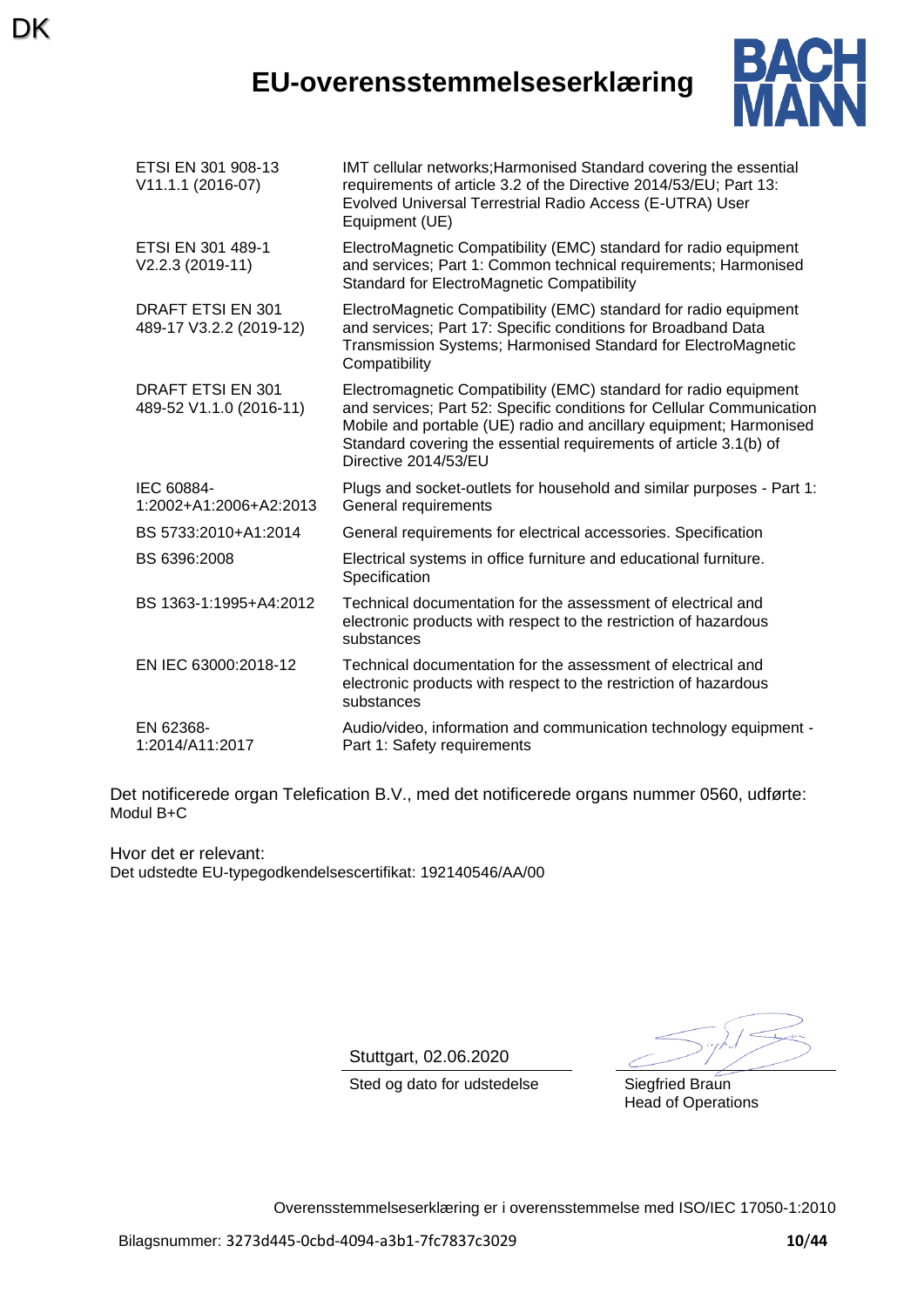# EU-overensstemmelseserklæring

| | |
|---|---|
| ETSI EN 301 908-13 V11.1.1 (2016-07) | IMT cellular networks;Harmonised Standard covering the essential requirements of article 3.2 of the Directive 2014/53/EU; Part 13: Evolved Universal Terrestrial Radio Access (E-UTRA) User Equipment (UE) |
| ETSI EN 301 489-1 V2.2.3 (2019-11) | ElectroMagnetic Compatibility (EMC) standard for radio equipment and services; Part 1: Common technical requirements; Harmonised Standard for ElectroMagnetic Compatibility |
| DRAFT ETSI EN 301 489-17 V3.2.2 (2019-12) | ElectroMagnetic Compatibility (EMC) standard for radio equipment and services; Part 17: Specific conditions for Broadband Data Transmission Systems; Harmonised Standard for ElectroMagnetic Compatibility |
| DRAFT ETSI EN 301 489-52 V1.1.0 (2016-11) | Electromagnetic Compatibility (EMC) standard for radio equipment and services; Part 52: Specific conditions for Cellular Communication Mobile and portable (UE) radio and ancillary equipment; Harmonised Standard covering the essential requirements of article 3.1(b) of Directive 2014/53/EU |
| IEC 60884-1:2002+A1:2006+A2:2013 | Plugs and socket-outlets for household and similar purposes - Part 1: General requirements |
| BS 5733:2010+A1:2014 | General requirements for electrical accessories. Specification |
| BS 6396:2008 | Electrical systems in office furniture and educational furniture. Specification |
| BS 1363-1:1995+A4:2012 | Technical documentation for the assessment of electrical and electronic products with respect to the restriction of hazardous substances |
| EN IEC 63000:2018-12 | Technical documentation for the assessment of electrical and electronic products with respect to the restriction of hazardous substances |
| EN 62368-1:2014/A11:2017 | Audio/video, information and communication technology equipment - Part 1: Safety requirements |

Det notificerede organ Telefication B.V., med det notificerede organs nummer 0560, udførte:
Modul B+C

Hvor det er relevant:
Det udstedte EU-typegodkendelsescertifikat: 192140546/AA/00

Stuttgart, 02.06.2020
Sted og dato for udstedelse

Siegfried Braun
Head of Operations

Overensstemmelseserklæring er i overensstemmelse med ISO/IEC 17050-1:2010

Bilagsnummer: 3273d445-0cbd-4094-a3b1-7fc7837c3029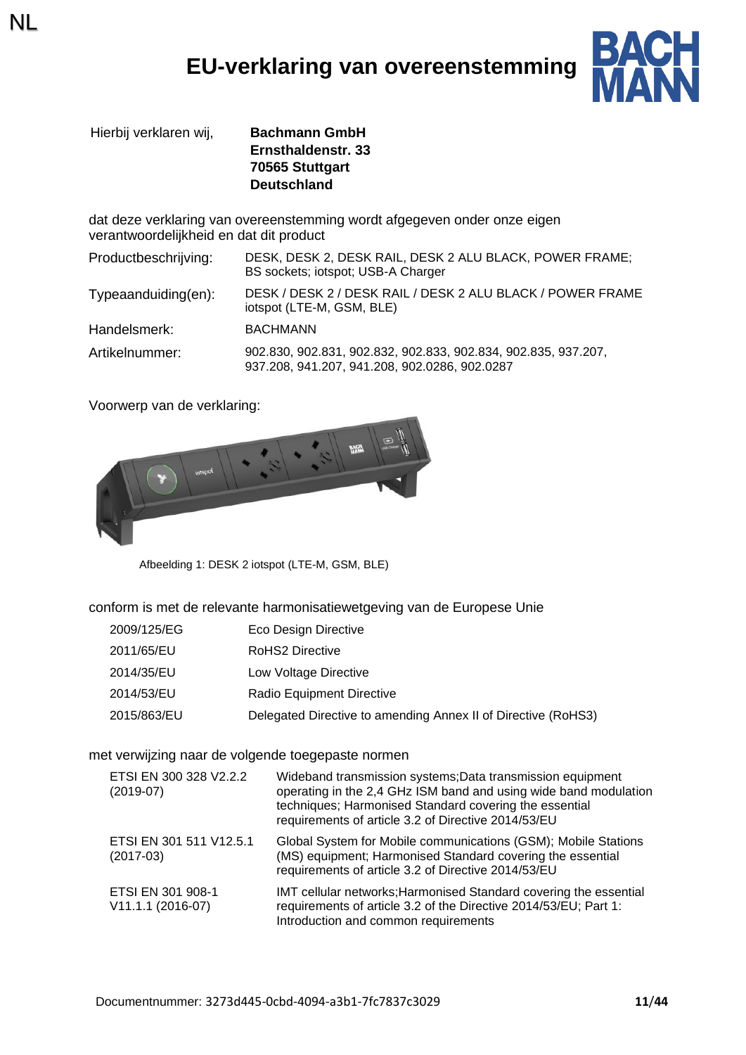NL

# EU-verklaring van overeenstemming

Hierbij verklaren wij, **Bachmann GmbH**
**Ernsthaldenstr. 33**
**70565 Stuttgart**
**Deutschland**

dat deze verklaring van overeenstemming wordt afgegeven onder onze eigen verantwoordelijkheid en dat dit product

| | |
|---|---|
| Productbeschrijving: | DESK, DESK 2, DESK RAIL, DESK 2 ALU BLACK, POWER FRAME; BS sockets; iotspot; USB-A Charger |
| Typeaanduiding(en): | DESK / DESK 2 / DESK RAIL / DESK 2 ALU BLACK / POWER FRAME iotspot (LTE-M, GSM, BLE) |
| Handelsmerk: | BACHMANN |
| Artikelnummer: | 902.830, 902.831, 902.832, 902.833, 902.834, 902.835, 937.207, 937.208, 941.207, 941.208, 902.0286, 902.0287 |

Voorwerp van de verklaring:

Afbeelding 1: DESK 2 iotspot (LTE-M, GSM, BLE)

conform is met de relevante harmonisatiewetgeving van de Europese Unie

| | |
|---|---|
| 2009/125/EG | Eco Design Directive |
| 2011/65/EU | RoHS2 Directive |
| 2014/35/EU | Low Voltage Directive |
| 2014/53/EU | Radio Equipment Directive |
| 2015/863/EU | Delegated Directive to amending Annex II of Directive (RoHS3) |

met verwijzing naar de volgende toegepaste normen

| | |
|---|---|
| ETSI EN 300 328 V2.2.2 (2019-07) | Wideband transmission systems;Data transmission equipment operating in the 2,4 GHz ISM band and using wide band modulation techniques; Harmonised Standard covering the essential requirements of article 3.2 of Directive 2014/53/EU |
| ETSI EN 301 511 V12.5.1 (2017-03) | Global System for Mobile communications (GSM); Mobile Stations (MS) equipment; Harmonised Standard covering the essential requirements of article 3.2 of Directive 2014/53/EU |
| ETSI EN 301 908-1 V11.1.1 (2016-07) | IMT cellular networks;Harmonised Standard covering the essential requirements of article 3.2 of the Directive 2014/53/EU; Part 1: Introduction and common requirements |

Documentnummer: 3273d445-0cbd-4094-a3b1-7fc7837c3029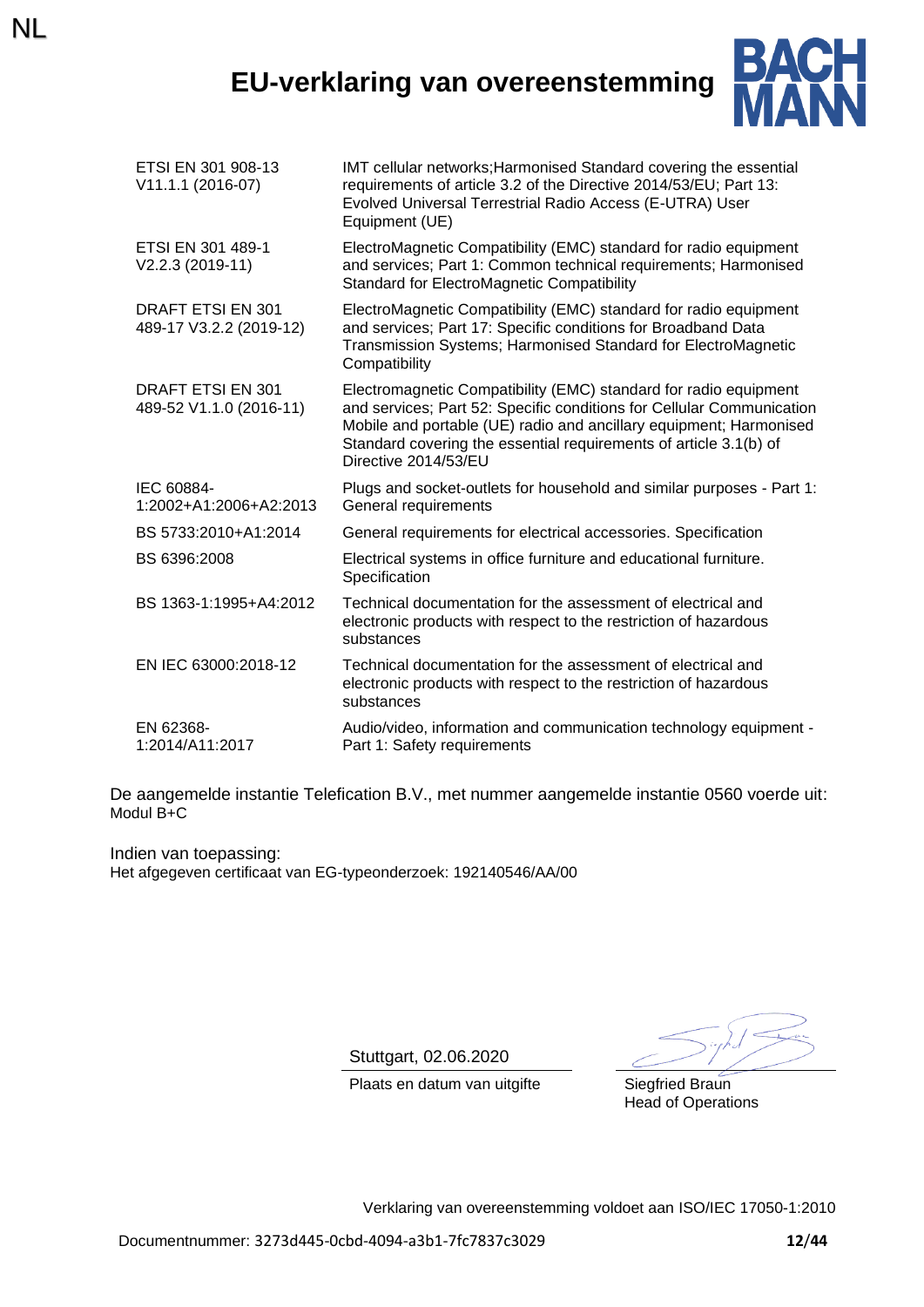# EU-verklaring van overeenstemming

| | |
|---|---|
| ETSI EN 301 908-13 V11.1.1 (2016-07) | IMT cellular networks;Harmonised Standard covering the essential requirements of article 3.2 of the Directive 2014/53/EU; Part 13: Evolved Universal Terrestrial Radio Access (E-UTRA) User Equipment (UE) |
| ETSI EN 301 489-1 V2.2.3 (2019-11) | ElectroMagnetic Compatibility (EMC) standard for radio equipment and services; Part 1: Common technical requirements; Harmonised Standard for ElectroMagnetic Compatibility |
| DRAFT ETSI EN 301 489-17 V3.2.2 (2019-12) | ElectroMagnetic Compatibility (EMC) standard for radio equipment and services; Part 17: Specific conditions for Broadband Data Transmission Systems; Harmonised Standard for ElectroMagnetic Compatibility |
| DRAFT ETSI EN 301 489-52 V1.1.0 (2016-11) | Electromagnetic Compatibility (EMC) standard for radio equipment and services; Part 52: Specific conditions for Cellular Communication Mobile and portable (UE) radio and ancillary equipment; Harmonised Standard covering the essential requirements of article 3.1(b) of Directive 2014/53/EU |
| IEC 60884-1:2002+A1:2006+A2:2013 | Plugs and socket-outlets for household and similar purposes - Part 1: General requirements |
| BS 5733:2010+A1:2014 | General requirements for electrical accessories. Specification |
| BS 6396:2008 | Electrical systems in office furniture and educational furniture. Specification |
| BS 1363-1:1995+A4:2012 | Technical documentation for the assessment of electrical and electronic products with respect to the restriction of hazardous substances |
| EN IEC 63000:2018-12 | Technical documentation for the assessment of electrical and electronic products with respect to the restriction of hazardous substances |
| EN 62368-1:2014/A11:2017 | Audio/video, information and communication technology equipment - Part 1: Safety requirements |

De aangemelde instantie Telefication B.V., met nummer aangemelde instantie 0560 voerde uit:
Modul B+C

Indien van toepassing:
Het afgegeven certificaat van EG-typeonderzoek: 192140546/AA/00

Stuttgart, 02.06.2020
Plaats en datum van uitgifte

Siegfried Braun
Head of Operations

Verklaring van overeenstemming voldoet aan ISO/IEC 17050-1:2010

Documentnummer: 3273d445-0cbd-4094-a3b1-7fc7837c3029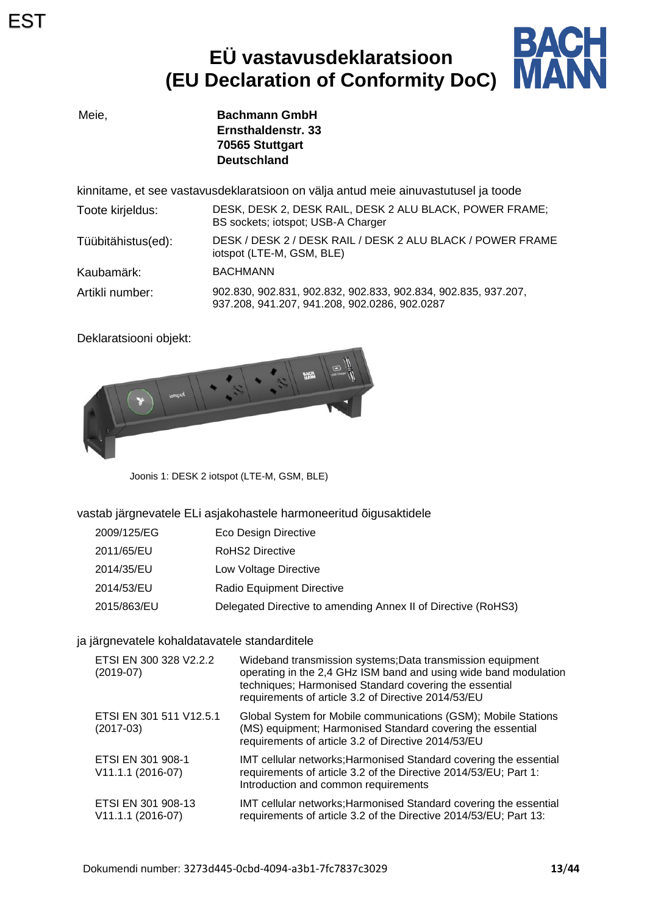EST

# EÜ vastavusdeklaratsioon (EU Declaration of Conformity DoC)

Meie,

**Bachmann GmbH**
**Ernsthaldenstr. 33**
**70565 Stuttgart**
**Deutschland**

kinnitame, et see vastavusdeklaratsioon on välja antud meie ainuvastutusel ja toode

| | |
|---|---|
| Toote kirjeldus: | DESK, DESK 2, DESK RAIL, DESK 2 ALU BLACK, POWER FRAME; BS sockets; iotspot; USB-A Charger |
| Tüübitähistus(ed): | DESK / DESK 2 / DESK RAIL / DESK 2 ALU BLACK / POWER FRAME iotspot (LTE-M, GSM, BLE) |
| Kaubamärk: | BACHMANN |
| Artikli number: | 902.830, 902.831, 902.832, 902.833, 902.834, 902.835, 937.207, 937.208, 941.207, 941.208, 902.0286, 902.0287 |

Deklaratsiooni objekt:

Joonis 1: DESK 2 iotspot (LTE-M, GSM, BLE)

vastab järgnevatele ELi asjakohastele harmoneeritud õigusaktidele

| | |
|---|---|
| 2009/125/EG | Eco Design Directive |
| 2011/65/EU | RoHS2 Directive |
| 2014/35/EU | Low Voltage Directive |
| 2014/53/EU | Radio Equipment Directive |
| 2015/863/EU | Delegated Directive to amending Annex II of Directive (RoHS3) |

ja järgnevatele kohaldatavatele standarditele

| | |
|---|---|
| ETSI EN 300 328 V2.2.2 (2019-07) | Wideband transmission systems;Data transmission equipment operating in the 2,4 GHz ISM band and using wide band modulation techniques; Harmonised Standard covering the essential requirements of article 3.2 of Directive 2014/53/EU |
| ETSI EN 301 511 V12.5.1 (2017-03) | Global System for Mobile communications (GSM); Mobile Stations (MS) equipment; Harmonised Standard covering the essential requirements of article 3.2 of Directive 2014/53/EU |
| ETSI EN 301 908-1 V11.1.1 (2016-07) | IMT cellular networks;Harmonised Standard covering the essential requirements of article 3.2 of the Directive 2014/53/EU; Part 1: Introduction and common requirements |
| ETSI EN 301 908-13 V11.1.1 (2016-07) | IMT cellular networks;Harmonised Standard covering the essential requirements of article 3.2 of the Directive 2014/53/EU; Part 13: |

Dokumendi number: 3273d445-0cbd-4094-a3b1-7fc7837c3029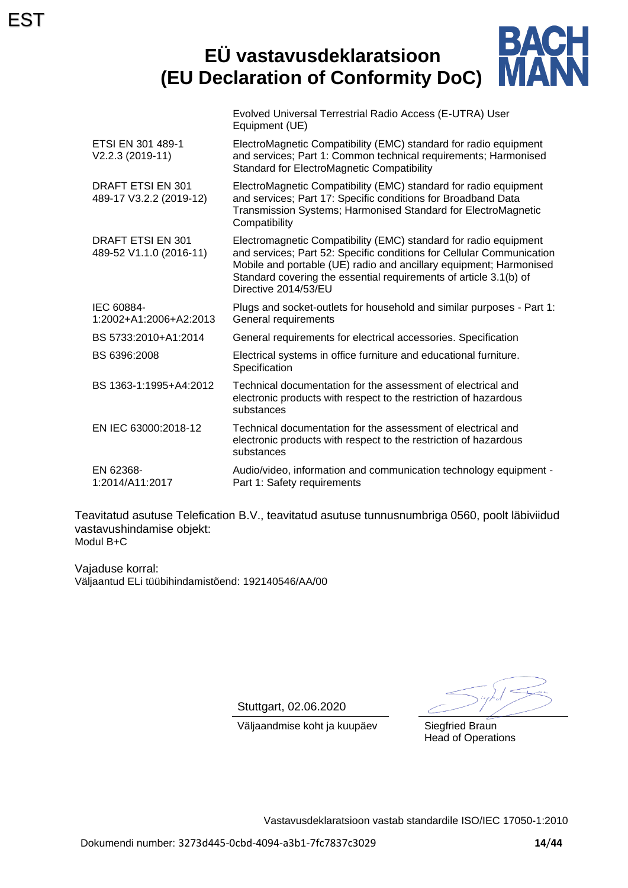EST

# EÜ vastavusdeklaratsioon (EU Declaration of Conformity DoC)

BACH MANN

| | |
|---|---|
| | Evolved Universal Terrestrial Radio Access (E-UTRA) User Equipment (UE) |
| ETSI EN 301 489-1 V2.2.3 (2019-11) | ElectroMagnetic Compatibility (EMC) standard for radio equipment and services; Part 1: Common technical requirements; Harmonised Standard for ElectroMagnetic Compatibility |
| DRAFT ETSI EN 301 489-17 V3.2.2 (2019-12) | ElectroMagnetic Compatibility (EMC) standard for radio equipment and services; Part 17: Specific conditions for Broadband Data Transmission Systems; Harmonised Standard for ElectroMagnetic Compatibility |
| DRAFT ETSI EN 301 489-52 V1.1.0 (2016-11) | Electromagnetic Compatibility (EMC) standard for radio equipment and services; Part 52: Specific conditions for Cellular Communication Mobile and portable (UE) radio and ancillary equipment; Harmonised Standard covering the essential requirements of article 3.1(b) of Directive 2014/53/EU |
| IEC 60884-1:2002+A1:2006+A2:2013 | Plugs and socket-outlets for household and similar purposes - Part 1: General requirements |
| BS 5733:2010+A1:2014 | General requirements for electrical accessories. Specification |
| BS 6396:2008 | Electrical systems in office furniture and educational furniture. Specification |
| BS 1363-1:1995+A4:2012 | Technical documentation for the assessment of electrical and electronic products with respect to the restriction of hazardous substances |
| EN IEC 63000:2018-12 | Technical documentation for the assessment of electrical and electronic products with respect to the restriction of hazardous substances |
| EN 62368-1:2014/A11:2017 | Audio/video, information and communication technology equipment - Part 1: Safety requirements |

Teavitatud asutuse Telefication B.V., teavitatud asutuse tunnusnumbriga 0560, poolt läbiviidud vastavushindamise objekt:
Modul B+C

Vajaduse korral:
Väljaantud ELi tüübihindamistõend: 192140546/AA/00

Stuttgart, 02.06.2020
Väljaandmise koht ja kuupäev

Siegfried Braun
Head of Operations

Vastavusdeklaratsioon vastab standardile ISO/IEC 17050-1:2010

Dokumendi number: 3273d445-0cbd-4094-a3b1-7fc7837c3029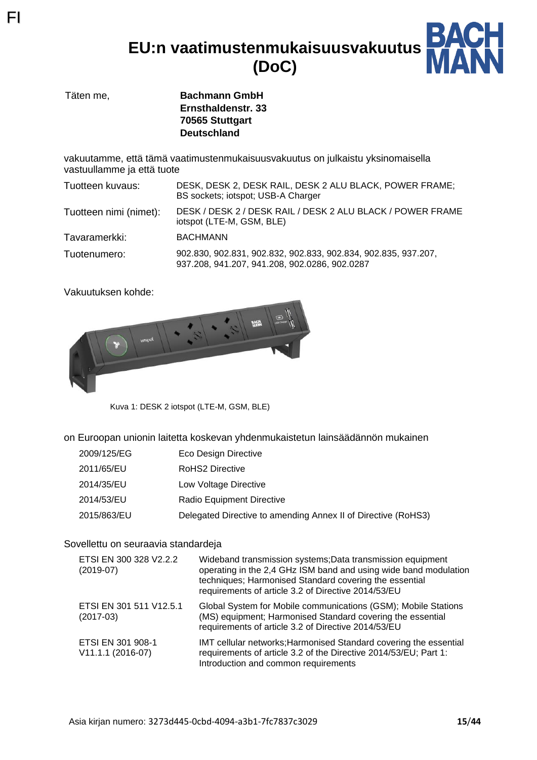FI

# EU:n vaatimustenmukaisuusvakuutus (DoC)

| Täten me, | **Bachmann GmbH**<br>**Ernsthaldenstr. 33**<br>**70565 Stuttgart**<br>**Deutschland** |
|---|---|

vakuutamme, että tämä vaatimustenmukaisuusvakuutus on julkaistu yksinomaisella vastuullamme ja että tuote

| Tuotteen kuvaus: | DESK, DESK 2, DESK RAIL, DESK 2 ALU BLACK, POWER FRAME; BS sockets; iotspot; USB-A Charger |
|---|---|
| Tuotteen nimi (nimet): | DESK / DESK 2 / DESK RAIL / DESK 2 ALU BLACK / POWER FRAME iotspot (LTE-M, GSM, BLE) |
| Tavaramerkki: | BACHMANN |
| Tuotenumero: | 902.830, 902.831, 902.832, 902.833, 902.834, 902.835, 937.207, 937.208, 941.207, 941.208, 902.0286, 902.0287 |

Vakuutuksen kohde:

Kuva 1: DESK 2 iotspot (LTE-M, GSM, BLE)

on Euroopan unionin laitetta koskevan yhdenmukaistetun lainsäädännön mukainen

| | |
|---|---|
| 2009/125/EG | Eco Design Directive |
| 2011/65/EU | RoHS2 Directive |
| 2014/35/EU | Low Voltage Directive |
| 2014/53/EU | Radio Equipment Directive |
| 2015/863/EU | Delegated Directive to amending Annex II of Directive (RoHS3) |

Sovellettu on seuraavia standardeja

| | |
|---|---|
| ETSI EN 300 328 V2.2.2 (2019-07) | Wideband transmission systems;Data transmission equipment operating in the 2,4 GHz ISM band and using wide band modulation techniques; Harmonised Standard covering the essential requirements of article 3.2 of Directive 2014/53/EU |
| ETSI EN 301 511 V12.5.1 (2017-03) | Global System for Mobile communications (GSM); Mobile Stations (MS) equipment; Harmonised Standard covering the essential requirements of article 3.2 of Directive 2014/53/EU |
| ETSI EN 301 908-1 V11.1.1 (2016-07) | IMT cellular networks;Harmonised Standard covering the essential requirements of article 3.2 of the Directive 2014/53/EU; Part 1: Introduction and common requirements |

Asia kirjan numero: 3273d445-0cbd-4094-a3b1-7fc7837c3029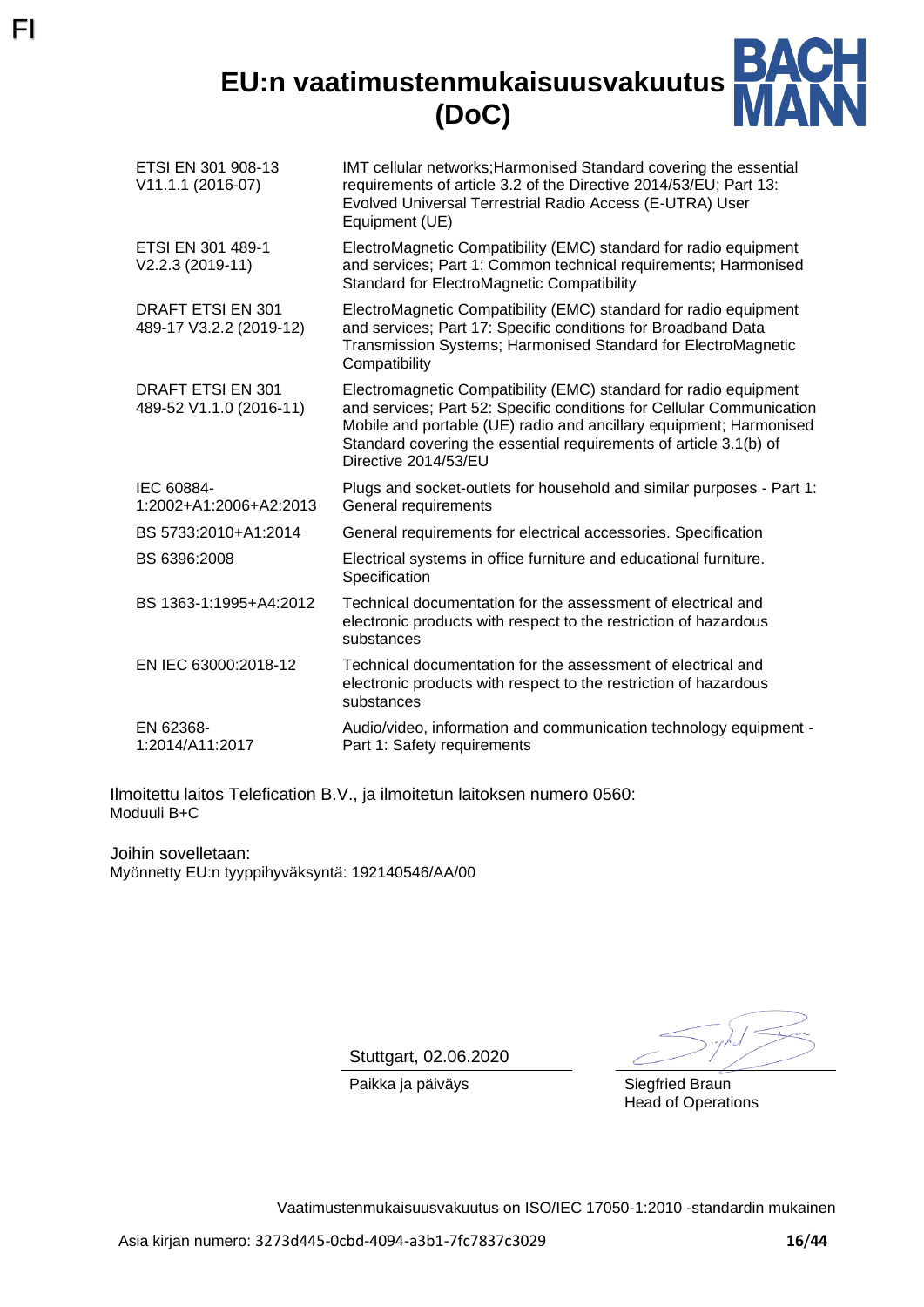# EU:n vaatimustenmukaisuusvakuutus (DoC)

| | |
|---|---|
| ETSI EN 301 908-13 V11.1.1 (2016-07) | IMT cellular networks;Harmonised Standard covering the essential requirements of article 3.2 of the Directive 2014/53/EU; Part 13: Evolved Universal Terrestrial Radio Access (E-UTRA) User Equipment (UE) |
| ETSI EN 301 489-1 V2.2.3 (2019-11) | ElectroMagnetic Compatibility (EMC) standard for radio equipment and services; Part 1: Common technical requirements; Harmonised Standard for ElectroMagnetic Compatibility |
| DRAFT ETSI EN 301 489-17 V3.2.2 (2019-12) | ElectroMagnetic Compatibility (EMC) standard for radio equipment and services; Part 17: Specific conditions for Broadband Data Transmission Systems; Harmonised Standard for ElectroMagnetic Compatibility |
| DRAFT ETSI EN 301 489-52 V1.1.0 (2016-11) | Electromagnetic Compatibility (EMC) standard for radio equipment and services; Part 52: Specific conditions for Cellular Communication Mobile and portable (UE) radio and ancillary equipment; Harmonised Standard covering the essential requirements of article 3.1(b) of Directive 2014/53/EU |
| IEC 60884-1:2002+A1:2006+A2:2013 | Plugs and socket-outlets for household and similar purposes - Part 1: General requirements |
| BS 5733:2010+A1:2014 | General requirements for electrical accessories. Specification |
| BS 6396:2008 | Electrical systems in office furniture and educational furniture. Specification |
| BS 1363-1:1995+A4:2012 | Technical documentation for the assessment of electrical and electronic products with respect to the restriction of hazardous substances |
| EN IEC 63000:2018-12 | Technical documentation for the assessment of electrical and electronic products with respect to the restriction of hazardous substances |
| EN 62368-1:2014/A11:2017 | Audio/video, information and communication technology equipment - Part 1: Safety requirements |

Ilmoitettu laitos Telefication B.V., ja ilmoitetun laitoksen numero 0560:
Moduuli B+C

Joihin sovelletaan:
Myönnetty EU:n tyyppihyväksyntä: 192140546/AA/00

Stuttgart, 02.06.2020
Paikka ja päiväys

Siegfried Braun
Head of Operations

Vaatimustenmukaisuusvakuutus on ISO/IEC 17050-1:2010 -standardin mukainen

Asia kirjan numero: 3273d445-0cbd-4094-a3b1-7fc7837c3029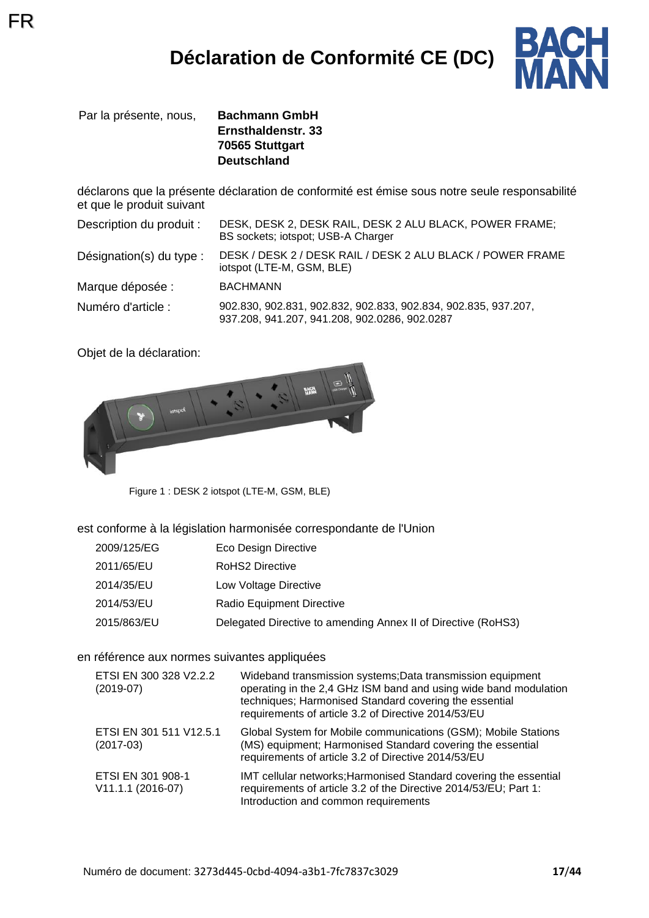FR

# Déclaration de Conformité CE (DC)

Par la présente, nous, **Bachmann GmbH**
**Ernsthaldenstr. 33**
**70565 Stuttgart**
**Deutschland**

déclarons que la présente déclaration de conformité est émise sous notre seule responsabilité et que le produit suivant

| | |
|---|---|
| Description du produit : | DESK, DESK 2, DESK RAIL, DESK 2 ALU BLACK, POWER FRAME; BS sockets; iotspot; USB-A Charger |
| Désignation(s) du type : | DESK / DESK 2 / DESK RAIL / DESK 2 ALU BLACK / POWER FRAME iotspot (LTE-M, GSM, BLE) |
| Marque déposée : | BACHMANN |
| Numéro d'article : | 902.830, 902.831, 902.832, 902.833, 902.834, 902.835, 937.207, 937.208, 941.207, 941.208, 902.0286, 902.0287 |

Objet de la déclaration:

Figure 1 : DESK 2 iotspot (LTE-M, GSM, BLE)

est conforme à la législation harmonisée correspondante de l'Union

| | |
|---|---|
| 2009/125/EG | Eco Design Directive |
| 2011/65/EU | RoHS2 Directive |
| 2014/35/EU | Low Voltage Directive |
| 2014/53/EU | Radio Equipment Directive |
| 2015/863/EU | Delegated Directive to amending Annex II of Directive (RoHS3) |

en référence aux normes suivantes appliquées

| | |
|---|---|
| ETSI EN 300 328 V2.2.2 (2019-07) | Wideband transmission systems;Data transmission equipment operating in the 2,4 GHz ISM band and using wide band modulation techniques; Harmonised Standard covering the essential requirements of article 3.2 of Directive 2014/53/EU |
| ETSI EN 301 511 V12.5.1 (2017-03) | Global System for Mobile communications (GSM); Mobile Stations (MS) equipment; Harmonised Standard covering the essential requirements of article 3.2 of Directive 2014/53/EU |
| ETSI EN 301 908-1 V11.1.1 (2016-07) | IMT cellular networks;Harmonised Standard covering the essential requirements of article 3.2 of the Directive 2014/53/EU; Part 1: Introduction and common requirements |

Numéro de document: 3273d445-0cbd-4094-a3b1-7fc7837c3029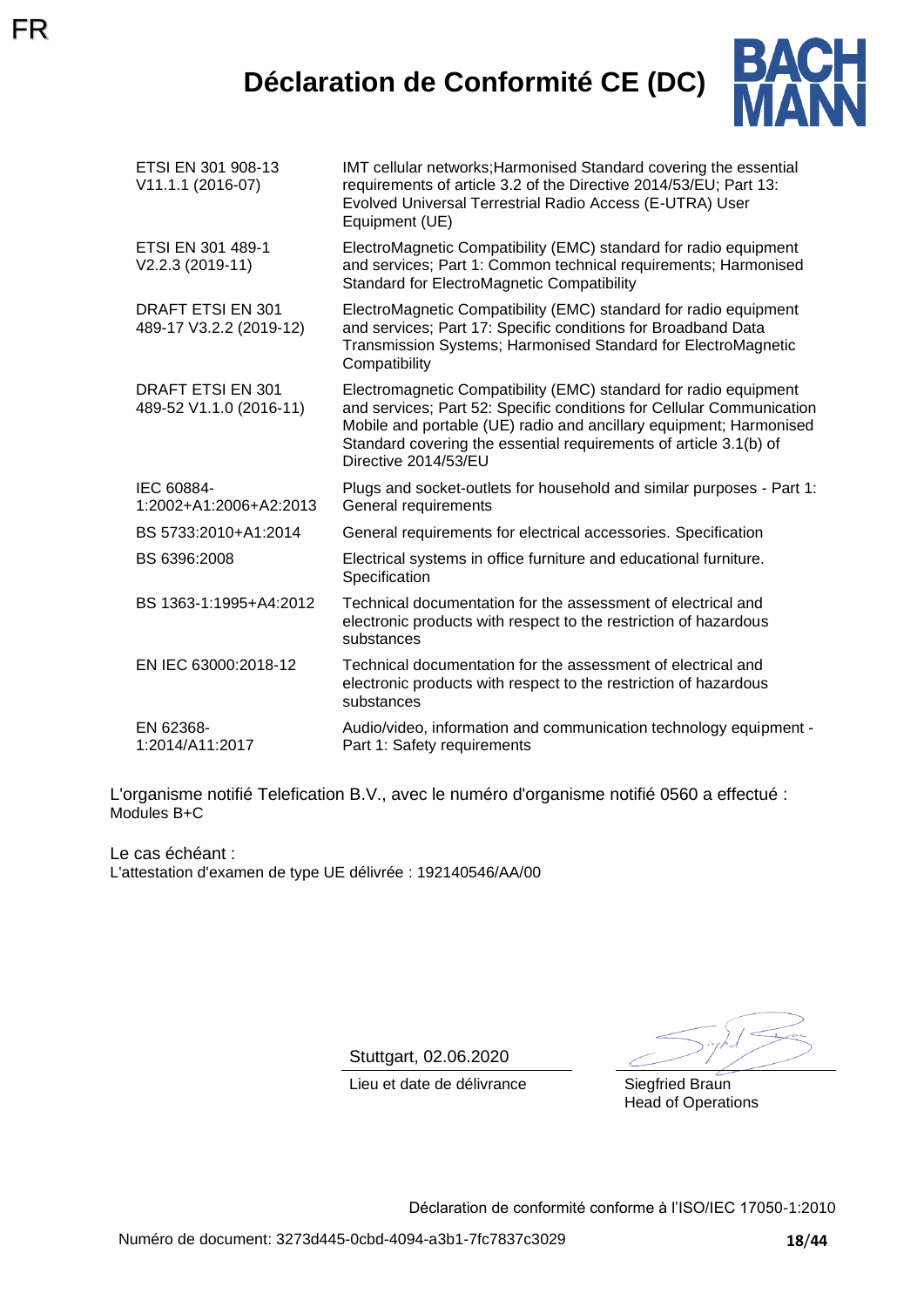# Déclaration de Conformité CE (DC)

| | |
|---|---|
| ETSI EN 301 908-13 V11.1.1 (2016-07) | IMT cellular networks;Harmonised Standard covering the essential requirements of article 3.2 of the Directive 2014/53/EU; Part 13: Evolved Universal Terrestrial Radio Access (E-UTRA) User Equipment (UE) |
| ETSI EN 301 489-1 V2.2.3 (2019-11) | ElectroMagnetic Compatibility (EMC) standard for radio equipment and services; Part 1: Common technical requirements; Harmonised Standard for ElectroMagnetic Compatibility |
| DRAFT ETSI EN 301 489-17 V3.2.2 (2019-12) | ElectroMagnetic Compatibility (EMC) standard for radio equipment and services; Part 17: Specific conditions for Broadband Data Transmission Systems; Harmonised Standard for ElectroMagnetic Compatibility |
| DRAFT ETSI EN 301 489-52 V1.1.0 (2016-11) | Electromagnetic Compatibility (EMC) standard for radio equipment and services; Part 52: Specific conditions for Cellular Communication Mobile and portable (UE) radio and ancillary equipment; Harmonised Standard covering the essential requirements of article 3.1(b) of Directive 2014/53/EU |
| IEC 60884-1:2002+A1:2006+A2:2013 | Plugs and socket-outlets for household and similar purposes - Part 1: General requirements |
| BS 5733:2010+A1:2014 | General requirements for electrical accessories. Specification |
| BS 6396:2008 | Electrical systems in office furniture and educational furniture. Specification |
| BS 1363-1:1995+A4:2012 | Technical documentation for the assessment of electrical and electronic products with respect to the restriction of hazardous substances |
| EN IEC 63000:2018-12 | Technical documentation for the assessment of electrical and electronic products with respect to the restriction of hazardous substances |
| EN 62368-1:2014/A11:2017 | Audio/video, information and communication technology equipment - Part 1: Safety requirements |

L'organisme notifié Telefication B.V., avec le numéro d'organisme notifié 0560 a effectué :
Modules B+C

Le cas échéant :
L'attestation d'examen de type UE délivrée : 192140546/AA/00

Stuttgart, 02.06.2020
Lieu et date de délivrance

Siegfried Braun
Head of Operations

Déclaration de conformité conforme à l'ISO/IEC 17050-1:2010

Numéro de document: 3273d445-0cbd-4094-a3b1-7fc7837c3029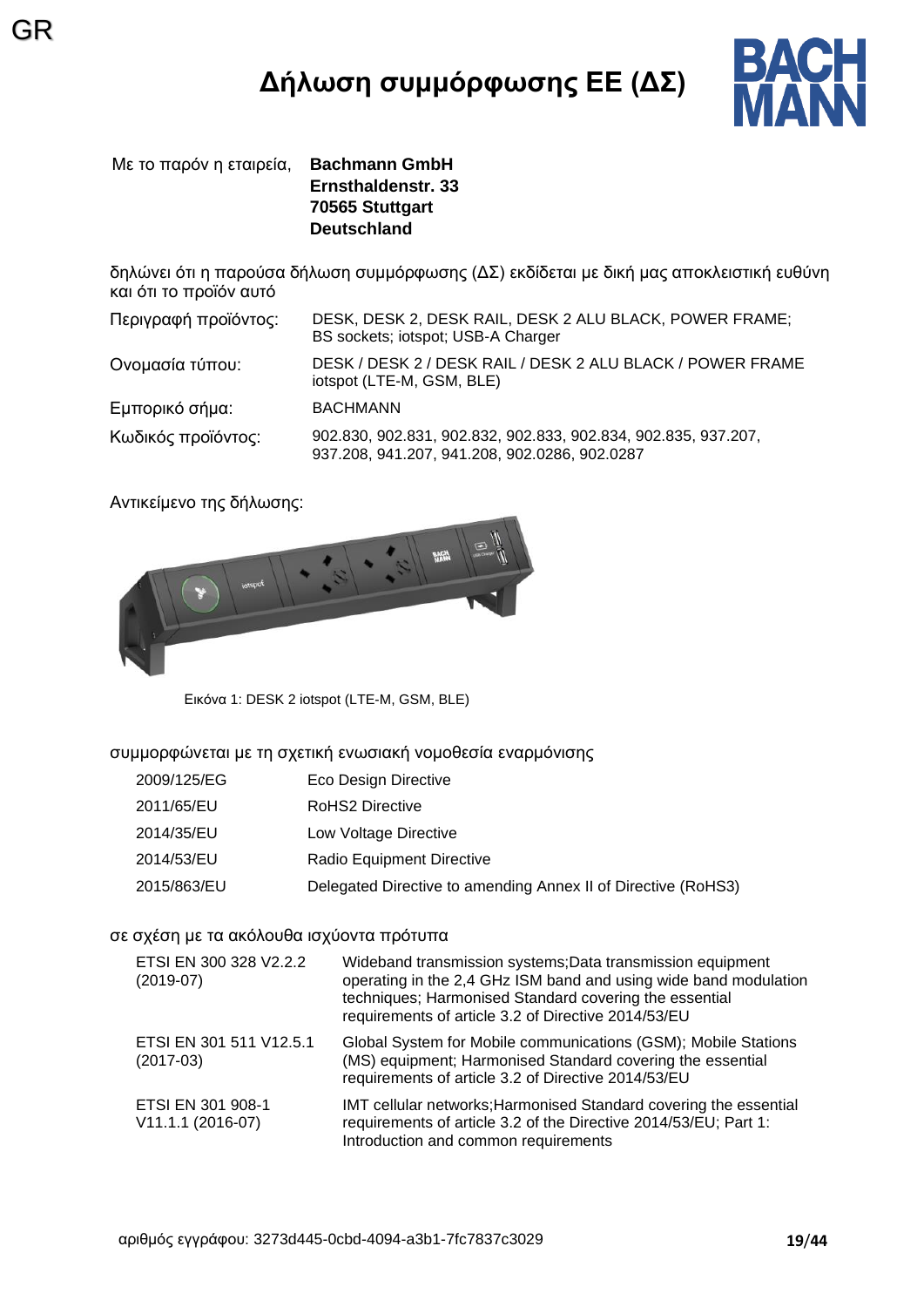GR

# Δήλωση συμμόρφωσης ΕΕ (ΔΣ)

Με το παρόν η εταιρεία, **Bachmann GmbH**
**Ernsthaldenstr. 33**
**70565 Stuttgart**
**Deutschland**

δηλώνει ότι η παρούσα δήλωση συμμόρφωσης (ΔΣ) εκδίδεται με δική μας αποκλειστική ευθύνη και ότι το προϊόν αυτό

| | |
|---|---|
| Περιγραφή προϊόντος: | DESK, DESK 2, DESK RAIL, DESK 2 ALU BLACK, POWER FRAME; BS sockets; iotspot; USB-A Charger |
| Ονομασία τύπου: | DESK / DESK 2 / DESK RAIL / DESK 2 ALU BLACK / POWER FRAME iotspot (LTE-M, GSM, BLE) |
| Εμπορικό σήμα: | BACHMANN |
| Κωδικός προϊόντος: | 902.830, 902.831, 902.832, 902.833, 902.834, 902.835, 937.207, 937.208, 941.207, 941.208, 902.0286, 902.0287 |

Αντικείμενο της δήλωσης:

Εικόνα 1: DESK 2 iotspot (LTE-M, GSM, BLE)

συμμορφώνεται με τη σχετική ενωσιακή νομοθεσία εναρμόνισης

| | |
|---|---|
| 2009/125/EG | Eco Design Directive |
| 2011/65/EU | RoHS2 Directive |
| 2014/35/EU | Low Voltage Directive |
| 2014/53/EU | Radio Equipment Directive |
| 2015/863/EU | Delegated Directive to amending Annex II of Directive (RoHS3) |

σε σχέση με τα ακόλουθα ισχύοντα πρότυπα

| | |
|---|---|
| ETSI EN 300 328 V2.2.2 (2019-07) | Wideband transmission systems;Data transmission equipment operating in the 2,4 GHz ISM band and using wide band modulation techniques; Harmonised Standard covering the essential requirements of article 3.2 of Directive 2014/53/EU |
| ETSI EN 301 511 V12.5.1 (2017-03) | Global System for Mobile communications (GSM); Mobile Stations (MS) equipment; Harmonised Standard covering the essential requirements of article 3.2 of Directive 2014/53/EU |
| ETSI EN 301 908-1 V11.1.1 (2016-07) | IMT cellular networks;Harmonised Standard covering the essential requirements of article 3.2 of the Directive 2014/53/EU; Part 1: Introduction and common requirements |

αριθμός εγγράφου: 3273d445-0cbd-4094-a3b1-7fc7837c3029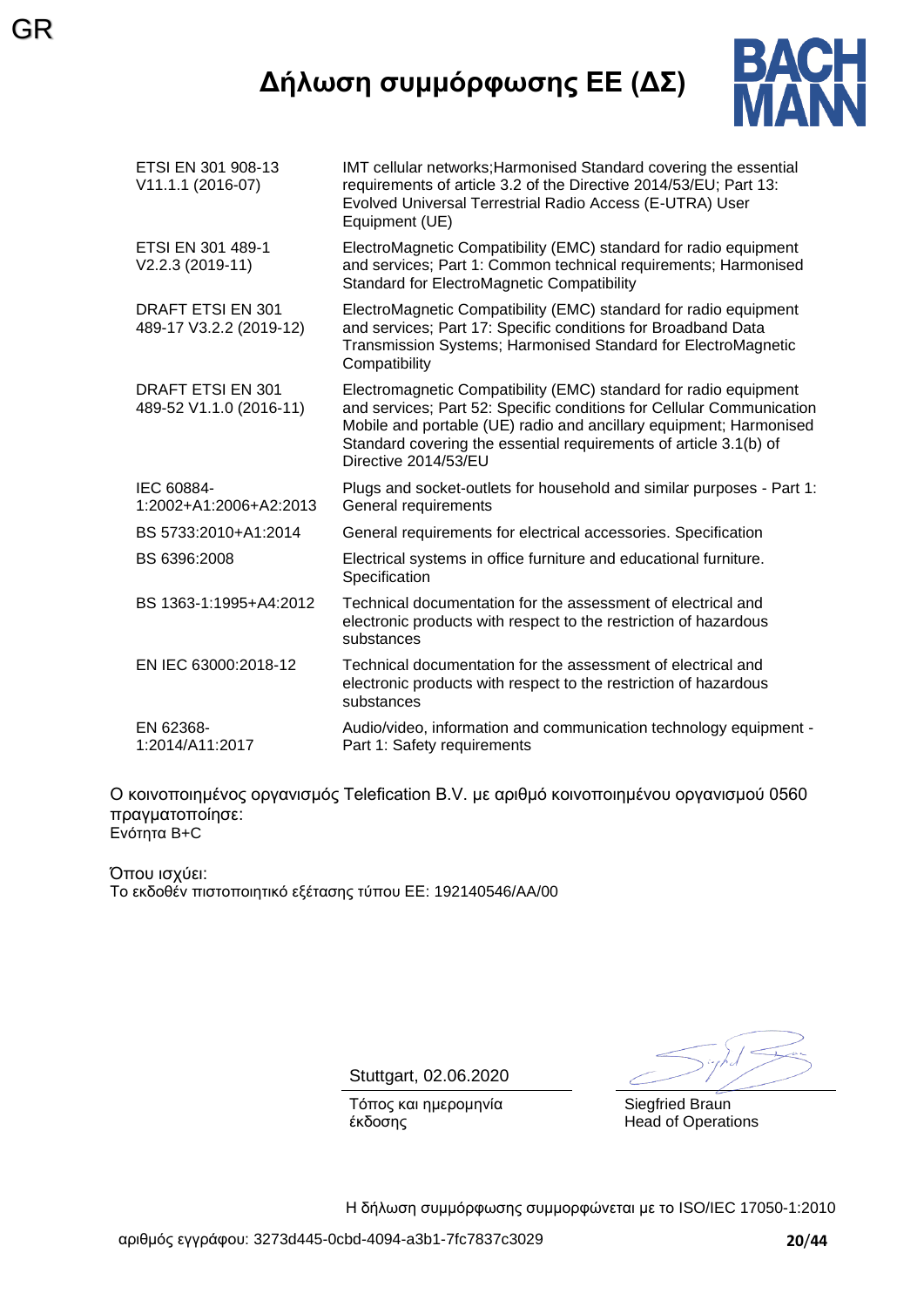GR

# Δήλωση συμμόρφωσης ΕΕ (ΔΣ)

BACH MANN

| | |
|---|---|
| ETSI EN 301 908-13 V11.1.1 (2016-07) | IMT cellular networks;Harmonised Standard covering the essential requirements of article 3.2 of the Directive 2014/53/EU; Part 13: Evolved Universal Terrestrial Radio Access (E-UTRA) User Equipment (UE) |
| ETSI EN 301 489-1 V2.2.3 (2019-11) | ElectroMagnetic Compatibility (EMC) standard for radio equipment and services; Part 1: Common technical requirements; Harmonised Standard for ElectroMagnetic Compatibility |
| DRAFT ETSI EN 301 489-17 V3.2.2 (2019-12) | ElectroMagnetic Compatibility (EMC) standard for radio equipment and services; Part 17: Specific conditions for Broadband Data Transmission Systems; Harmonised Standard for ElectroMagnetic Compatibility |
| DRAFT ETSI EN 301 489-52 V1.1.0 (2016-11) | Electromagnetic Compatibility (EMC) standard for radio equipment and services; Part 52: Specific conditions for Cellular Communication Mobile and portable (UE) radio and ancillary equipment; Harmonised Standard covering the essential requirements of article 3.1(b) of Directive 2014/53/EU |
| IEC 60884-1:2002+A1:2006+A2:2013 | Plugs and socket-outlets for household and similar purposes - Part 1: General requirements |
| BS 5733:2010+A1:2014 | General requirements for electrical accessories. Specification |
| BS 6396:2008 | Electrical systems in office furniture and educational furniture. Specification |
| BS 1363-1:1995+A4:2012 | Technical documentation for the assessment of electrical and electronic products with respect to the restriction of hazardous substances |
| EN IEC 63000:2018-12 | Technical documentation for the assessment of electrical and electronic products with respect to the restriction of hazardous substances |
| EN 62368-1:2014/A11:2017 | Audio/video, information and communication technology equipment - Part 1: Safety requirements |

Ο κοινοποιημένος οργανισμός Telefication B.V. με αριθμό κοινοποιημένου οργανισμού 0560 πραγματοποίησε:
Ενότητα B+C

Όπου ισχύει:
Το εκδοθέν πιστοποιητικό εξέτασης τύπου ΕΕ: 192140546/AA/00

Stuttgart, 02.06.2020
Τόπος και ημερομηνία έκδοσης

Siegfried Braun
Head of Operations

Η δήλωση συμμόρφωσης συμμορφώνεται με το ISO/IEC 17050-1:2010

αριθμός εγγράφου: 3273d445-0cbd-4094-a3b1-7fc7837c3029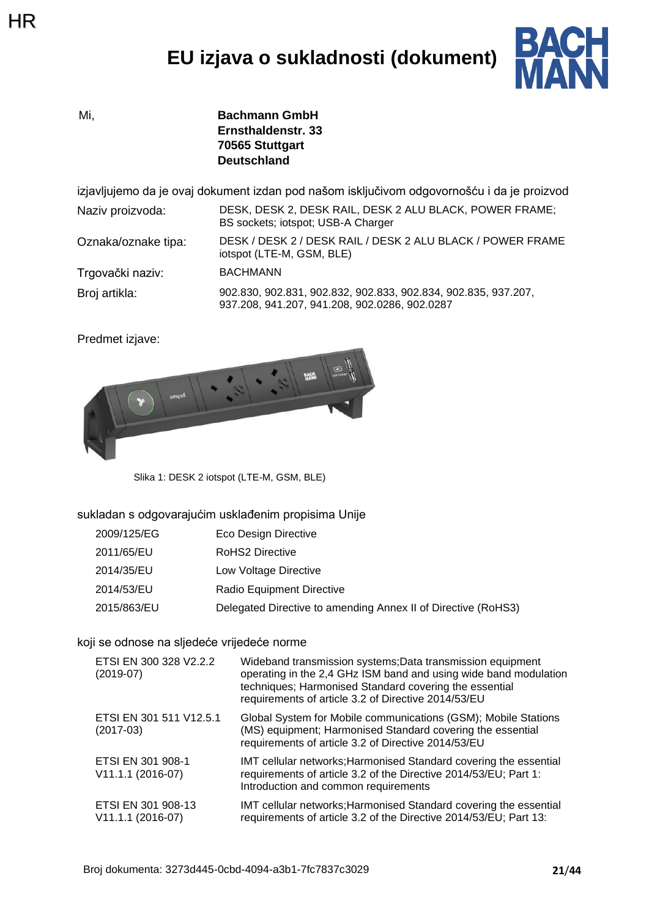HR

# EU izjava o sukladnosti (dokument)

Mi, **Bachmann GmbH**
**Ernsthaldenstr. 33**
**70565 Stuttgart**
**Deutschland**

izjavljujemo da je ovaj dokument izdan pod našom isključivom odgovornošću i da je proizvod

| | |
|---|---|
| Naziv proizvoda: | DESK, DESK 2, DESK RAIL, DESK 2 ALU BLACK, POWER FRAME; BS sockets; iotspot; USB-A Charger |
| Oznaka/oznake tipa: | DESK / DESK 2 / DESK RAIL / DESK 2 ALU BLACK / POWER FRAME iotspot (LTE-M, GSM, BLE) |
| Trgovački naziv: | BACHMANN |
| Broj artikla: | 902.830, 902.831, 902.832, 902.833, 902.834, 902.835, 937.207, 937.208, 941.207, 941.208, 902.0286, 902.0287 |

Predmet izjave:

Slika 1: DESK 2 iotspot (LTE-M, GSM, BLE)

sukladan s odgovarajućim usklađenim propisima Unije

| | |
|---|---|
| 2009/125/EG | Eco Design Directive |
| 2011/65/EU | RoHS2 Directive |
| 2014/35/EU | Low Voltage Directive |
| 2014/53/EU | Radio Equipment Directive |
| 2015/863/EU | Delegated Directive to amending Annex II of Directive (RoHS3) |

koji se odnose na sljedeće vrijedeće norme

| | |
|---|---|
| ETSI EN 300 328 V2.2.2 (2019-07) | Wideband transmission systems;Data transmission equipment operating in the 2,4 GHz ISM band and using wide band modulation techniques; Harmonised Standard covering the essential requirements of article 3.2 of Directive 2014/53/EU |
| ETSI EN 301 511 V12.5.1 (2017-03) | Global System for Mobile communications (GSM); Mobile Stations (MS) equipment; Harmonised Standard covering the essential requirements of article 3.2 of Directive 2014/53/EU |
| ETSI EN 301 908-1 V11.1.1 (2016-07) | IMT cellular networks;Harmonised Standard covering the essential requirements of article 3.2 of the Directive 2014/53/EU; Part 1: Introduction and common requirements |
| ETSI EN 301 908-13 V11.1.1 (2016-07) | IMT cellular networks;Harmonised Standard covering the essential requirements of article 3.2 of the Directive 2014/53/EU; Part 13: |

Broj dokumenta: 3273d445-0cbd-4094-a3b1-7fc7837c3029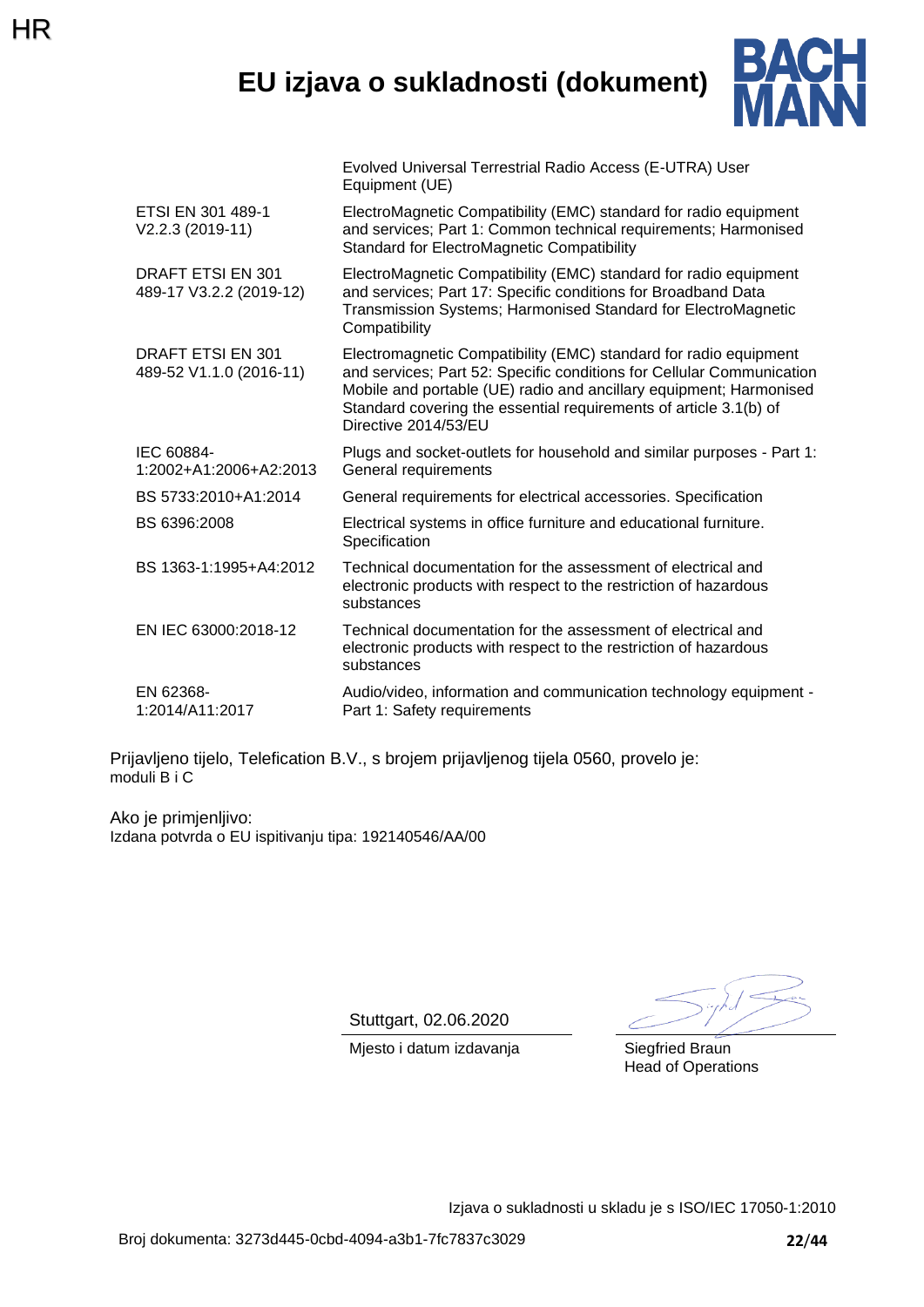# EU izjava o sukladnosti (dokument)

| | |
|---|---|
| | Evolved Universal Terrestrial Radio Access (E-UTRA) User Equipment (UE) |
| ETSI EN 301 489-1 V2.2.3 (2019-11) | ElectroMagnetic Compatibility (EMC) standard for radio equipment and services; Part 1: Common technical requirements; Harmonised Standard for ElectroMagnetic Compatibility |
| DRAFT ETSI EN 301 489-17 V3.2.2 (2019-12) | ElectroMagnetic Compatibility (EMC) standard for radio equipment and services; Part 17: Specific conditions for Broadband Data Transmission Systems; Harmonised Standard for ElectroMagnetic Compatibility |
| DRAFT ETSI EN 301 489-52 V1.1.0 (2016-11) | Electromagnetic Compatibility (EMC) standard for radio equipment and services; Part 52: Specific conditions for Cellular Communication Mobile and portable (UE) radio and ancillary equipment; Harmonised Standard covering the essential requirements of article 3.1(b) of Directive 2014/53/EU |
| IEC 60884-1:2002+A1:2006+A2:2013 | Plugs and socket-outlets for household and similar purposes - Part 1: General requirements |
| BS 5733:2010+A1:2014 | General requirements for electrical accessories. Specification |
| BS 6396:2008 | Electrical systems in office furniture and educational furniture. Specification |
| BS 1363-1:1995+A4:2012 | Technical documentation for the assessment of electrical and electronic products with respect to the restriction of hazardous substances |
| EN IEC 63000:2018-12 | Technical documentation for the assessment of electrical and electronic products with respect to the restriction of hazardous substances |
| EN 62368-1:2014/A11:2017 | Audio/video, information and communication technology equipment - Part 1: Safety requirements |

Prijavljeno tijelo, Telefication B.V., s brojem prijavljenog tijela 0560, provelo je:
moduli B i C

Ako je primjenljivo:
Izdana potvrda o EU ispitivanju tipa: 192140546/AA/00

Stuttgart, 02.06.2020
Mjesto i datum izdavanja

Siegfried Braun
Head of Operations

Izjava o sukladnosti u skladu je s ISO/IEC 17050-1:2010

Broj dokumenta: 3273d445-0cbd-4094-a3b1-7fc7837c3029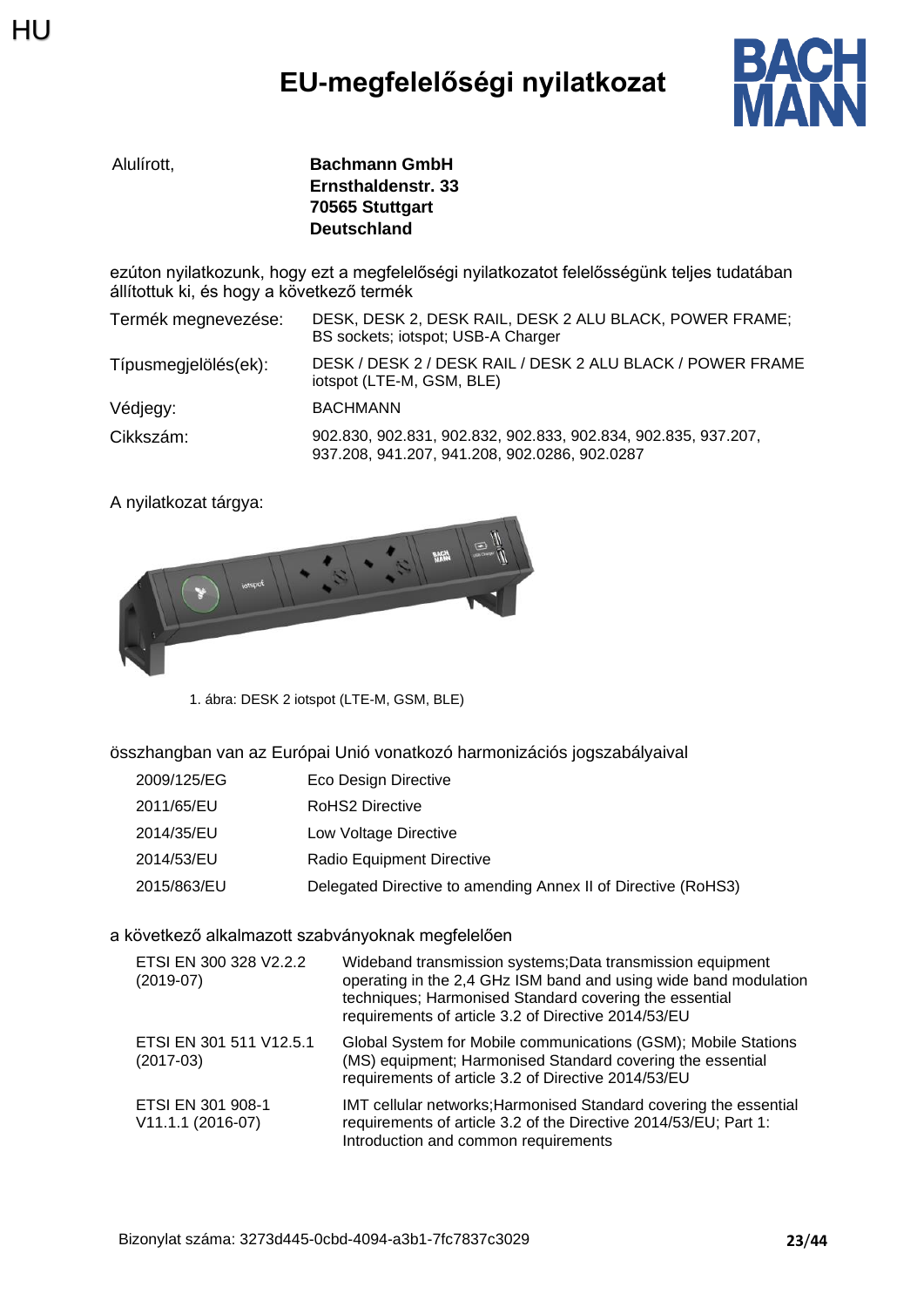HU

# EU-megfelelőségi nyilatkozat

| Alulírott, | **Bachmann GmbH**<br>**Ernsthaldenstr. 33**<br>**70565 Stuttgart**<br>**Deutschland** |
|---|---|

ezúton nyilatkozunk, hogy ezt a megfelelőségi nyilatkozatot felelősségünk teljes tudatában állítottuk ki, és hogy a következő termék

| Termék megnevezése: | DESK, DESK 2, DESK RAIL, DESK 2 ALU BLACK, POWER FRAME; BS sockets; iotspot; USB-A Charger |
|---|---|
| Típusmegjelölés(ek): | DESK / DESK 2 / DESK RAIL / DESK 2 ALU BLACK / POWER FRAME iotspot (LTE-M, GSM, BLE) |
| Védjegy: | BACHMANN |
| Cikkszám: | 902.830, 902.831, 902.832, 902.833, 902.834, 902.835, 937.207, 937.208, 941.207, 941.208, 902.0286, 902.0287 |

A nyilatkozat tárgya:

1. ábra: DESK 2 iotspot (LTE-M, GSM, BLE)

összhangban van az Európai Unió vonatkozó harmonizációs jogszabályaival

| 2009/125/EG | Eco Design Directive |
|---|---|
| 2011/65/EU | RoHS2 Directive |
| 2014/35/EU | Low Voltage Directive |
| 2014/53/EU | Radio Equipment Directive |
| 2015/863/EU | Delegated Directive to amending Annex II of Directive (RoHS3) |

a következő alkalmazott szabványoknak megfelelően

| ETSI EN 300 328 V2.2.2 (2019-07) | Wideband transmission systems;Data transmission equipment operating in the 2,4 GHz ISM band and using wide band modulation techniques; Harmonised Standard covering the essential requirements of article 3.2 of Directive 2014/53/EU |
|---|---|
| ETSI EN 301 511 V12.5.1 (2017-03) | Global System for Mobile communications (GSM); Mobile Stations (MS) equipment; Harmonised Standard covering the essential requirements of article 3.2 of Directive 2014/53/EU |
| ETSI EN 301 908-1 V11.1.1 (2016-07) | IMT cellular networks;Harmonised Standard covering the essential requirements of article 3.2 of the Directive 2014/53/EU; Part 1: Introduction and common requirements |

Bizonylat száma: 3273d445-0cbd-4094-a3b1-7fc7837c3029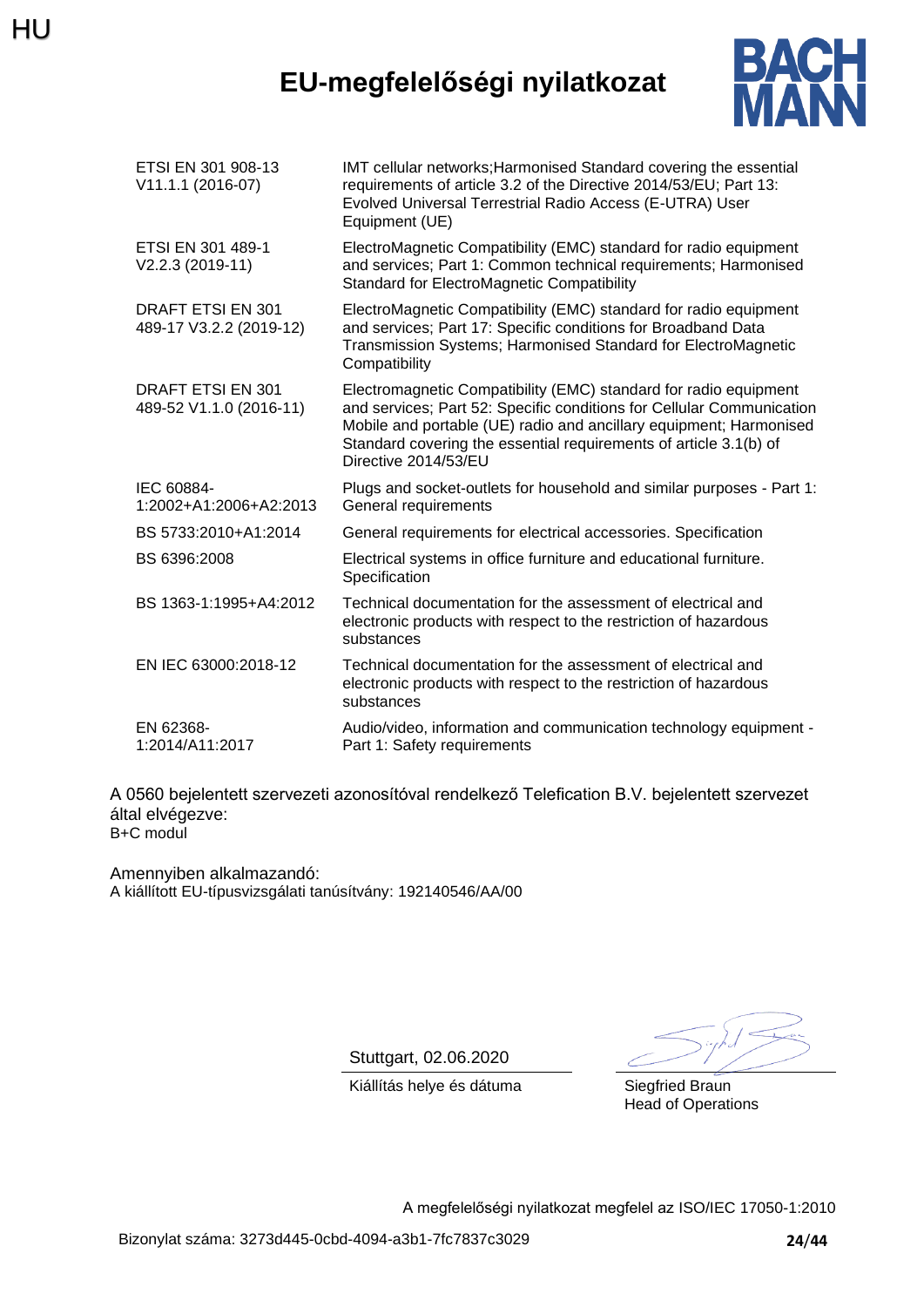# EU-megfelelőségi nyilatkozat

| | |
|---|---|
| ETSI EN 301 908-13 V11.1.1 (2016-07) | IMT cellular networks;Harmonised Standard covering the essential requirements of article 3.2 of the Directive 2014/53/EU; Part 13: Evolved Universal Terrestrial Radio Access (E-UTRA) User Equipment (UE) |
| ETSI EN 301 489-1 V2.2.3 (2019-11) | ElectroMagnetic Compatibility (EMC) standard for radio equipment and services; Part 1: Common technical requirements; Harmonised Standard for ElectroMagnetic Compatibility |
| DRAFT ETSI EN 301 489-17 V3.2.2 (2019-12) | ElectroMagnetic Compatibility (EMC) standard for radio equipment and services; Part 17: Specific conditions for Broadband Data Transmission Systems; Harmonised Standard for ElectroMagnetic Compatibility |
| DRAFT ETSI EN 301 489-52 V1.1.0 (2016-11) | Electromagnetic Compatibility (EMC) standard for radio equipment and services; Part 52: Specific conditions for Cellular Communication Mobile and portable (UE) radio and ancillary equipment; Harmonised Standard covering the essential requirements of article 3.1(b) of Directive 2014/53/EU |
| IEC 60884-1:2002+A1:2006+A2:2013 | Plugs and socket-outlets for household and similar purposes - Part 1: General requirements |
| BS 5733:2010+A1:2014 | General requirements for electrical accessories. Specification |
| BS 6396:2008 | Electrical systems in office furniture and educational furniture. Specification |
| BS 1363-1:1995+A4:2012 | Technical documentation for the assessment of electrical and electronic products with respect to the restriction of hazardous substances |
| EN IEC 63000:2018-12 | Technical documentation for the assessment of electrical and electronic products with respect to the restriction of hazardous substances |
| EN 62368-1:2014/A11:2017 | Audio/video, information and communication technology equipment - Part 1: Safety requirements |

A 0560 bejelentett szervezeti azonosítóval rendelkező Telefication B.V. bejelentett szervezet által elvégezve:
B+C modul

Amennyiben alkalmazandó:
A kiállított EU-típusvizsgálati tanúsítvány: 192140546/AA/00

Stuttgart, 02.06.2020
Kiállítás helye és dátuma

Siegfried Braun
Head of Operations

A megfelelőségi nyilatkozat megfelel az ISO/IEC 17050-1:2010

Bizonylat száma: 3273d445-0cbd-4094-a3b1-7fc7837c3029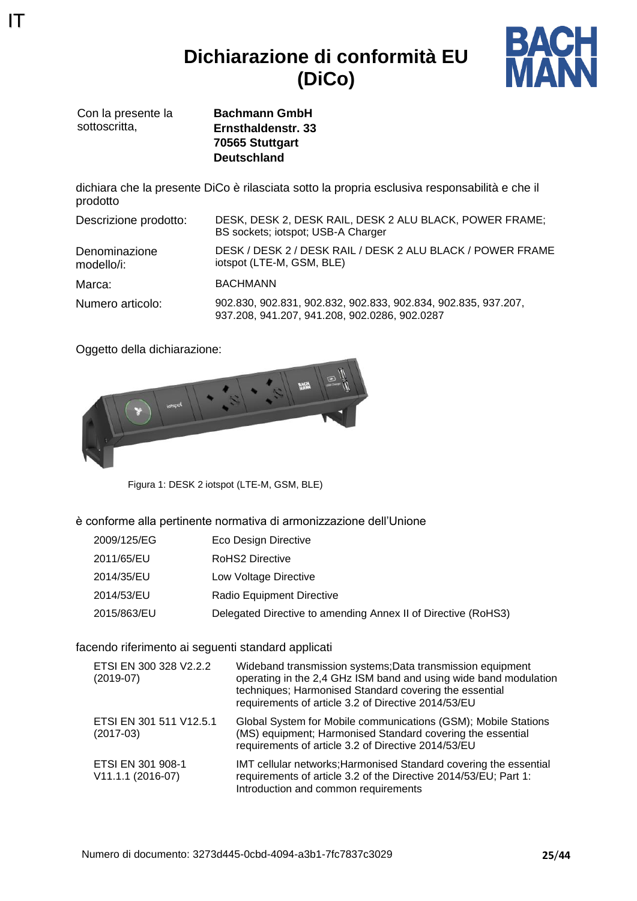IT

# Dichiarazione di conformità EU (DiCo)

| | |
|---|---|
| Con la presente la sottoscritta, | **Bachmann GmbH**<br>**Ernsthaldenstr. 33**<br>**70565 Stuttgart**<br>**Deutschland** |

dichiara che la presente DiCo è rilasciata sotto la propria esclusiva responsabilità e che il prodotto

| | |
|---|---|
| Descrizione prodotto: | DESK, DESK 2, DESK RAIL, DESK 2 ALU BLACK, POWER FRAME; BS sockets; iotspot; USB-A Charger |
| Denominazione modello/i: | DESK / DESK 2 / DESK RAIL / DESK 2 ALU BLACK / POWER FRAME iotspot (LTE-M, GSM, BLE) |
| Marca: | BACHMANN |
| Numero articolo: | 902.830, 902.831, 902.832, 902.833, 902.834, 902.835, 937.207, 937.208, 941.207, 941.208, 902.0286, 902.0287 |

Oggetto della dichiarazione:

Figura 1: DESK 2 iotspot (LTE-M, GSM, BLE)

è conforme alla pertinente normativa di armonizzazione dell'Unione

| | |
|---|---|
| 2009/125/EG | Eco Design Directive |
| 2011/65/EU | RoHS2 Directive |
| 2014/35/EU | Low Voltage Directive |
| 2014/53/EU | Radio Equipment Directive |
| 2015/863/EU | Delegated Directive to amending Annex II of Directive (RoHS3) |

facendo riferimento ai seguenti standard applicati

| | |
|---|---|
| ETSI EN 300 328 V2.2.2 (2019-07) | Wideband transmission systems;Data transmission equipment operating in the 2,4 GHz ISM band and using wide band modulation techniques; Harmonised Standard covering the essential requirements of article 3.2 of Directive 2014/53/EU |
| ETSI EN 301 511 V12.5.1 (2017-03) | Global System for Mobile communications (GSM); Mobile Stations (MS) equipment; Harmonised Standard covering the essential requirements of article 3.2 of Directive 2014/53/EU |
| ETSI EN 301 908-1 V11.1.1 (2016-07) | IMT cellular networks;Harmonised Standard covering the essential requirements of article 3.2 of the Directive 2014/53/EU; Part 1: Introduction and common requirements |

Numero di documento: 3273d445-0cbd-4094-a3b1-7fc7837c3029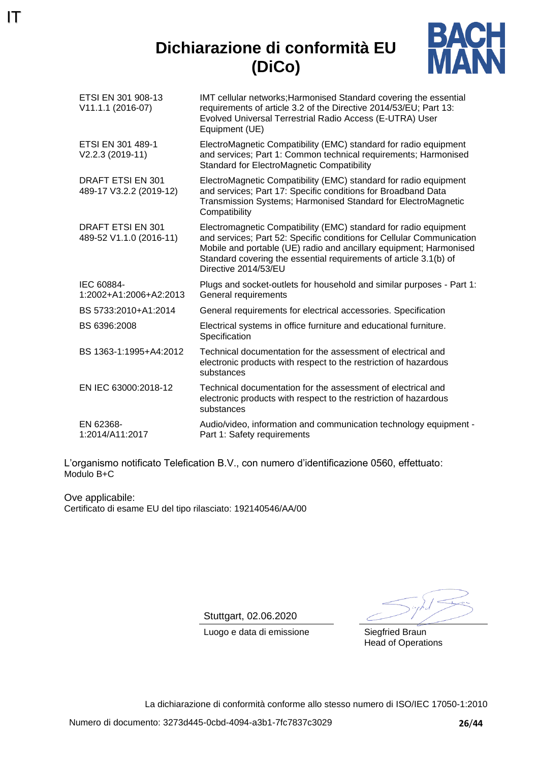IT

# Dichiarazione di conformità EU (DiCo)

| | |
|---|---|
| ETSI EN 301 908-13 V11.1.1 (2016-07) | IMT cellular networks;Harmonised Standard covering the essential requirements of article 3.2 of the Directive 2014/53/EU; Part 13: Evolved Universal Terrestrial Radio Access (E-UTRA) User Equipment (UE) |
| ETSI EN 301 489-1 V2.2.3 (2019-11) | ElectroMagnetic Compatibility (EMC) standard for radio equipment and services; Part 1: Common technical requirements; Harmonised Standard for ElectroMagnetic Compatibility |
| DRAFT ETSI EN 301 489-17 V3.2.2 (2019-12) | ElectroMagnetic Compatibility (EMC) standard for radio equipment and services; Part 17: Specific conditions for Broadband Data Transmission Systems; Harmonised Standard for ElectroMagnetic Compatibility |
| DRAFT ETSI EN 301 489-52 V1.1.0 (2016-11) | Electromagnetic Compatibility (EMC) standard for radio equipment and services; Part 52: Specific conditions for Cellular Communication Mobile and portable (UE) radio and ancillary equipment; Harmonised Standard covering the essential requirements of article 3.1(b) of Directive 2014/53/EU |
| IEC 60884-1:2002+A1:2006+A2:2013 | Plugs and socket-outlets for household and similar purposes - Part 1: General requirements |
| BS 5733:2010+A1:2014 | General requirements for electrical accessories. Specification |
| BS 6396:2008 | Electrical systems in office furniture and educational furniture. Specification |
| BS 1363-1:1995+A4:2012 | Technical documentation for the assessment of electrical and electronic products with respect to the restriction of hazardous substances |
| EN IEC 63000:2018-12 | Technical documentation for the assessment of electrical and electronic products with respect to the restriction of hazardous substances |
| EN 62368-1:2014/A11:2017 | Audio/video, information and communication technology equipment - Part 1: Safety requirements |

L'organismo notificato Telefication B.V., con numero d'identificazione 0560, effettuato:
Modulo B+C

Ove applicabile:
Certificato di esame EU del tipo rilasciato: 192140546/AA/00

Stuttgart, 02.06.2020
Luogo e data di emissione

Siegfried Braun
Head of Operations

La dichiarazione di conformità conforme allo stesso numero di ISO/IEC 17050-1:2010

Numero di documento: 3273d445-0cbd-4094-a3b1-7fc7837c3029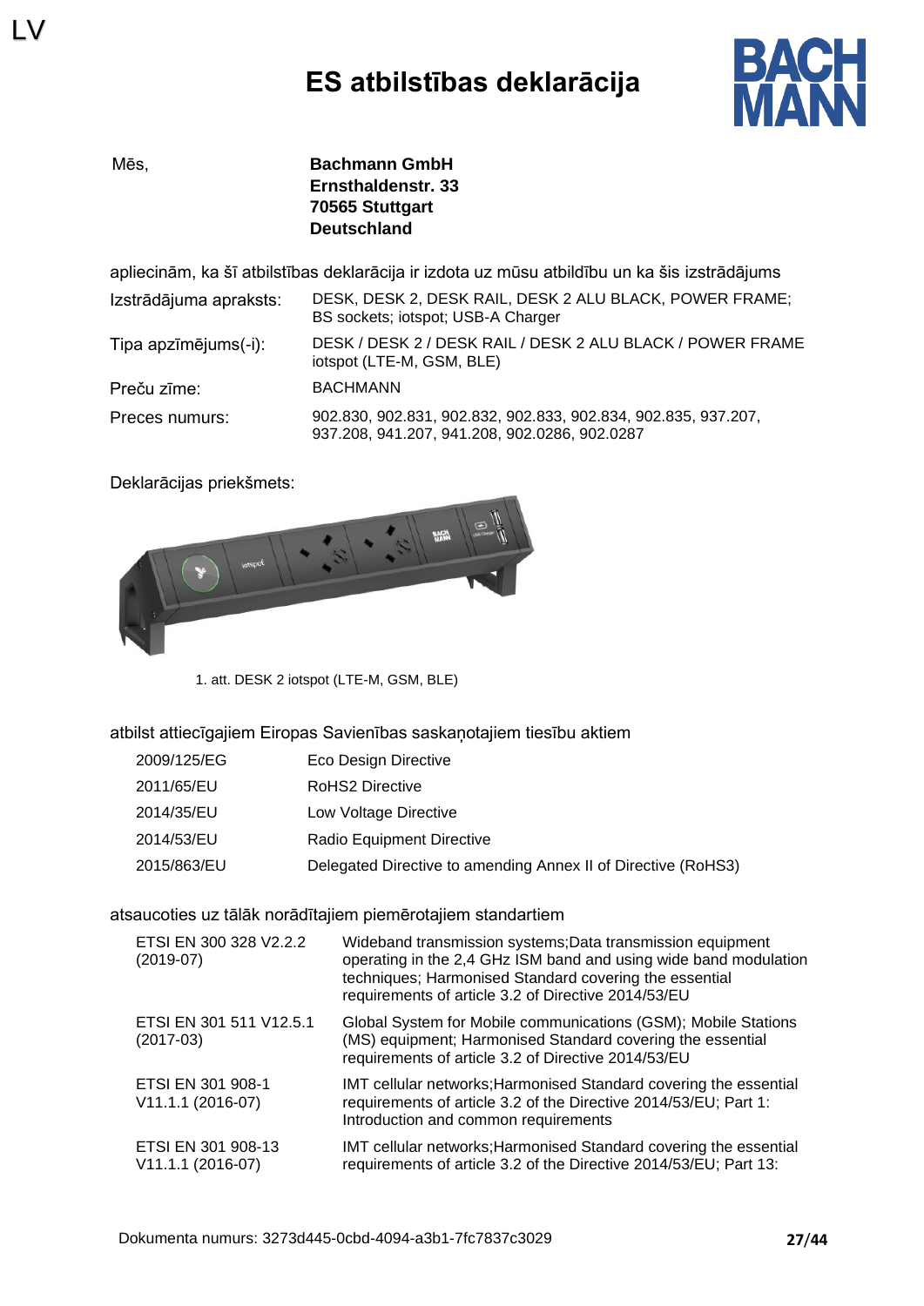LV

# ES atbilstības deklarācija

Mēs, **Bachmann GmbH**
**Ernsthaldenstr. 33**
**70565 Stuttgart**
**Deutschland**

apliecinām, ka šī atbilstības deklarācija ir izdota uz mūsu atbildību un ka šis izstrādājums

| | |
|---|---|
| Izstrādājuma apraksts: | DESK, DESK 2, DESK RAIL, DESK 2 ALU BLACK, POWER FRAME; BS sockets; iotspot; USB-A Charger |
| Tipa apzīmējums(-i): | DESK / DESK 2 / DESK RAIL / DESK 2 ALU BLACK / POWER FRAME iotspot (LTE-M, GSM, BLE) |
| Preču zīme: | BACHMANN |
| Preces numurs: | 902.830, 902.831, 902.832, 902.833, 902.834, 902.835, 937.207, 937.208, 941.207, 941.208, 902.0286, 902.0287 |

Deklarācijas priekšmets:

1. att. DESK 2 iotspot (LTE-M, GSM, BLE)

atbilst attiecīgajiem Eiropas Savienības saskaņotajiem tiesību aktiem

| | |
|---|---|
| 2009/125/EG | Eco Design Directive |
| 2011/65/EU | RoHS2 Directive |
| 2014/35/EU | Low Voltage Directive |
| 2014/53/EU | Radio Equipment Directive |
| 2015/863/EU | Delegated Directive to amending Annex II of Directive (RoHS3) |

atsaucoties uz tālāk norādītajiem piemērotajiem standartiem

| | |
|---|---|
| ETSI EN 300 328 V2.2.2 (2019-07) | Wideband transmission systems;Data transmission equipment operating in the 2,4 GHz ISM band and using wide band modulation techniques; Harmonised Standard covering the essential requirements of article 3.2 of Directive 2014/53/EU |
| ETSI EN 301 511 V12.5.1 (2017-03) | Global System for Mobile communications (GSM); Mobile Stations (MS) equipment; Harmonised Standard covering the essential requirements of article 3.2 of Directive 2014/53/EU |
| ETSI EN 301 908-1 V11.1.1 (2016-07) | IMT cellular networks;Harmonised Standard covering the essential requirements of article 3.2 of the Directive 2014/53/EU; Part 1: Introduction and common requirements |
| ETSI EN 301 908-13 V11.1.1 (2016-07) | IMT cellular networks;Harmonised Standard covering the essential requirements of article 3.2 of the Directive 2014/53/EU; Part 13: |

Dokumenta numurs: 3273d445-0cbd-4094-a3b1-7fc7837c3029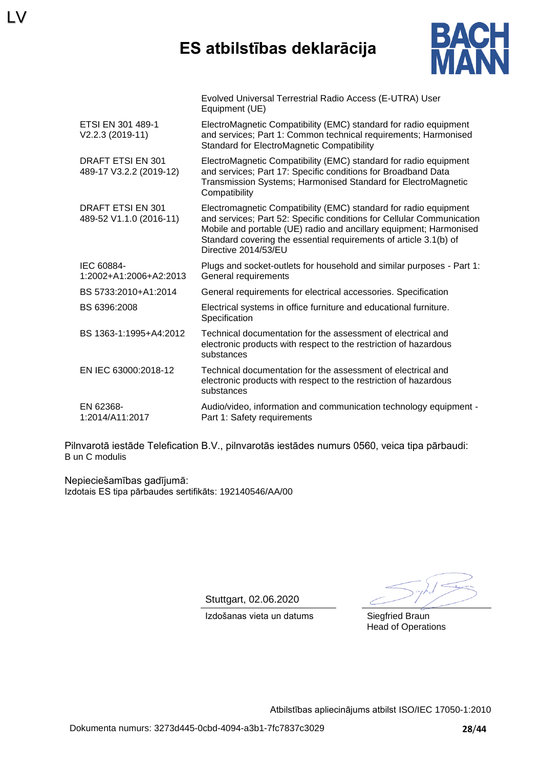# ES atbilstības deklarācija

| | |
|---|---|
| | Evolved Universal Terrestrial Radio Access (E-UTRA) User Equipment (UE) |
| ETSI EN 301 489-1 V2.2.3 (2019-11) | ElectroMagnetic Compatibility (EMC) standard for radio equipment and services; Part 1: Common technical requirements; Harmonised Standard for ElectroMagnetic Compatibility |
| DRAFT ETSI EN 301 489-17 V3.2.2 (2019-12) | ElectroMagnetic Compatibility (EMC) standard for radio equipment and services; Part 17: Specific conditions for Broadband Data Transmission Systems; Harmonised Standard for ElectroMagnetic Compatibility |
| DRAFT ETSI EN 301 489-52 V1.1.0 (2016-11) | Electromagnetic Compatibility (EMC) standard for radio equipment and services; Part 52: Specific conditions for Cellular Communication Mobile and portable (UE) radio and ancillary equipment; Harmonised Standard covering the essential requirements of article 3.1(b) of Directive 2014/53/EU |
| IEC 60884-1:2002+A1:2006+A2:2013 | Plugs and socket-outlets for household and similar purposes - Part 1: General requirements |
| BS 5733:2010+A1:2014 | General requirements for electrical accessories. Specification |
| BS 6396:2008 | Electrical systems in office furniture and educational furniture. Specification |
| BS 1363-1:1995+A4:2012 | Technical documentation for the assessment of electrical and electronic products with respect to the restriction of hazardous substances |
| EN IEC 63000:2018-12 | Technical documentation for the assessment of electrical and electronic products with respect to the restriction of hazardous substances |
| EN 62368-1:2014/A11:2017 | Audio/video, information and communication technology equipment - Part 1: Safety requirements |

Pilnvarotā iestāde Telefication B.V., pilnvarotās iestādes numurs 0560, veica tipa pārbaudi:
B un C modulis

Nepieciešamības gadījumā:
Izdotais ES tipa pārbaudes sertifikāts: 192140546/AA/00

Stuttgart, 02.06.2020
Izdošanas vieta un datums

Siegfried Braun
Head of Operations

Atbilstības apliecinājums atbilst ISO/IEC 17050-1:2010

Dokumenta numurs: 3273d445-0cbd-4094-a3b1-7fc7837c3029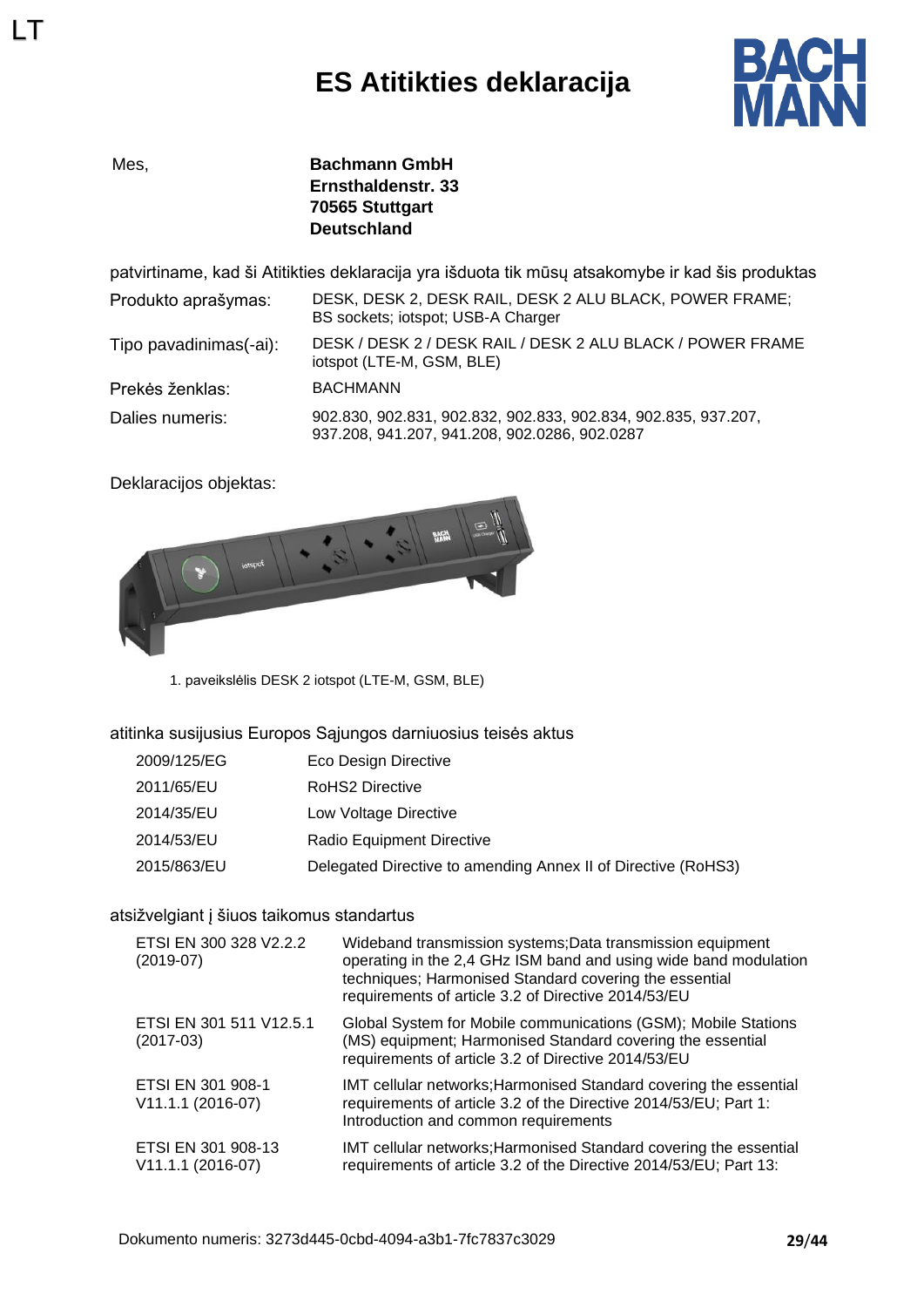LT

# ES Atitikties deklaracija

Mes, **Bachmann GmbH**
**Ernsthaldenstr. 33**
**70565 Stuttgart**
**Deutschland**

patvirtiname, kad ši Atitikties deklaracija yra išduota tik mūsų atsakomybe ir kad šis produktas

| | |
|---|---|
| Produkto aprašymas: | DESK, DESK 2, DESK RAIL, DESK 2 ALU BLACK, POWER FRAME; BS sockets; iotspot; USB-A Charger |
| Tipo pavadinimas(-ai): | DESK / DESK 2 / DESK RAIL / DESK 2 ALU BLACK / POWER FRAME iotspot (LTE-M, GSM, BLE) |
| Prekės ženklas: | BACHMANN |
| Dalies numeris: | 902.830, 902.831, 902.832, 902.833, 902.834, 902.835, 937.207, 937.208, 941.207, 941.208, 902.0286, 902.0287 |

Deklaracijos objektas:

1. paveikslėlis DESK 2 iotspot (LTE-M, GSM, BLE)

atitinka susijusius Europos Sąjungos darniuosius teisės aktus

| | |
|---|---|
| 2009/125/EG | Eco Design Directive |
| 2011/65/EU | RoHS2 Directive |
| 2014/35/EU | Low Voltage Directive |
| 2014/53/EU | Radio Equipment Directive |
| 2015/863/EU | Delegated Directive to amending Annex II of Directive (RoHS3) |

atsižvelgiant į šiuos taikomus standartus

| | |
|---|---|
| ETSI EN 300 328 V2.2.2 (2019-07) | Wideband transmission systems;Data transmission equipment operating in the 2,4 GHz ISM band and using wide band modulation techniques; Harmonised Standard covering the essential requirements of article 3.2 of Directive 2014/53/EU |
| ETSI EN 301 511 V12.5.1 (2017-03) | Global System for Mobile communications (GSM); Mobile Stations (MS) equipment; Harmonised Standard covering the essential requirements of article 3.2 of Directive 2014/53/EU |
| ETSI EN 301 908-1 V11.1.1 (2016-07) | IMT cellular networks;Harmonised Standard covering the essential requirements of article 3.2 of the Directive 2014/53/EU; Part 1: Introduction and common requirements |
| ETSI EN 301 908-13 V11.1.1 (2016-07) | IMT cellular networks;Harmonised Standard covering the essential requirements of article 3.2 of the Directive 2014/53/EU; Part 13: |

Dokumento numeris: 3273d445-0cbd-4094-a3b1-7fc7837c3029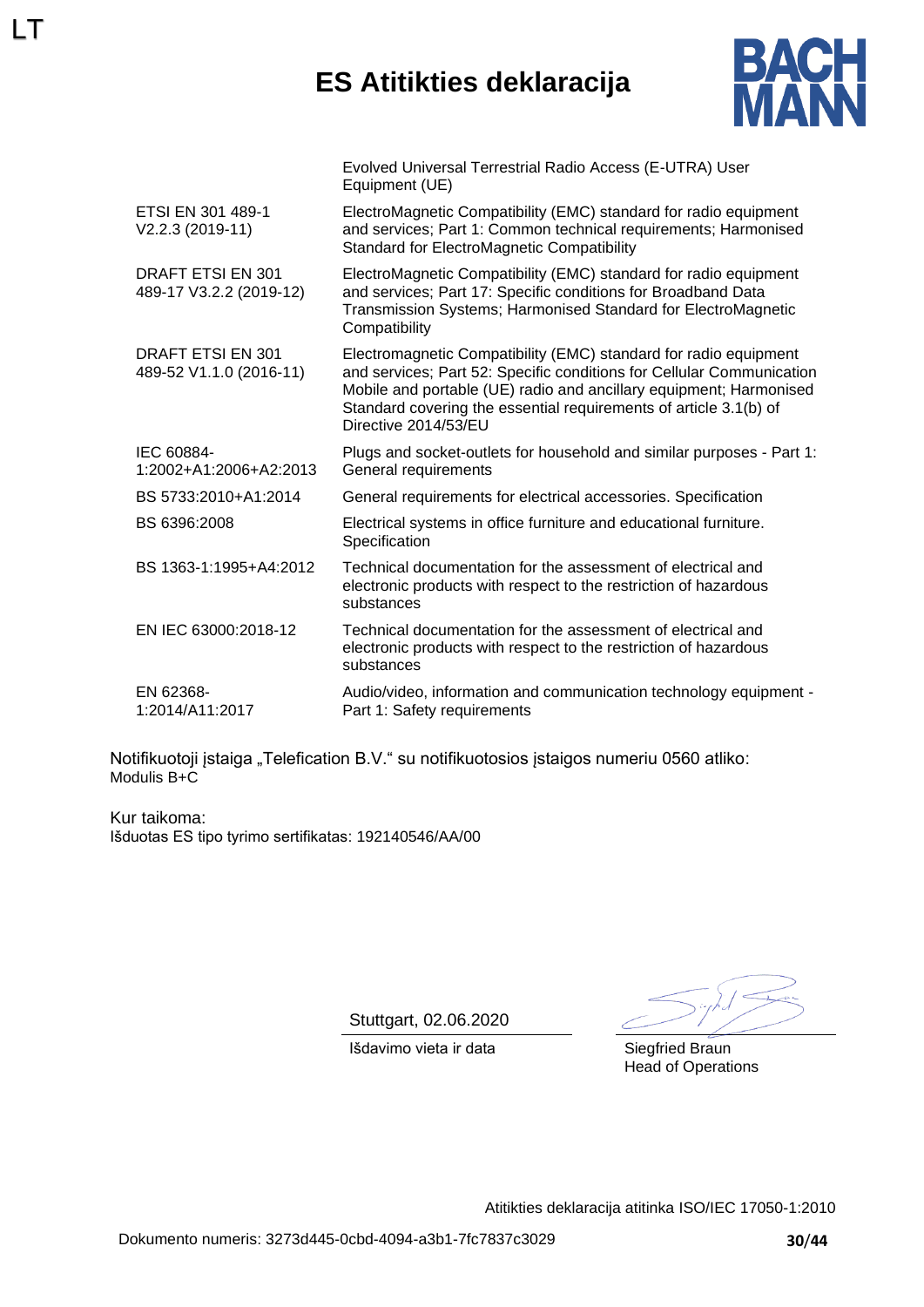LT

# ES Atitikties deklaracija

| | |
|---|---|
| | Evolved Universal Terrestrial Radio Access (E-UTRA) User Equipment (UE) |
| ETSI EN 301 489-1 V2.2.3 (2019-11) | ElectroMagnetic Compatibility (EMC) standard for radio equipment and services; Part 1: Common technical requirements; Harmonised Standard for ElectroMagnetic Compatibility |
| DRAFT ETSI EN 301 489-17 V3.2.2 (2019-12) | ElectroMagnetic Compatibility (EMC) standard for radio equipment and services; Part 17: Specific conditions for Broadband Data Transmission Systems; Harmonised Standard for ElectroMagnetic Compatibility |
| DRAFT ETSI EN 301 489-52 V1.1.0 (2016-11) | Electromagnetic Compatibility (EMC) standard for radio equipment and services; Part 52: Specific conditions for Cellular Communication Mobile and portable (UE) radio and ancillary equipment; Harmonised Standard covering the essential requirements of article 3.1(b) of Directive 2014/53/EU |
| IEC 60884-1:2002+A1:2006+A2:2013 | Plugs and socket-outlets for household and similar purposes - Part 1: General requirements |
| BS 5733:2010+A1:2014 | General requirements for electrical accessories. Specification |
| BS 6396:2008 | Electrical systems in office furniture and educational furniture. Specification |
| BS 1363-1:1995+A4:2012 | Technical documentation for the assessment of electrical and electronic products with respect to the restriction of hazardous substances |
| EN IEC 63000:2018-12 | Technical documentation for the assessment of electrical and electronic products with respect to the restriction of hazardous substances |
| EN 62368-1:2014/A11:2017 | Audio/video, information and communication technology equipment - Part 1: Safety requirements |

Notifikuotoji įstaiga „Telefication B.V." su notifikuotosios įstaigos numeriu 0560 atliko:
Modulis B+C

Kur taikoma:
Išduotas ES tipo tyrimo sertifikatas: 192140546/AA/00

Stuttgart, 02.06.2020
Išdavimo vieta ir data

Siegfried Braun
Head of Operations

Atitikties deklaracija atitinka ISO/IEC 17050-1:2010

Dokumento numeris: 3273d445-0cbd-4094-a3b1-7fc7837c3029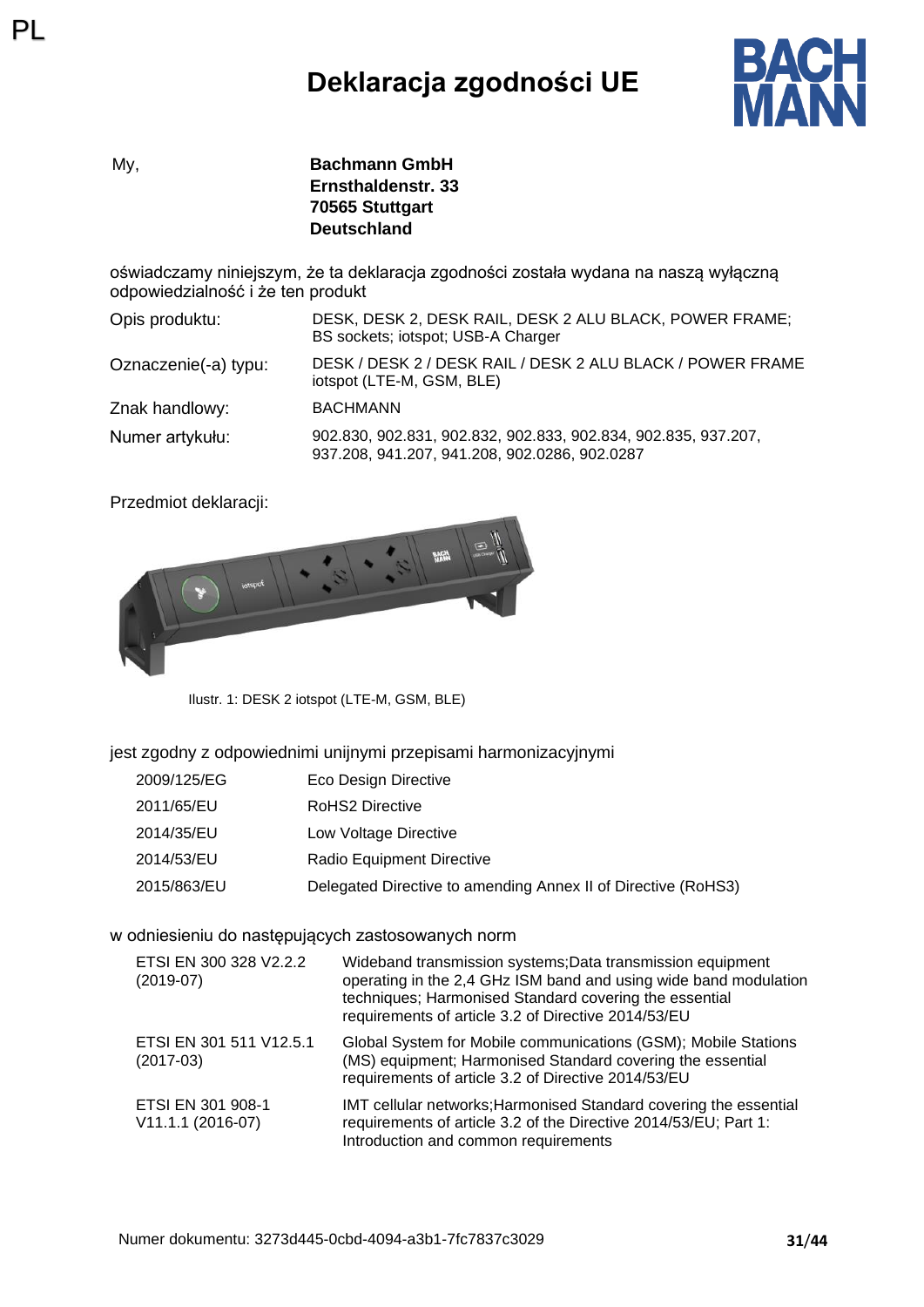PL

# Deklaracja zgodności UE

My, **Bachmann GmbH**
**Ernsthaldenstr. 33**
**70565 Stuttgart**
**Deutschland**

oświadczamy niniejszym, że ta deklaracja zgodności została wydana na naszą wyłączną odpowiedzialność i że ten produkt

| | |
|---|---|
| Opis produktu: | DESK, DESK 2, DESK RAIL, DESK 2 ALU BLACK, POWER FRAME; BS sockets; iotspot; USB-A Charger |
| Oznaczenie(-a) typu: | DESK / DESK 2 / DESK RAIL / DESK 2 ALU BLACK / POWER FRAME iotspot (LTE-M, GSM, BLE) |
| Znak handlowy: | BACHMANN |
| Numer artykułu: | 902.830, 902.831, 902.832, 902.833, 902.834, 902.835, 937.207, 937.208, 941.207, 941.208, 902.0286, 902.0287 |

Przedmiot deklaracji:

Ilustr. 1: DESK 2 iotspot (LTE-M, GSM, BLE)

jest zgodny z odpowiednimi unijnymi przepisami harmonizacyjnymi

| | |
|---|---|
| 2009/125/EG | Eco Design Directive |
| 2011/65/EU | RoHS2 Directive |
| 2014/35/EU | Low Voltage Directive |
| 2014/53/EU | Radio Equipment Directive |
| 2015/863/EU | Delegated Directive to amending Annex II of Directive (RoHS3) |

w odniesieniu do następujących zastosowanych norm

| | |
|---|---|
| ETSI EN 300 328 V2.2.2 (2019-07) | Wideband transmission systems;Data transmission equipment operating in the 2,4 GHz ISM band and using wide band modulation techniques; Harmonised Standard covering the essential requirements of article 3.2 of Directive 2014/53/EU |
| ETSI EN 301 511 V12.5.1 (2017-03) | Global System for Mobile communications (GSM); Mobile Stations (MS) equipment; Harmonised Standard covering the essential requirements of article 3.2 of Directive 2014/53/EU |
| ETSI EN 301 908-1 V11.1.1 (2016-07) | IMT cellular networks;Harmonised Standard covering the essential requirements of article 3.2 of the Directive 2014/53/EU; Part 1: Introduction and common requirements |

Numer dokumentu: 3273d445-0cbd-4094-a3b1-7fc7837c3029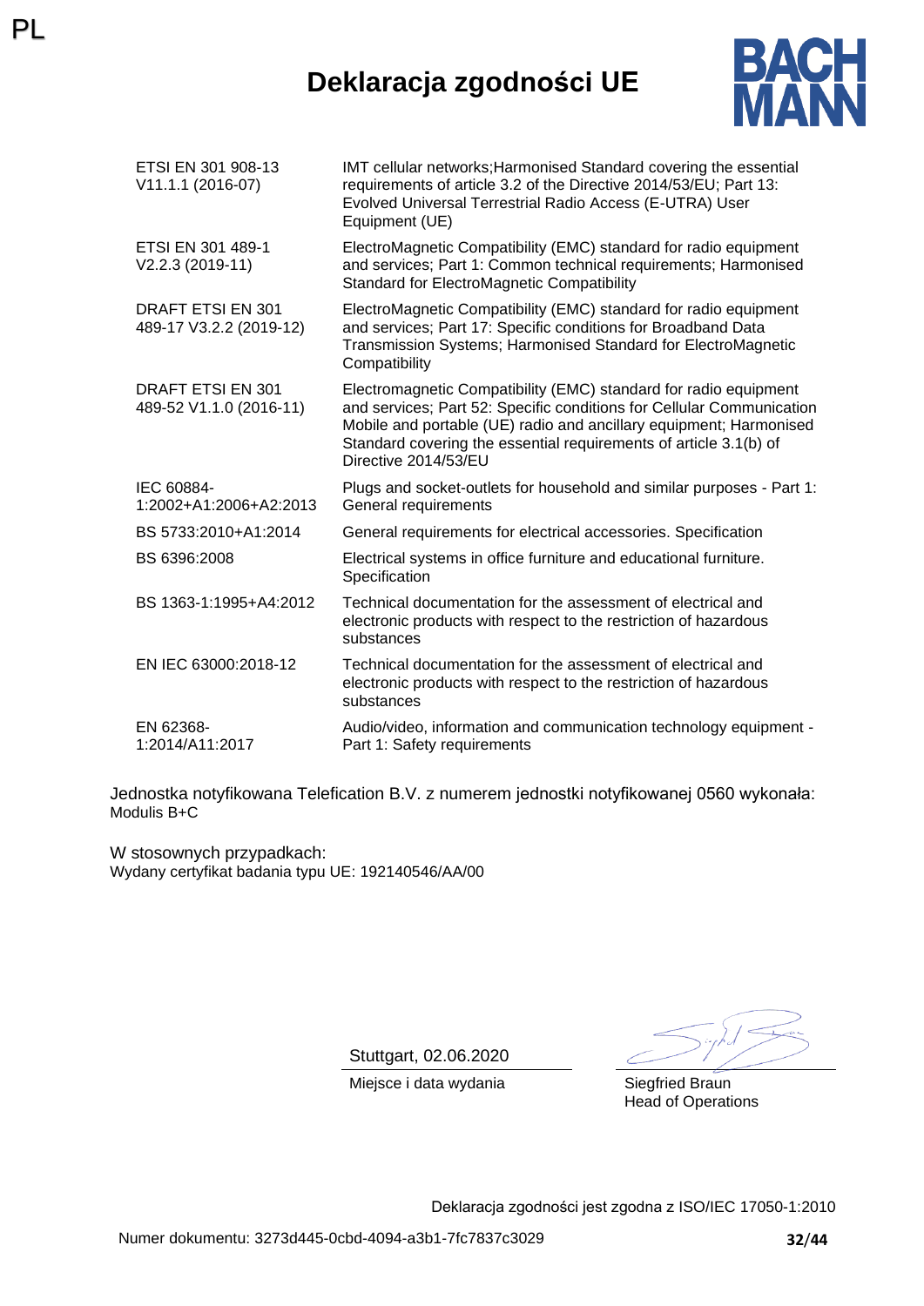# Deklaracja zgodności UE

| | |
|---|---|
| ETSI EN 301 908-13 V11.1.1 (2016-07) | IMT cellular networks;Harmonised Standard covering the essential requirements of article 3.2 of the Directive 2014/53/EU; Part 13: Evolved Universal Terrestrial Radio Access (E-UTRA) User Equipment (UE) |
| ETSI EN 301 489-1 V2.2.3 (2019-11) | ElectroMagnetic Compatibility (EMC) standard for radio equipment and services; Part 1: Common technical requirements; Harmonised Standard for ElectroMagnetic Compatibility |
| DRAFT ETSI EN 301 489-17 V3.2.2 (2019-12) | ElectroMagnetic Compatibility (EMC) standard for radio equipment and services; Part 17: Specific conditions for Broadband Data Transmission Systems; Harmonised Standard for ElectroMagnetic Compatibility |
| DRAFT ETSI EN 301 489-52 V1.1.0 (2016-11) | Electromagnetic Compatibility (EMC) standard for radio equipment and services; Part 52: Specific conditions for Cellular Communication Mobile and portable (UE) radio and ancillary equipment; Harmonised Standard covering the essential requirements of article 3.1(b) of Directive 2014/53/EU |
| IEC 60884-1:2002+A1:2006+A2:2013 | Plugs and socket-outlets for household and similar purposes - Part 1: General requirements |
| BS 5733:2010+A1:2014 | General requirements for electrical accessories. Specification |
| BS 6396:2008 | Electrical systems in office furniture and educational furniture. Specification |
| BS 1363-1:1995+A4:2012 | Technical documentation for the assessment of electrical and electronic products with respect to the restriction of hazardous substances |
| EN IEC 63000:2018-12 | Technical documentation for the assessment of electrical and electronic products with respect to the restriction of hazardous substances |
| EN 62368-1:2014/A11:2017 | Audio/video, information and communication technology equipment - Part 1: Safety requirements |

Jednostka notyfikowana Telefication B.V. z numerem jednostki notyfikowanej 0560 wykonała:
Modulis B+C

W stosownych przypadkach:
Wydany certyfikat badania typu UE: 192140546/AA/00

Stuttgart, 02.06.2020
Miejsce i data wydania

Siegfried Braun
Head of Operations

Deklaracja zgodności jest zgodna z ISO/IEC 17050-1:2010

Numer dokumentu: 3273d445-0cbd-4094-a3b1-7fc7837c3029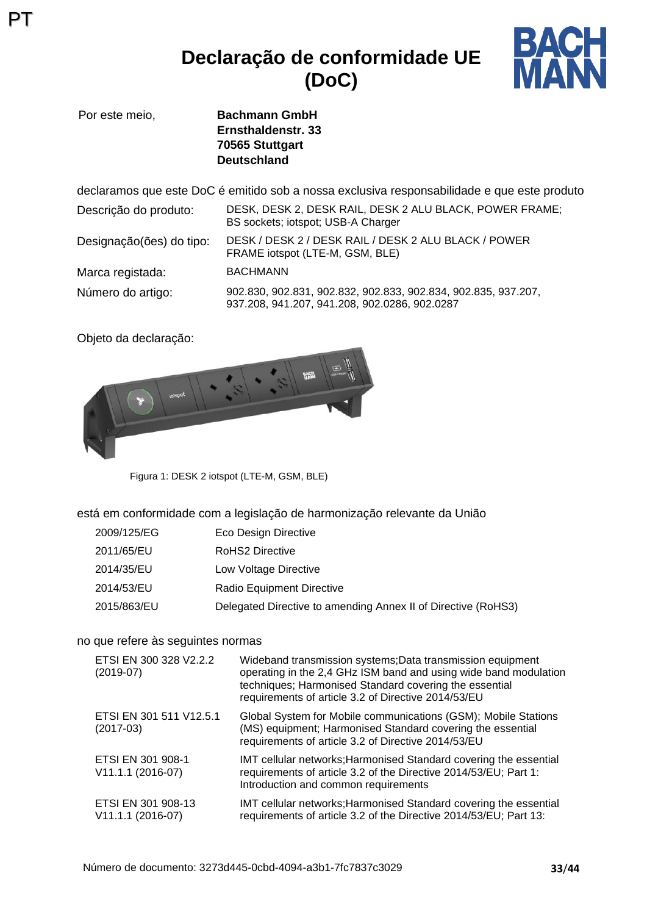PT

# Declaração de conformidade UE (DoC)

| Por este meio, | **Bachmann GmbH**<br>**Ernsthaldenstr. 33**<br>**70565 Stuttgart**<br>**Deutschland** |
|---|---|

declaramos que este DoC é emitido sob a nossa exclusiva responsabilidade e que este produto

| | |
|---|---|
| Descrição do produto: | DESK, DESK 2, DESK RAIL, DESK 2 ALU BLACK, POWER FRAME; BS sockets; iotspot; USB-A Charger |
| Designação(ões) do tipo: | DESK / DESK 2 / DESK RAIL / DESK 2 ALU BLACK / POWER FRAME iotspot (LTE-M, GSM, BLE) |
| Marca registada: | BACHMANN |
| Número do artigo: | 902.830, 902.831, 902.832, 902.833, 902.834, 902.835, 937.207, 937.208, 941.207, 941.208, 902.0286, 902.0287 |

Objeto da declaração:

Figura 1: DESK 2 iotspot (LTE-M, GSM, BLE)

está em conformidade com a legislação de harmonização relevante da União

| | |
|---|---|
| 2009/125/EG | Eco Design Directive |
| 2011/65/EU | RoHS2 Directive |
| 2014/35/EU | Low Voltage Directive |
| 2014/53/EU | Radio Equipment Directive |
| 2015/863/EU | Delegated Directive to amending Annex II of Directive (RoHS3) |

no que refere às seguintes normas

| | |
|---|---|
| ETSI EN 300 328 V2.2.2 (2019-07) | Wideband transmission systems;Data transmission equipment operating in the 2,4 GHz ISM band and using wide band modulation techniques; Harmonised Standard covering the essential requirements of article 3.2 of Directive 2014/53/EU |
| ETSI EN 301 511 V12.5.1 (2017-03) | Global System for Mobile communications (GSM); Mobile Stations (MS) equipment; Harmonised Standard covering the essential requirements of article 3.2 of Directive 2014/53/EU |
| ETSI EN 301 908-1 V11.1.1 (2016-07) | IMT cellular networks;Harmonised Standard covering the essential requirements of article 3.2 of the Directive 2014/53/EU; Part 1: Introduction and common requirements |
| ETSI EN 301 908-13 V11.1.1 (2016-07) | IMT cellular networks;Harmonised Standard covering the essential requirements of article 3.2 of the Directive 2014/53/EU; Part 13: |

Número de documento: 3273d445-0cbd-4094-a3b1-7fc7837c3029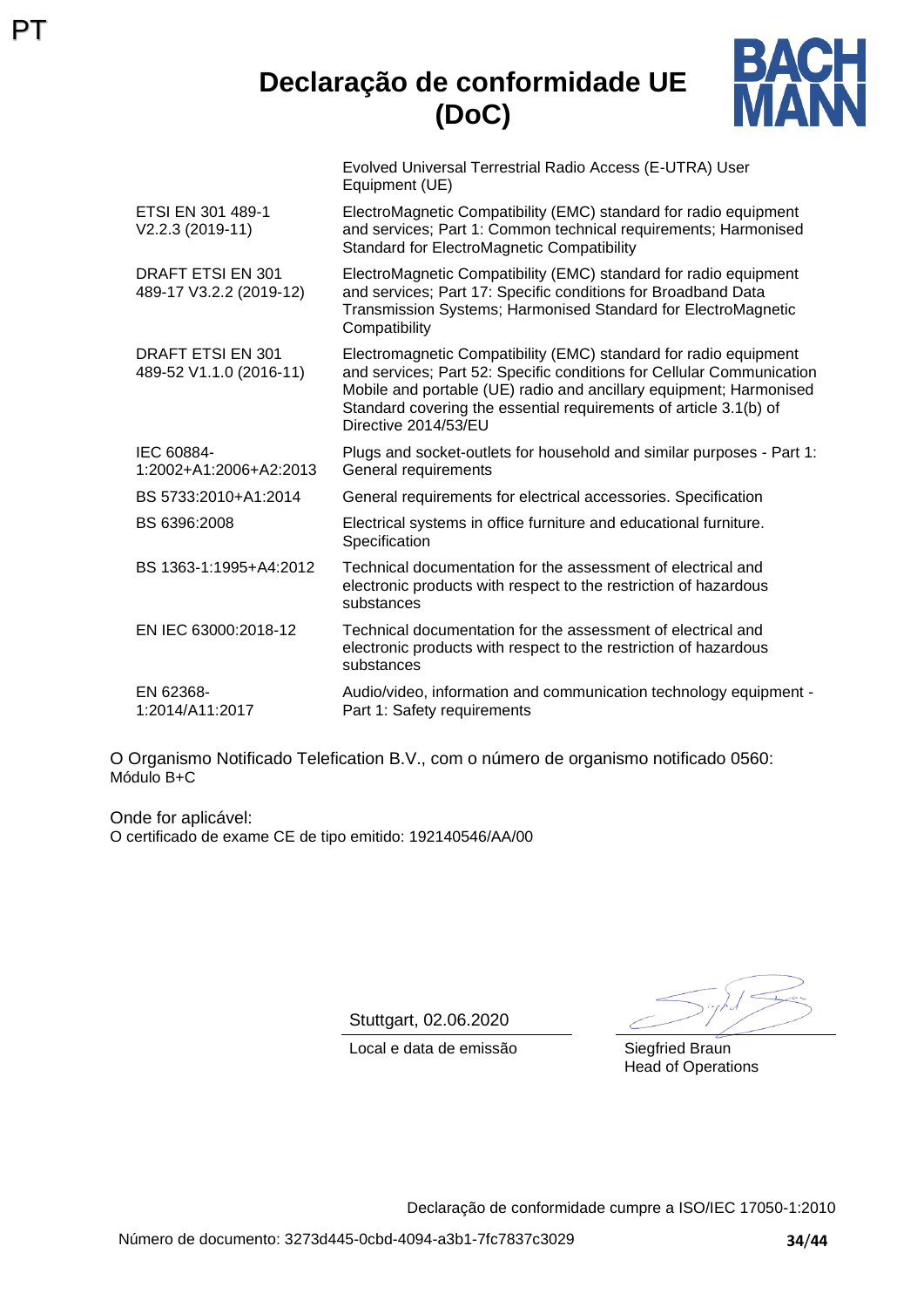PT

# Declaração de conformidade UE (DoC)

BACH MANN

| | |
|---|---|
| | Evolved Universal Terrestrial Radio Access (E-UTRA) User Equipment (UE) |
| ETSI EN 301 489-1 V2.2.3 (2019-11) | ElectroMagnetic Compatibility (EMC) standard for radio equipment and services; Part 1: Common technical requirements; Harmonised Standard for ElectroMagnetic Compatibility |
| DRAFT ETSI EN 301 489-17 V3.2.2 (2019-12) | ElectroMagnetic Compatibility (EMC) standard for radio equipment and services; Part 17: Specific conditions for Broadband Data Transmission Systems; Harmonised Standard for ElectroMagnetic Compatibility |
| DRAFT ETSI EN 301 489-52 V1.1.0 (2016-11) | Electromagnetic Compatibility (EMC) standard for radio equipment and services; Part 52: Specific conditions for Cellular Communication Mobile and portable (UE) radio and ancillary equipment; Harmonised Standard covering the essential requirements of article 3.1(b) of Directive 2014/53/EU |
| IEC 60884-1:2002+A1:2006+A2:2013 | Plugs and socket-outlets for household and similar purposes - Part 1: General requirements |
| BS 5733:2010+A1:2014 | General requirements for electrical accessories. Specification |
| BS 6396:2008 | Electrical systems in office furniture and educational furniture. Specification |
| BS 1363-1:1995+A4:2012 | Technical documentation for the assessment of electrical and electronic products with respect to the restriction of hazardous substances |
| EN IEC 63000:2018-12 | Technical documentation for the assessment of electrical and electronic products with respect to the restriction of hazardous substances |
| EN 62368-1:2014/A11:2017 | Audio/video, information and communication technology equipment - Part 1: Safety requirements |

O Organismo Notificado Telefication B.V., com o número de organismo notificado 0560:
Módulo B+C

Onde for aplicável:
O certificado de exame CE de tipo emitido: 192140546/AA/00

Stuttgart, 02.06.2020
Local e data de emissão

Siegfried Braun
Head of Operations

Declaração de conformidade cumpre a ISO/IEC 17050-1:2010

Número de documento: 3273d445-0cbd-4094-a3b1-7fc7837c3029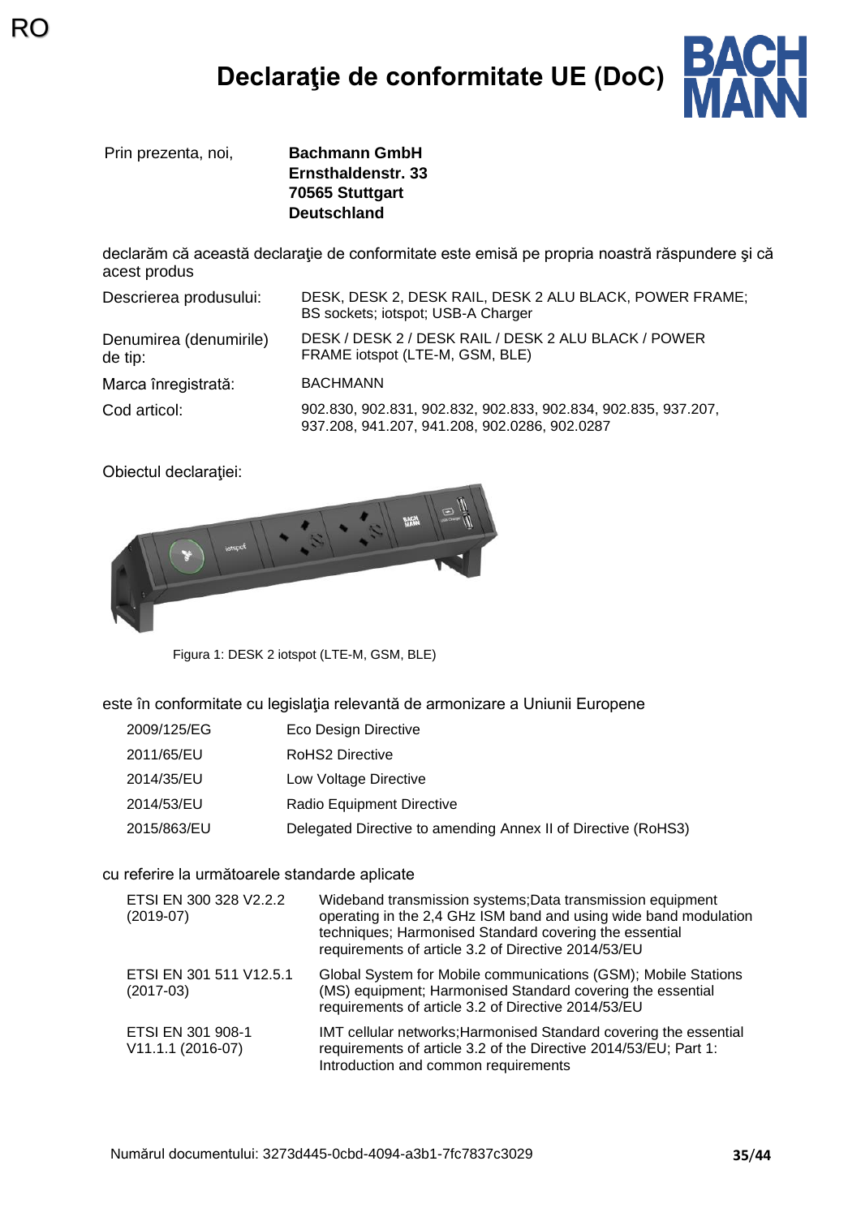RO

# Declaraţie de conformitate UE (DoC)

Prin prezenta, noi, **Bachmann GmbH**
**Ernsthaldenstr. 33**
**70565 Stuttgart**
**Deutschland**

declarăm că această declaraţie de conformitate este emisă pe propria noastră răspundere şi că acest produs

| | |
|---|---|
| Descrierea produsului: | DESK, DESK 2, DESK RAIL, DESK 2 ALU BLACK, POWER FRAME; BS sockets; iotspot; USB-A Charger |
| Denumirea (denumirile) de tip: | DESK / DESK 2 / DESK RAIL / DESK 2 ALU BLACK / POWER FRAME iotspot (LTE-M, GSM, BLE) |
| Marca înregistrată: | BACHMANN |
| Cod articol: | 902.830, 902.831, 902.832, 902.833, 902.834, 902.835, 937.207, 937.208, 941.207, 941.208, 902.0286, 902.0287 |

Obiectul declaraţiei:

Figura 1: DESK 2 iotspot (LTE-M, GSM, BLE)

este în conformitate cu legislaţia relevantă de armonizare a Uniunii Europene

| | |
|---|---|
| 2009/125/EG | Eco Design Directive |
| 2011/65/EU | RoHS2 Directive |
| 2014/35/EU | Low Voltage Directive |
| 2014/53/EU | Radio Equipment Directive |
| 2015/863/EU | Delegated Directive to amending Annex II of Directive (RoHS3) |

cu referire la următoarele standarde aplicate

| | |
|---|---|
| ETSI EN 300 328 V2.2.2 (2019-07) | Wideband transmission systems;Data transmission equipment operating in the 2,4 GHz ISM band and using wide band modulation techniques; Harmonised Standard covering the essential requirements of article 3.2 of Directive 2014/53/EU |
| ETSI EN 301 511 V12.5.1 (2017-03) | Global System for Mobile communications (GSM); Mobile Stations (MS) equipment; Harmonised Standard covering the essential requirements of article 3.2 of Directive 2014/53/EU |
| ETSI EN 301 908-1 V11.1.1 (2016-07) | IMT cellular networks;Harmonised Standard covering the essential requirements of article 3.2 of the Directive 2014/53/EU; Part 1: Introduction and common requirements |

Numărul documentului: 3273d445-0cbd-4094-a3b1-7fc7837c3029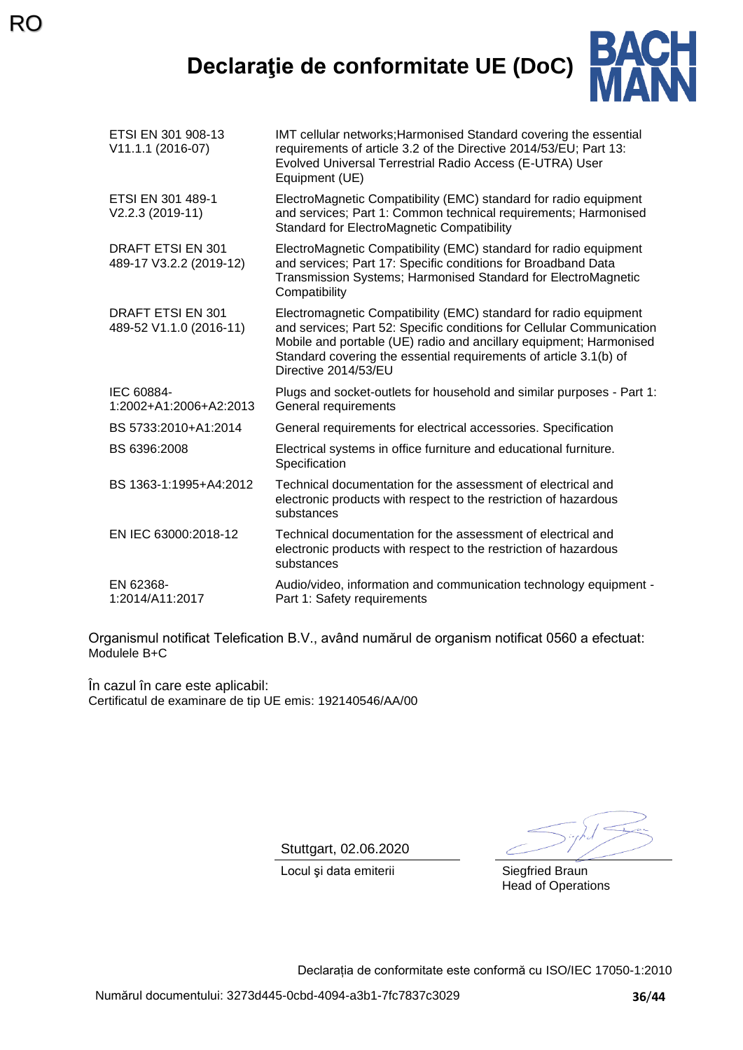RO

# Declaraţie de conformitate UE (DoC)

| | |
|---|---|
| ETSI EN 301 908-13 V11.1.1 (2016-07) | IMT cellular networks;Harmonised Standard covering the essential requirements of article 3.2 of the Directive 2014/53/EU; Part 13: Evolved Universal Terrestrial Radio Access (E-UTRA) User Equipment (UE) |
| ETSI EN 301 489-1 V2.2.3 (2019-11) | ElectroMagnetic Compatibility (EMC) standard for radio equipment and services; Part 1: Common technical requirements; Harmonised Standard for ElectroMagnetic Compatibility |
| DRAFT ETSI EN 301 489-17 V3.2.2 (2019-12) | ElectroMagnetic Compatibility (EMC) standard for radio equipment and services; Part 17: Specific conditions for Broadband Data Transmission Systems; Harmonised Standard for ElectroMagnetic Compatibility |
| DRAFT ETSI EN 301 489-52 V1.1.0 (2016-11) | Electromagnetic Compatibility (EMC) standard for radio equipment and services; Part 52: Specific conditions for Cellular Communication Mobile and portable (UE) radio and ancillary equipment; Harmonised Standard covering the essential requirements of article 3.1(b) of Directive 2014/53/EU |
| IEC 60884-1:2002+A1:2006+A2:2013 | Plugs and socket-outlets for household and similar purposes - Part 1: General requirements |
| BS 5733:2010+A1:2014 | General requirements for electrical accessories. Specification |
| BS 6396:2008 | Electrical systems in office furniture and educational furniture. Specification |
| BS 1363-1:1995+A4:2012 | Technical documentation for the assessment of electrical and electronic products with respect to the restriction of hazardous substances |
| EN IEC 63000:2018-12 | Technical documentation for the assessment of electrical and electronic products with respect to the restriction of hazardous substances |
| EN 62368-1:2014/A11:2017 | Audio/video, information and communication technology equipment - Part 1: Safety requirements |

Organismul notificat Telefication B.V., având numărul de organism notificat 0560 a efectuat:
Modulele B+C

În cazul în care este aplicabil:
Certificatul de examinare de tip UE emis: 192140546/AA/00

Stuttgart, 02.06.2020
Locul şi data emiterii

Siegfried Braun
Head of Operations

Declarația de conformitate este conformă cu ISO/IEC 17050-1:2010

Numărul documentului: 3273d445-0cbd-4094-a3b1-7fc7837c3029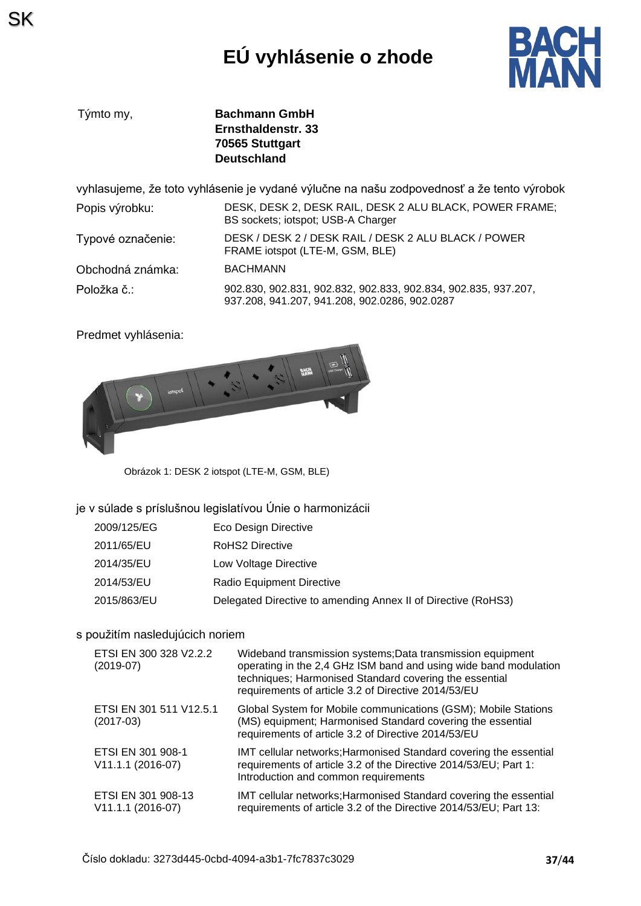SK

# EÚ vyhlásenie o zhode

Týmto my, **Bachmann GmbH**
**Ernsthaldenstr. 33**
**70565 Stuttgart**
**Deutschland**

vyhlasujeme, že toto vyhlásenie je vydané výlučne na našu zodpovednosť a že tento výrobok

| | |
|---|---|
| Popis výrobku: | DESK, DESK 2, DESK RAIL, DESK 2 ALU BLACK, POWER FRAME; BS sockets; iotspot; USB-A Charger |
| Typové označenie: | DESK / DESK 2 / DESK RAIL / DESK 2 ALU BLACK / POWER FRAME iotspot (LTE-M, GSM, BLE) |
| Obchodná známka: | BACHMANN |
| Položka č.: | 902.830, 902.831, 902.832, 902.833, 902.834, 902.835, 937.207, 937.208, 941.207, 941.208, 902.0286, 902.0287 |

Predmet vyhlásenia:

Obrázok 1: DESK 2 iotspot (LTE-M, GSM, BLE)

je v súlade s príslušnou legislatívou Únie o harmonizácii

| | |
|---|---|
| 2009/125/EG | Eco Design Directive |
| 2011/65/EU | RoHS2 Directive |
| 2014/35/EU | Low Voltage Directive |
| 2014/53/EU | Radio Equipment Directive |
| 2015/863/EU | Delegated Directive to amending Annex II of Directive (RoHS3) |

s použitím nasledujúcich noriem

| | |
|---|---|
| ETSI EN 300 328 V2.2.2 (2019-07) | Wideband transmission systems;Data transmission equipment operating in the 2,4 GHz ISM band and using wide band modulation techniques; Harmonised Standard covering the essential requirements of article 3.2 of Directive 2014/53/EU |
| ETSI EN 301 511 V12.5.1 (2017-03) | Global System for Mobile communications (GSM); Mobile Stations (MS) equipment; Harmonised Standard covering the essential requirements of article 3.2 of Directive 2014/53/EU |
| ETSI EN 301 908-1 V11.1.1 (2016-07) | IMT cellular networks;Harmonised Standard covering the essential requirements of article 3.2 of the Directive 2014/53/EU; Part 1: Introduction and common requirements |
| ETSI EN 301 908-13 V11.1.1 (2016-07) | IMT cellular networks;Harmonised Standard covering the essential requirements of article 3.2 of the Directive 2014/53/EU; Part 13: |

Číslo dokladu: 3273d445-0cbd-4094-a3b1-7fc7837c3029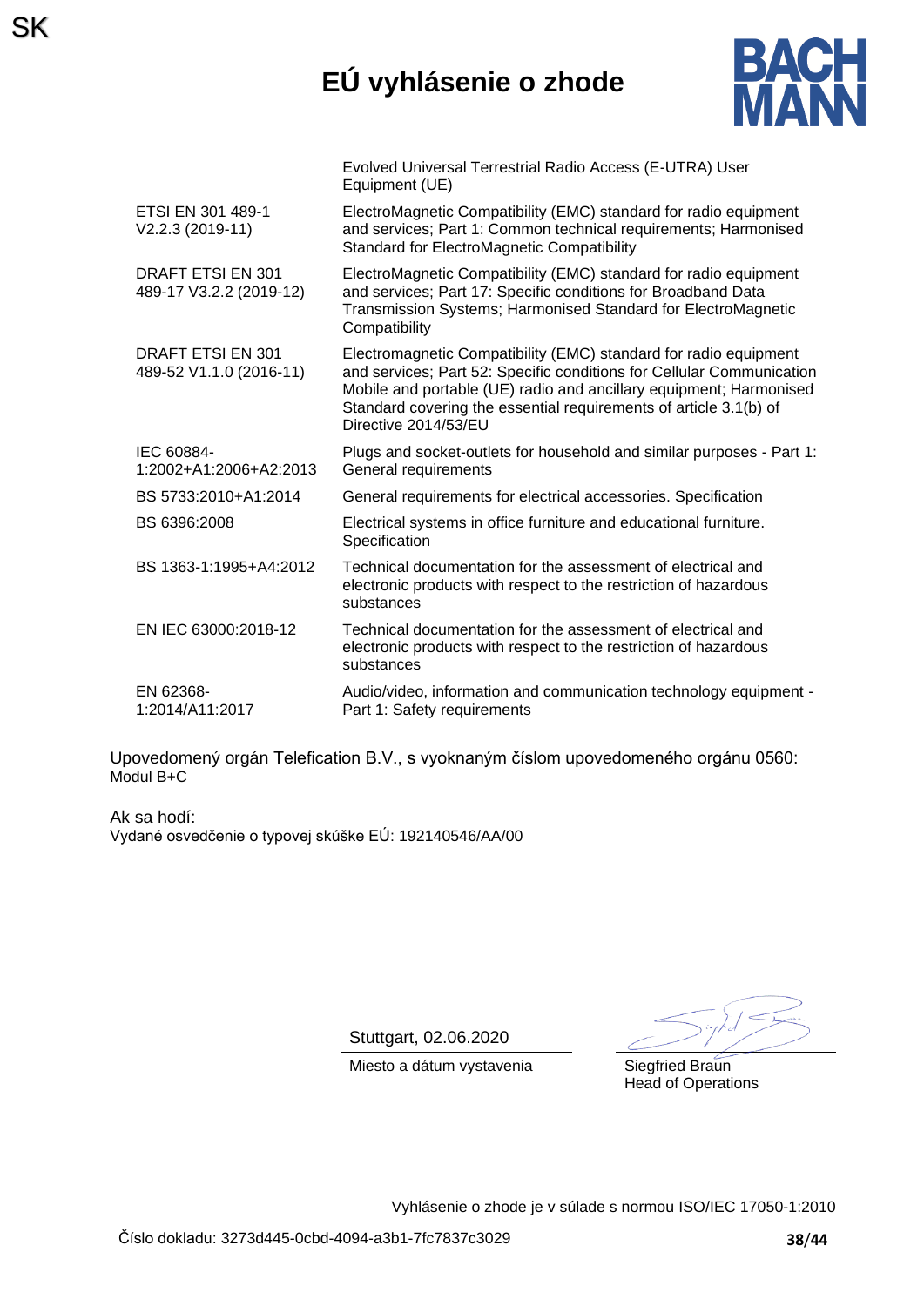# EÚ vyhlásenie o zhode

| | |
|---|---|
| | Evolved Universal Terrestrial Radio Access (E-UTRA) User Equipment (UE) |
| ETSI EN 301 489-1 V2.2.3 (2019-11) | ElectroMagnetic Compatibility (EMC) standard for radio equipment and services; Part 1: Common technical requirements; Harmonised Standard for ElectroMagnetic Compatibility |
| DRAFT ETSI EN 301 489-17 V3.2.2 (2019-12) | ElectroMagnetic Compatibility (EMC) standard for radio equipment and services; Part 17: Specific conditions for Broadband Data Transmission Systems; Harmonised Standard for ElectroMagnetic Compatibility |
| DRAFT ETSI EN 301 489-52 V1.1.0 (2016-11) | Electromagnetic Compatibility (EMC) standard for radio equipment and services; Part 52: Specific conditions for Cellular Communication Mobile and portable (UE) radio and ancillary equipment; Harmonised Standard covering the essential requirements of article 3.1(b) of Directive 2014/53/EU |
| IEC 60884-1:2002+A1:2006+A2:2013 | Plugs and socket-outlets for household and similar purposes - Part 1: General requirements |
| BS 5733:2010+A1:2014 | General requirements for electrical accessories. Specification |
| BS 6396:2008 | Electrical systems in office furniture and educational furniture. Specification |
| BS 1363-1:1995+A4:2012 | Technical documentation for the assessment of electrical and electronic products with respect to the restriction of hazardous substances |
| EN IEC 63000:2018-12 | Technical documentation for the assessment of electrical and electronic products with respect to the restriction of hazardous substances |
| EN 62368-1:2014/A11:2017 | Audio/video, information and communication technology equipment - Part 1: Safety requirements |

Upovedomený orgán Telefication B.V., s vyoknaným číslom upovedomeného orgánu 0560:
Modul B+C

Ak sa hodí:
Vydané osvedčenie o typovej skúške EÚ: 192140546/AA/00

Stuttgart, 02.06.2020
Miesto a dátum vystavenia

Siegfried Braun
Head of Operations

Vyhlásenie o zhode je v súlade s normou ISO/IEC 17050-1:2010

Číslo dokladu: 3273d445-0cbd-4094-a3b1-7fc7837c3029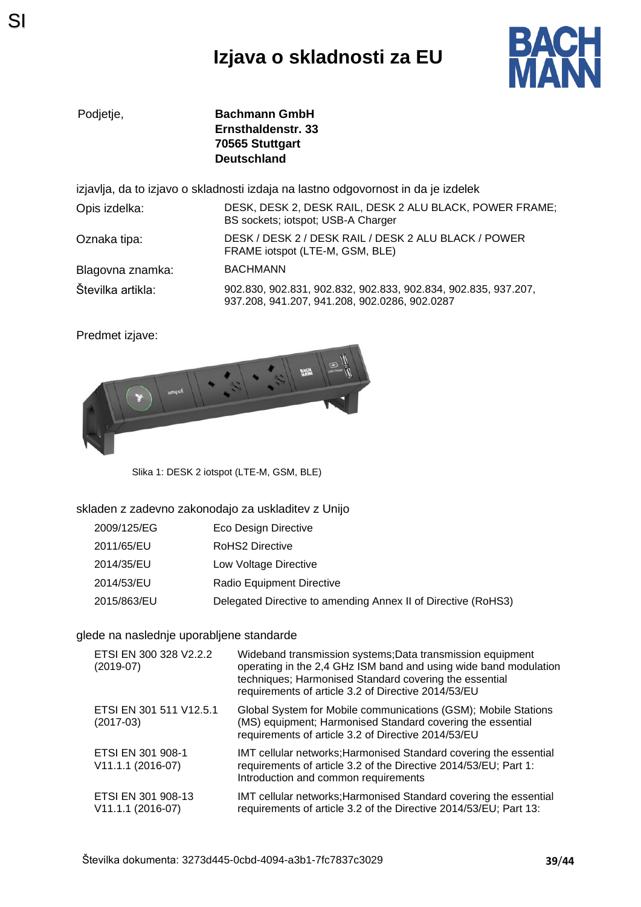# Izjava o skladnosti za EU

| | |
|---|---|
| Podjetje, | **Bachmann GmbH**<br>**Ernsthaldenstr. 33**<br>**70565 Stuttgart**<br>**Deutschland** |

izjavlja, da to izjavo o skladnosti izdaja na lastno odgovornost in da je izdelek

| | |
|---|---|
| Opis izdelka: | DESK, DESK 2, DESK RAIL, DESK 2 ALU BLACK, POWER FRAME; BS sockets; iotspot; USB-A Charger |
| Oznaka tipa: | DESK / DESK 2 / DESK RAIL / DESK 2 ALU BLACK / POWER FRAME iotspot (LTE-M, GSM, BLE) |
| Blagovna znamka: | BACHMANN |
| Številka artikla: | 902.830, 902.831, 902.832, 902.833, 902.834, 902.835, 937.207, 937.208, 941.207, 941.208, 902.0286, 902.0287 |

Predmet izjave:

Slika 1: DESK 2 iotspot (LTE-M, GSM, BLE)

skladen z zadevno zakonodajo za uskladitev z Unijo

| | |
|---|---|
| 2009/125/EG | Eco Design Directive |
| 2011/65/EU | RoHS2 Directive |
| 2014/35/EU | Low Voltage Directive |
| 2014/53/EU | Radio Equipment Directive |
| 2015/863/EU | Delegated Directive to amending Annex II of Directive (RoHS3) |

glede na naslednje uporabljene standarde

| | |
|---|---|
| ETSI EN 300 328 V2.2.2 (2019-07) | Wideband transmission systems;Data transmission equipment operating in the 2,4 GHz ISM band and using wide band modulation techniques; Harmonised Standard covering the essential requirements of article 3.2 of Directive 2014/53/EU |
| ETSI EN 301 511 V12.5.1 (2017-03) | Global System for Mobile communications (GSM); Mobile Stations (MS) equipment; Harmonised Standard covering the essential requirements of article 3.2 of Directive 2014/53/EU |
| ETSI EN 301 908-1 V11.1.1 (2016-07) | IMT cellular networks;Harmonised Standard covering the essential requirements of article 3.2 of the Directive 2014/53/EU; Part 1: Introduction and common requirements |
| ETSI EN 301 908-13 V11.1.1 (2016-07) | IMT cellular networks;Harmonised Standard covering the essential requirements of article 3.2 of the Directive 2014/53/EU; Part 13: |

Številka dokumenta: 3273d445-0cbd-4094-a3b1-7fc7837c3029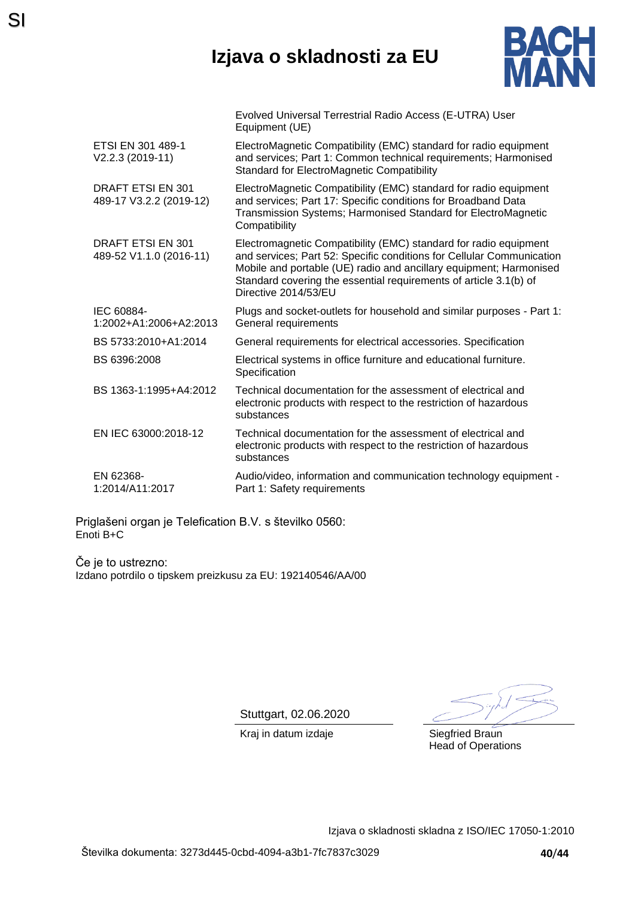# Izjava o skladnosti za EU

| | |
|---|---|
| | Evolved Universal Terrestrial Radio Access (E-UTRA) User Equipment (UE) |
| ETSI EN 301 489-1 V2.2.3 (2019-11) | ElectroMagnetic Compatibility (EMC) standard for radio equipment and services; Part 1: Common technical requirements; Harmonised Standard for ElectroMagnetic Compatibility |
| DRAFT ETSI EN 301 489-17 V3.2.2 (2019-12) | ElectroMagnetic Compatibility (EMC) standard for radio equipment and services; Part 17: Specific conditions for Broadband Data Transmission Systems; Harmonised Standard for ElectroMagnetic Compatibility |
| DRAFT ETSI EN 301 489-52 V1.1.0 (2016-11) | Electromagnetic Compatibility (EMC) standard for radio equipment and services; Part 52: Specific conditions for Cellular Communication Mobile and portable (UE) radio and ancillary equipment; Harmonised Standard covering the essential requirements of article 3.1(b) of Directive 2014/53/EU |
| IEC 60884-1:2002+A1:2006+A2:2013 | Plugs and socket-outlets for household and similar purposes - Part 1: General requirements |
| BS 5733:2010+A1:2014 | General requirements for electrical accessories. Specification |
| BS 6396:2008 | Electrical systems in office furniture and educational furniture. Specification |
| BS 1363-1:1995+A4:2012 | Technical documentation for the assessment of electrical and electronic products with respect to the restriction of hazardous substances |
| EN IEC 63000:2018-12 | Technical documentation for the assessment of electrical and electronic products with respect to the restriction of hazardous substances |
| EN 62368-1:2014/A11:2017 | Audio/video, information and communication technology equipment - Part 1: Safety requirements |

Priglašeni organ je Telefication B.V. s številko 0560:
Enoti B+C

Če je to ustrezno:
Izdano potrdilo o tipskem preizkusu za EU: 192140546/AA/00

Stuttgart, 02.06.2020

Kraj in datum izdaje

Siegfried Braun
Head of Operations

Izjava o skladnosti skladna z ISO/IEC 17050-1:2010

Številka dokumenta: 3273d445-0cbd-4094-a3b1-7fc7837c3029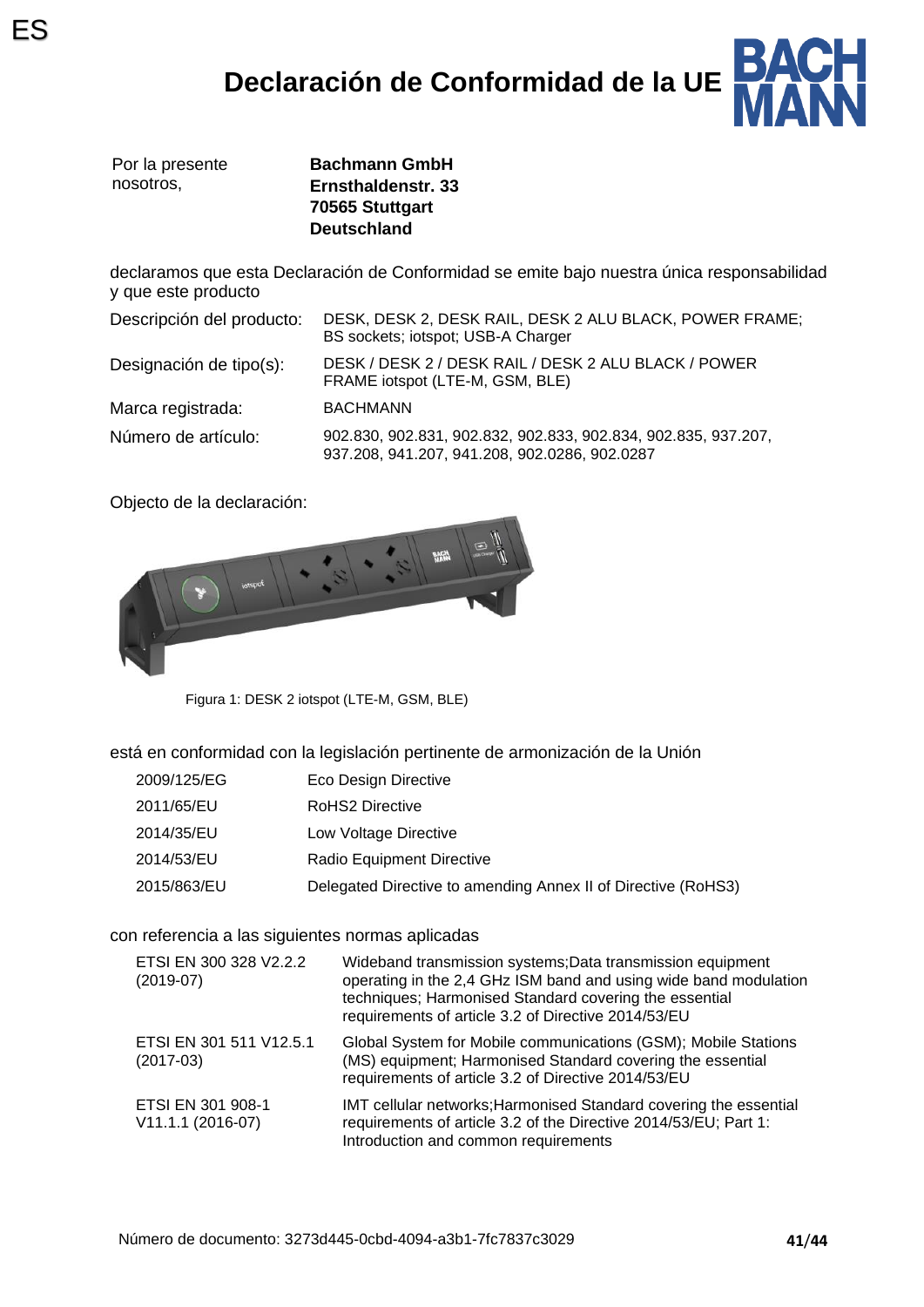ES

# Declaración de Conformidad de la UE

| Por la presente nosotros, | **Bachmann GmbH**<br>**Ernsthaldenstr. 33**<br>**70565 Stuttgart**<br>**Deutschland** |
|---|---|

declaramos que esta Declaración de Conformidad se emite bajo nuestra única responsabilidad y que este producto

| | |
|---|---|
| Descripción del producto: | DESK, DESK 2, DESK RAIL, DESK 2 ALU BLACK, POWER FRAME; BS sockets; iotspot; USB-A Charger |
| Designación de tipo(s): | DESK / DESK 2 / DESK RAIL / DESK 2 ALU BLACK / POWER FRAME iotspot (LTE-M, GSM, BLE) |
| Marca registrada: | BACHMANN |
| Número de artículo: | 902.830, 902.831, 902.832, 902.833, 902.834, 902.835, 937.207, 937.208, 941.207, 941.208, 902.0286, 902.0287 |

Objecto de la declaración:

Figura 1: DESK 2 iotspot (LTE-M, GSM, BLE)

está en conformidad con la legislación pertinente de armonización de la Unión

| | |
|---|---|
| 2009/125/EG | Eco Design Directive |
| 2011/65/EU | RoHS2 Directive |
| 2014/35/EU | Low Voltage Directive |
| 2014/53/EU | Radio Equipment Directive |
| 2015/863/EU | Delegated Directive to amending Annex II of Directive (RoHS3) |

con referencia a las siguientes normas aplicadas

| | |
|---|---|
| ETSI EN 300 328 V2.2.2 (2019-07) | Wideband transmission systems;Data transmission equipment operating in the 2,4 GHz ISM band and using wide band modulation techniques; Harmonised Standard covering the essential requirements of article 3.2 of Directive 2014/53/EU |
| ETSI EN 301 511 V12.5.1 (2017-03) | Global System for Mobile communications (GSM); Mobile Stations (MS) equipment; Harmonised Standard covering the essential requirements of article 3.2 of Directive 2014/53/EU |
| ETSI EN 301 908-1 V11.1.1 (2016-07) | IMT cellular networks;Harmonised Standard covering the essential requirements of article 3.2 of the Directive 2014/53/EU; Part 1: Introduction and common requirements |

Número de documento: 3273d445-0cbd-4094-a3b1-7fc7837c3029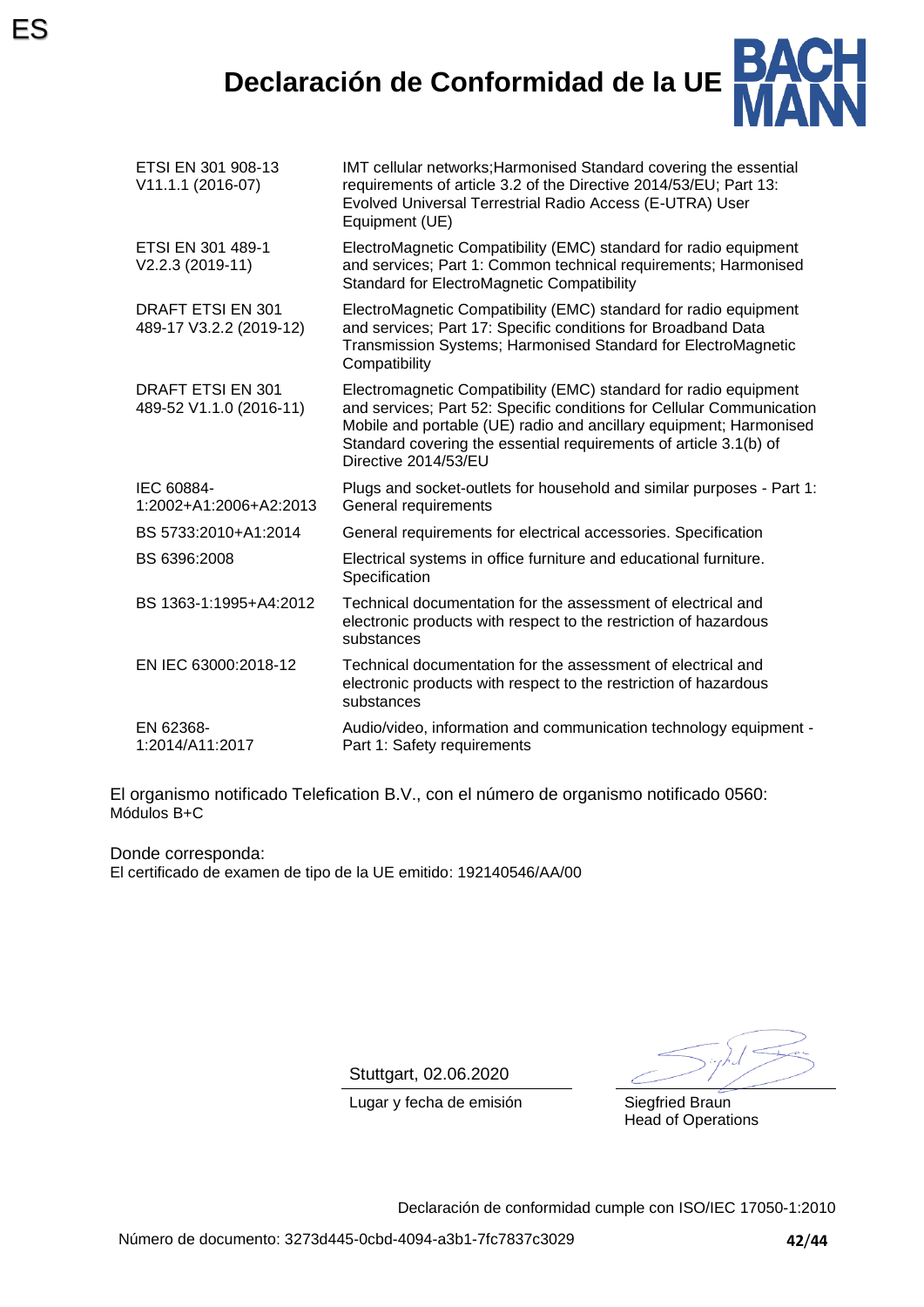# Declaración de Conformidad de la UE

| | |
|---|---|
| ETSI EN 301 908-13 V11.1.1 (2016-07) | IMT cellular networks;Harmonised Standard covering the essential requirements of article 3.2 of the Directive 2014/53/EU; Part 13: Evolved Universal Terrestrial Radio Access (E-UTRA) User Equipment (UE) |
| ETSI EN 301 489-1 V2.2.3 (2019-11) | ElectroMagnetic Compatibility (EMC) standard for radio equipment and services; Part 1: Common technical requirements; Harmonised Standard for ElectroMagnetic Compatibility |
| DRAFT ETSI EN 301 489-17 V3.2.2 (2019-12) | ElectroMagnetic Compatibility (EMC) standard for radio equipment and services; Part 17: Specific conditions for Broadband Data Transmission Systems; Harmonised Standard for ElectroMagnetic Compatibility |
| DRAFT ETSI EN 301 489-52 V1.1.0 (2016-11) | Electromagnetic Compatibility (EMC) standard for radio equipment and services; Part 52: Specific conditions for Cellular Communication Mobile and portable (UE) radio and ancillary equipment; Harmonised Standard covering the essential requirements of article 3.1(b) of Directive 2014/53/EU |
| IEC 60884-1:2002+A1:2006+A2:2013 | Plugs and socket-outlets for household and similar purposes - Part 1: General requirements |
| BS 5733:2010+A1:2014 | General requirements for electrical accessories. Specification |
| BS 6396:2008 | Electrical systems in office furniture and educational furniture. Specification |
| BS 1363-1:1995+A4:2012 | Technical documentation for the assessment of electrical and electronic products with respect to the restriction of hazardous substances |
| EN IEC 63000:2018-12 | Technical documentation for the assessment of electrical and electronic products with respect to the restriction of hazardous substances |
| EN 62368-1:2014/A11:2017 | Audio/video, information and communication technology equipment - Part 1: Safety requirements |

El organismo notificado Telefication B.V., con el número de organismo notificado 0560:
Módulos B+C

Donde corresponda:
El certificado de examen de tipo de la UE emitido: 192140546/AA/00

Stuttgart, 02.06.2020
Lugar y fecha de emisión

Siegfried Braun
Head of Operations

Declaración de conformidad cumple con ISO/IEC 17050-1:2010

Número de documento: 3273d445-0cbd-4094-a3b1-7fc7837c3029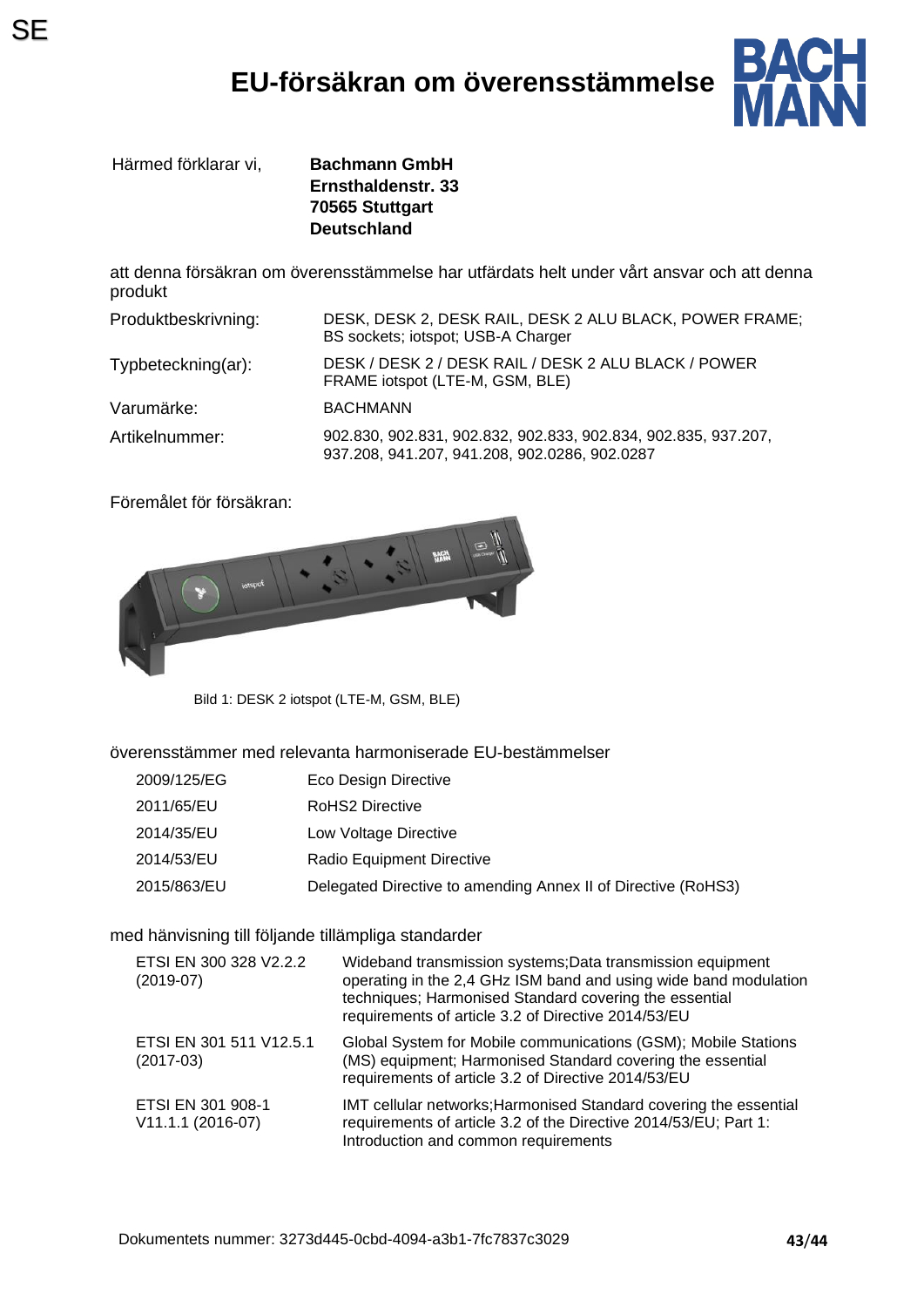SE

# EU-försäkran om överensstämmelse

Härmed förklarar vi, **Bachmann GmbH**
**Ernsthaldenstr. 33**
**70565 Stuttgart**
**Deutschland**

att denna försäkran om överensstämmelse har utfärdats helt under vårt ansvar och att denna produkt

| | |
|---|---|
| Produktbeskrivning: | DESK, DESK 2, DESK RAIL, DESK 2 ALU BLACK, POWER FRAME; BS sockets; iotspot; USB-A Charger |
| Typbeteckning(ar): | DESK / DESK 2 / DESK RAIL / DESK 2 ALU BLACK / POWER FRAME iotspot (LTE-M, GSM, BLE) |
| Varumärke: | BACHMANN |
| Artikelnummer: | 902.830, 902.831, 902.832, 902.833, 902.834, 902.835, 937.207, 937.208, 941.207, 941.208, 902.0286, 902.0287 |

Föremålet för försäkran:

Bild 1: DESK 2 iotspot (LTE-M, GSM, BLE)

överensstämmer med relevanta harmoniserade EU-bestämmelser

| | |
|---|---|
| 2009/125/EG | Eco Design Directive |
| 2011/65/EU | RoHS2 Directive |
| 2014/35/EU | Low Voltage Directive |
| 2014/53/EU | Radio Equipment Directive |
| 2015/863/EU | Delegated Directive to amending Annex II of Directive (RoHS3) |

med hänvisning till följande tillämpliga standarder

| | |
|---|---|
| ETSI EN 300 328 V2.2.2 (2019-07) | Wideband transmission systems;Data transmission equipment operating in the 2,4 GHz ISM band and using wide band modulation techniques; Harmonised Standard covering the essential requirements of article 3.2 of Directive 2014/53/EU |
| ETSI EN 301 511 V12.5.1 (2017-03) | Global System for Mobile communications (GSM); Mobile Stations (MS) equipment; Harmonised Standard covering the essential requirements of article 3.2 of Directive 2014/53/EU |
| ETSI EN 301 908-1 V11.1.1 (2016-07) | IMT cellular networks;Harmonised Standard covering the essential requirements of article 3.2 of the Directive 2014/53/EU; Part 1: Introduction and common requirements |

Dokumentets nummer: 3273d445-0cbd-4094-a3b1-7fc7837c3029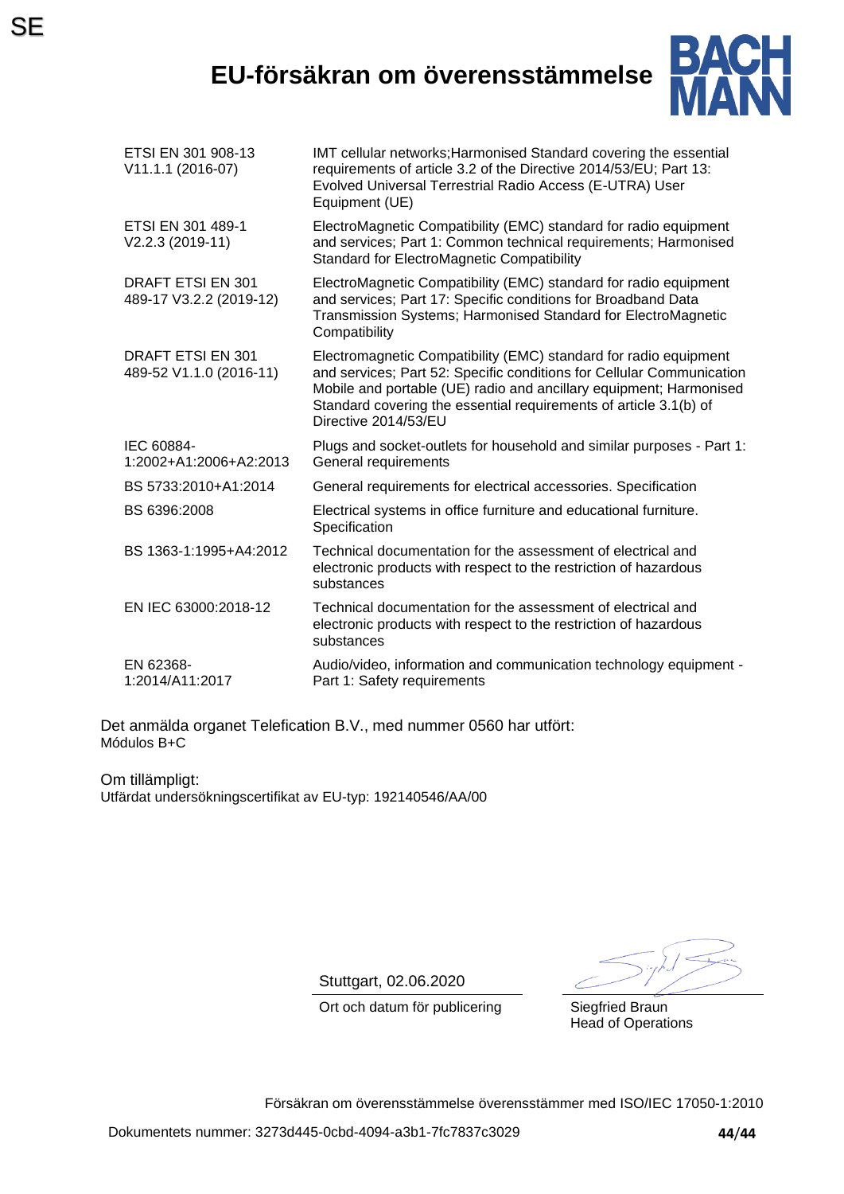SE

# EU-försäkran om överensstämmelse

| | |
|---|---|
| ETSI EN 301 908-13 V11.1.1 (2016-07) | IMT cellular networks;Harmonised Standard covering the essential requirements of article 3.2 of the Directive 2014/53/EU; Part 13: Evolved Universal Terrestrial Radio Access (E-UTRA) User Equipment (UE) |
| ETSI EN 301 489-1 V2.2.3 (2019-11) | ElectroMagnetic Compatibility (EMC) standard for radio equipment and services; Part 1: Common technical requirements; Harmonised Standard for ElectroMagnetic Compatibility |
| DRAFT ETSI EN 301 489-17 V3.2.2 (2019-12) | ElectroMagnetic Compatibility (EMC) standard for radio equipment and services; Part 17: Specific conditions for Broadband Data Transmission Systems; Harmonised Standard for ElectroMagnetic Compatibility |
| DRAFT ETSI EN 301 489-52 V1.1.0 (2016-11) | Electromagnetic Compatibility (EMC) standard for radio equipment and services; Part 52: Specific conditions for Cellular Communication Mobile and portable (UE) radio and ancillary equipment; Harmonised Standard covering the essential requirements of article 3.1(b) of Directive 2014/53/EU |
| IEC 60884-1:2002+A1:2006+A2:2013 | Plugs and socket-outlets for household and similar purposes - Part 1: General requirements |
| BS 5733:2010+A1:2014 | General requirements for electrical accessories. Specification |
| BS 6396:2008 | Electrical systems in office furniture and educational furniture. Specification |
| BS 1363-1:1995+A4:2012 | Technical documentation for the assessment of electrical and electronic products with respect to the restriction of hazardous substances |
| EN IEC 63000:2018-12 | Technical documentation for the assessment of electrical and electronic products with respect to the restriction of hazardous substances |
| EN 62368-1:2014/A11:2017 | Audio/video, information and communication technology equipment - Part 1: Safety requirements |

Det anmälda organet Telefication B.V., med nummer 0560 har utfört:
Módulos B+C

Om tillämpligt:
Utfärdat undersökningscertifikat av EU-typ: 192140546/AA/00

Stuttgart, 02.06.2020
Ort och datum för publicering

Siegfried Braun
Head of Operations

Försäkran om överensstämmelse överensstämmer med ISO/IEC 17050-1:2010

Dokumentets nummer: 3273d445-0cbd-4094-a3b1-7fc7837c3029